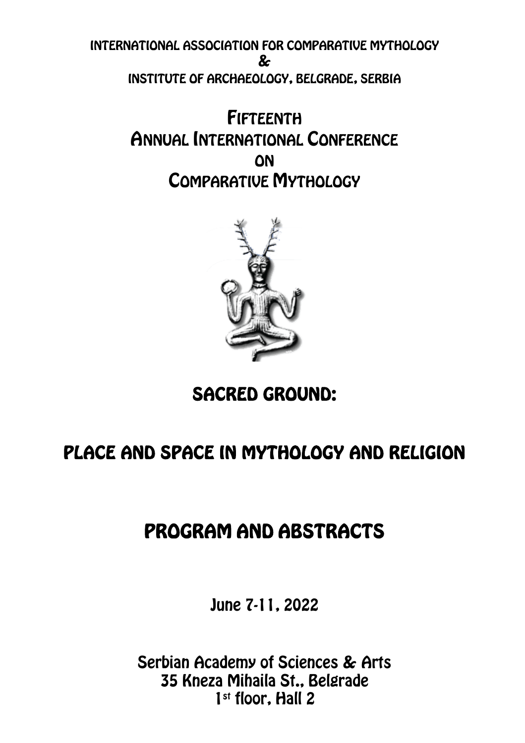INTERNATIONAL ASSOCIATION FOR COMPARATIVE MYTHOLOGY

&

INSTITUTE OF ARCHAEOLOGY, BELGRADE, SERBIA

# FIFTEENTH ANNUAL INTERNATIONAL CONFERENCE ON COMPARATIVE MYTHOLOGY

# SACRED GROUND:

# PLACE AND SPACE IN MYTHOLOGY AND RELIGION

# PROGRAM AND ABSTRACTS

June 7-11, 2022

Serbian Academy of Sciences & Arts
35 Kneza Mihaila St., Belgrade
1st floor, Hall 2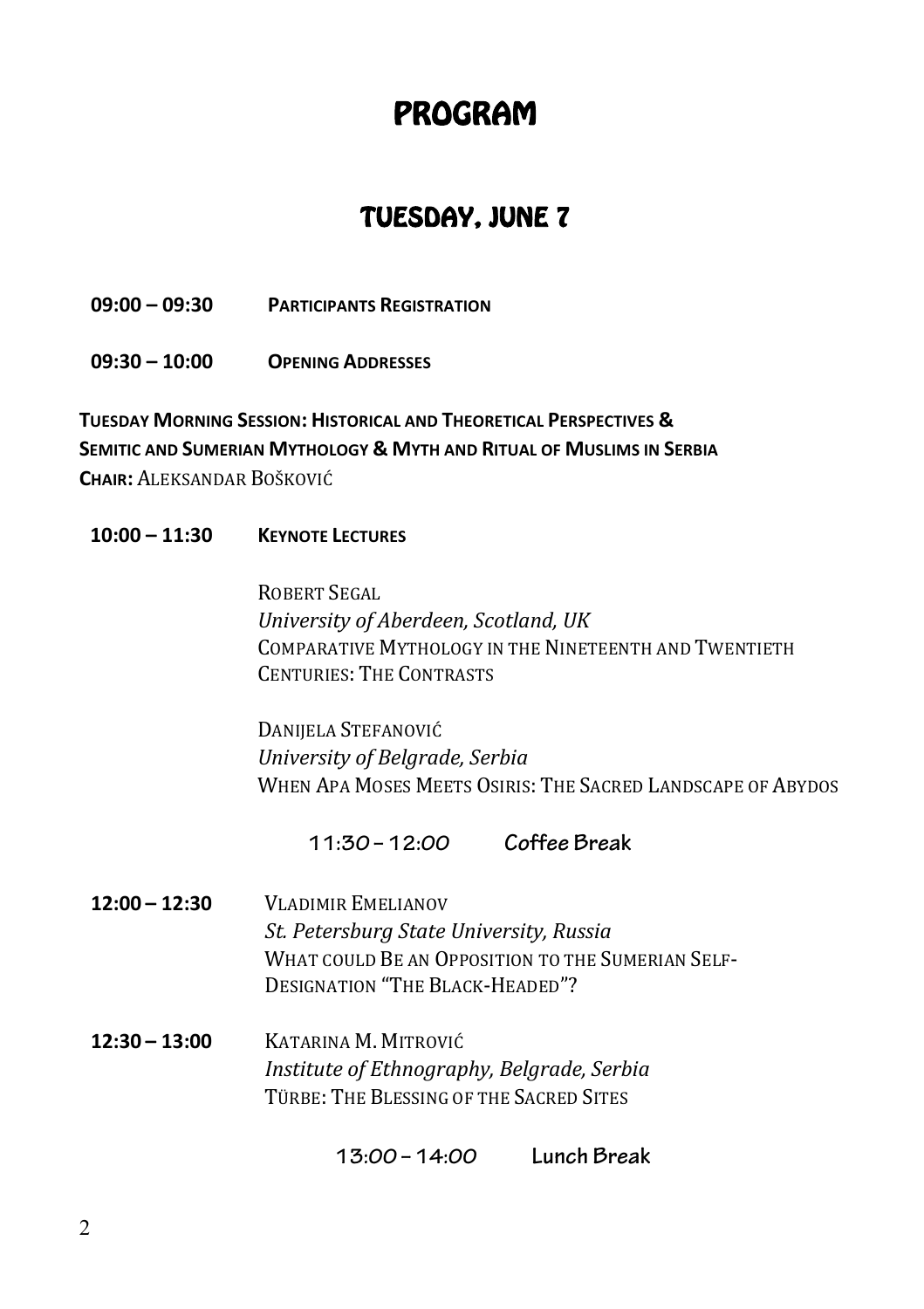# PROGRAM

## TUESDAY, JUNE 7

**09:00 – 09:30** **PARTICIPANTS REGISTRATION**

**09:30 – 10:00** **OPENING ADDRESSES**

**TUESDAY MORNING SESSION: HISTORICAL AND THEORETICAL PERSPECTIVES & SEMITIC AND SUMERIAN MYTHOLOGY & MYTH AND RITUAL OF MUSLIMS IN SERBIA**
**CHAIR:** ALEKSANDAR BOŠKOVIĆ

**10:00 – 11:30** **KEYNOTE LECTURES**

ROBERT SEGAL
*University of Aberdeen, Scotland, UK*
COMPARATIVE MYTHOLOGY IN THE NINETEENTH AND TWENTIETH CENTURIES: THE CONTRASTS

DANIJELA STEFANOVIĆ
*University of Belgrade, Serbia*
WHEN APA MOSES MEETS OSIRIS: THE SACRED LANDSCAPE OF ABYDOS

**11:30 – 12:00 Coffee Break**

**12:00 – 12:30** VLADIMIR EMELIANOV
*St. Petersburg State University, Russia*
WHAT COULD BE AN OPPOSITION TO THE SUMERIAN SELF-DESIGNATION "THE BLACK-HEADED"?

**12:30 – 13:00** KATARINA M. MITROVIĆ
*Institute of Ethnography, Belgrade, Serbia*
TÜRBE: THE BLESSING OF THE SACRED SITES

**13:00 – 14:00 Lunch Break**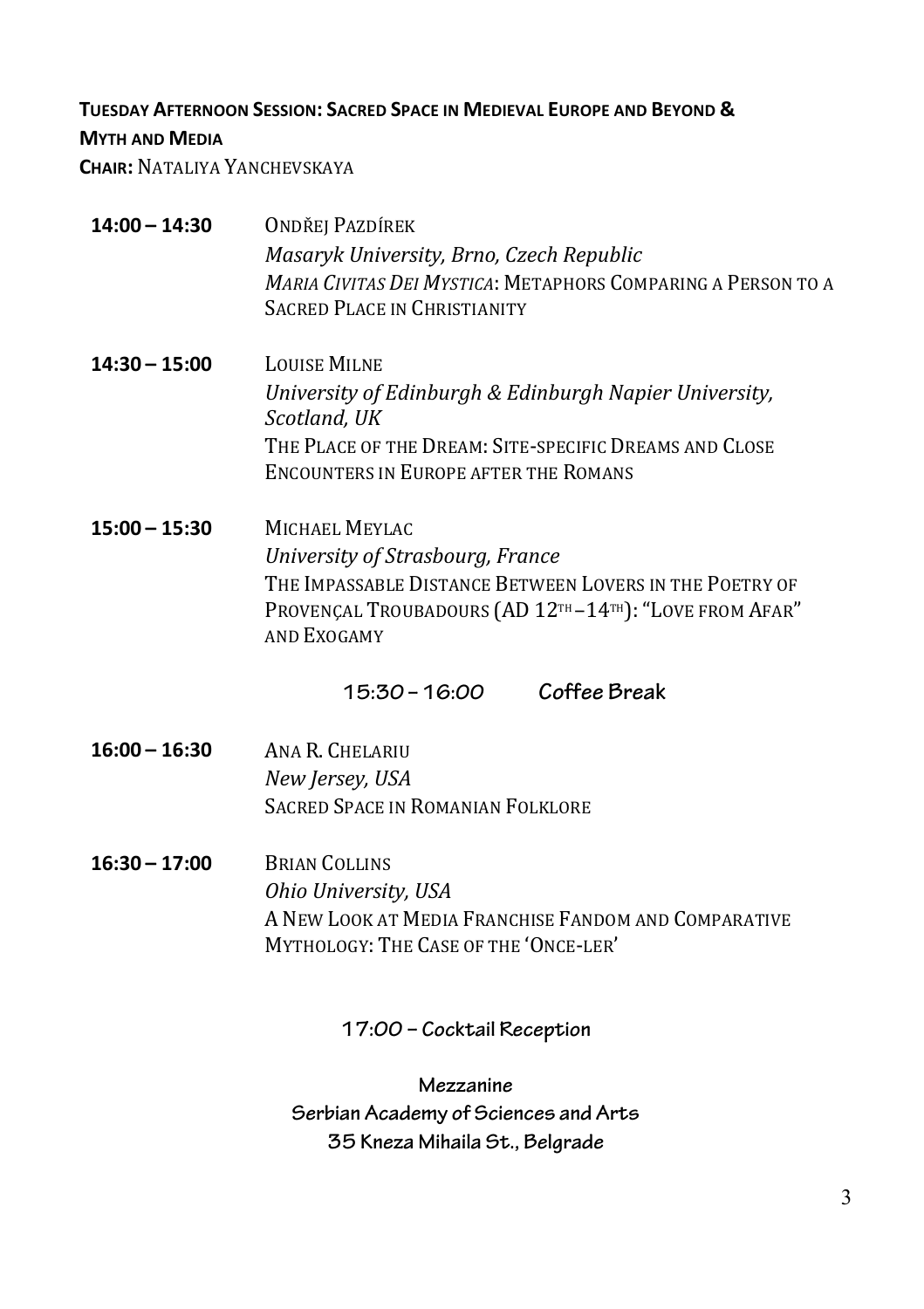**Tuesday Afternoon Session: Sacred Space in Medieval Europe and Beyond & Myth and Media**

**Chair:** Nataliya Yanchevskaya

**14:00 – 14:30** Ondřej Pazdírek
*Masaryk University, Brno, Czech Republic*
*Maria Civitas Dei Mystica*: Metaphors Comparing a Person to a Sacred Place in Christianity

**14:30 – 15:00** Louise Milne
*University of Edinburgh & Edinburgh Napier University, Scotland, UK*
The Place of the Dream: Site-specific Dreams and Close Encounters in Europe after the Romans

**15:00 – 15:30** Michael Meylac
*University of Strasbourg, France*
The Impassable Distance Between Lovers in the Poetry of Provençal Troubadours (AD 12th–14th): "Love from Afar" and Exogamy

**15:30 – 16:00 Coffee Break**

**16:00 – 16:30** Ana R. Chelariu
*New Jersey, USA*
Sacred Space in Romanian Folklore

**16:30 – 17:00** Brian Collins
*Ohio University, USA*
A New Look at Media Franchise Fandom and Comparative Mythology: The Case of the 'Once-ler'

**17:00 – Cocktail Reception**

**Mezzanine**
**Serbian Academy of Sciences and Arts**
**35 Kneza Mihaila St., Belgrade**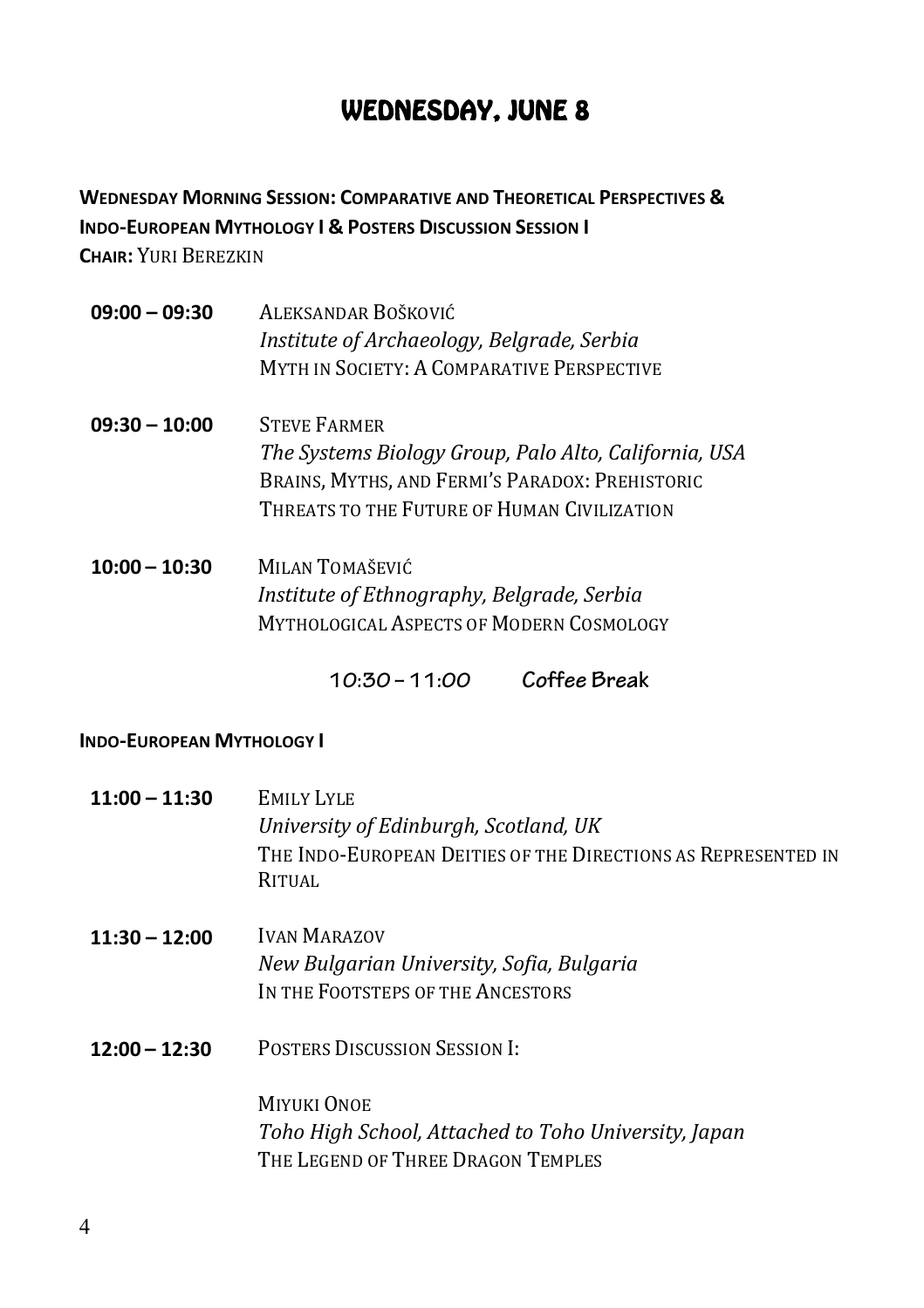# WEDNESDAY, JUNE 8

**WEDNESDAY MORNING SESSION: COMPARATIVE AND THEORETICAL PERSPECTIVES & INDO-EUROPEAN MYTHOLOGY I & POSTERS DISCUSSION SESSION I**
**CHAIR:** YURI BEREZKIN

**09:00 – 09:30** ALEKSANDAR BOŠKOVIĆ
*Institute of Archaeology, Belgrade, Serbia*
MYTH IN SOCIETY: A COMPARATIVE PERSPECTIVE

**09:30 – 10:00** STEVE FARMER
*The Systems Biology Group, Palo Alto, California, USA*
BRAINS, MYTHS, AND FERMI'S PARADOX: PREHISTORIC THREATS TO THE FUTURE OF HUMAN CIVILIZATION

**10:00 – 10:30** MILAN TOMAŠEVIĆ
*Institute of Ethnography, Belgrade, Serbia*
MYTHOLOGICAL ASPECTS OF MODERN COSMOLOGY

**10:30 – 11:00 Coffee Break**

**INDO-EUROPEAN MYTHOLOGY I**

**11:00 – 11:30** EMILY LYLE
*University of Edinburgh, Scotland, UK*
THE INDO-EUROPEAN DEITIES OF THE DIRECTIONS AS REPRESENTED IN RITUAL

**11:30 – 12:00** IVAN MARAZOV
*New Bulgarian University, Sofia, Bulgaria*
IN THE FOOTSTEPS OF THE ANCESTORS

**12:00 – 12:30** POSTERS DISCUSSION SESSION I:

MIYUKI ONOE
*Toho High School, Attached to Toho University, Japan*
THE LEGEND OF THREE DRAGON TEMPLES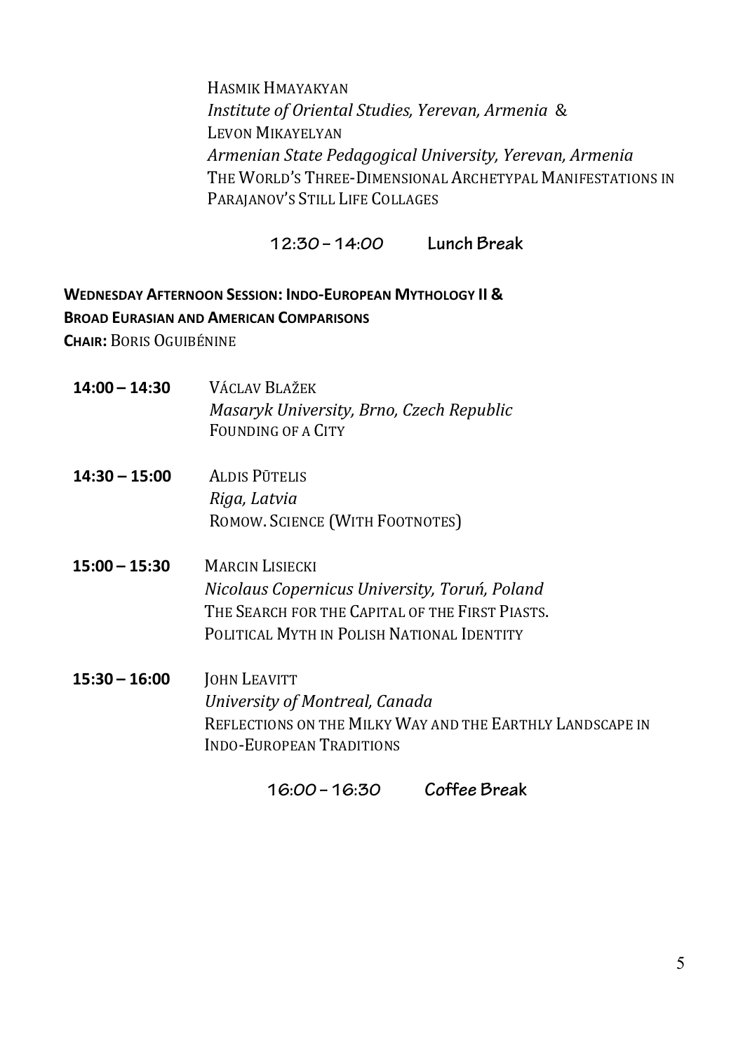HASMIK HMAYAKYAN
*Institute of Oriental Studies, Yerevan, Armenia* &
LEVON MIKAYELYAN
*Armenian State Pedagogical University, Yerevan, Armenia*
THE WORLD'S THREE-DIMENSIONAL ARCHETYPAL MANIFESTATIONS IN PARAJANOV'S STILL LIFE COLLAGES

**12:30 – 14:00 Lunch Break**

**WEDNESDAY AFTERNOON SESSION: INDO-EUROPEAN MYTHOLOGY II & BROAD EURASIAN AND AMERICAN COMPARISONS**
**CHAIR:** BORIS OGUIBÉNINE

**14:00 – 14:30** VÁCLAV BLAŽEK
*Masaryk University, Brno, Czech Republic*
FOUNDING OF A CITY

**14:30 – 15:00** ALDIS PŪTELIS
*Riga, Latvia*
ROMOW. SCIENCE (WITH FOOTNOTES)

**15:00 – 15:30** MARCIN LISIECKI
*Nicolaus Copernicus University, Toruń, Poland*
THE SEARCH FOR THE CAPITAL OF THE FIRST PIASTS. POLITICAL MYTH IN POLISH NATIONAL IDENTITY

**15:30 – 16:00** JOHN LEAVITT
*University of Montreal, Canada*
REFLECTIONS ON THE MILKY WAY AND THE EARTHLY LANDSCAPE IN INDO-EUROPEAN TRADITIONS

**16:00 – 16:30 Coffee Break**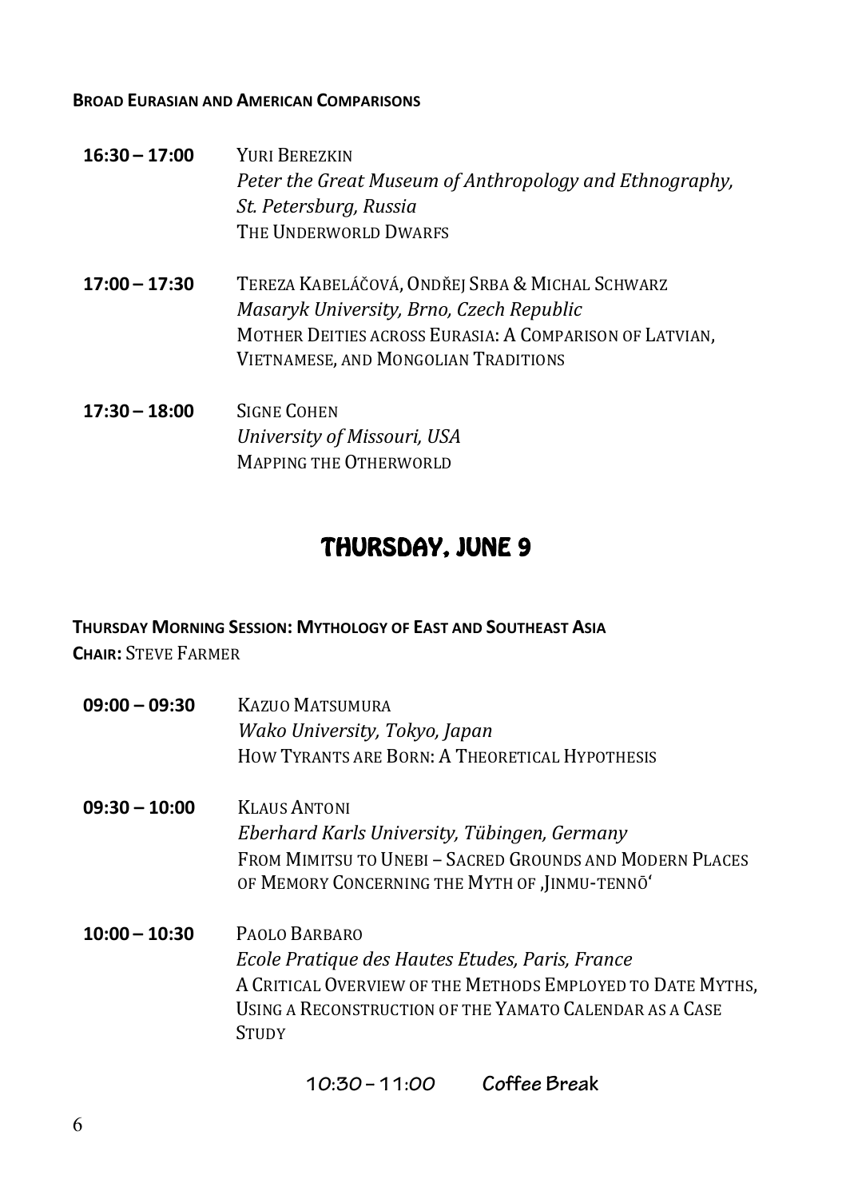**BROAD EURASIAN AND AMERICAN COMPARISONS**

**16:30 – 17:00** YURI BEREZKIN
*Peter the Great Museum of Anthropology and Ethnography, St. Petersburg, Russia*
THE UNDERWORLD DWARFS

**17:00 – 17:30** TEREZA KABELÁČOVÁ, ONDŘEJ SRBA & MICHAL SCHWARZ
*Masaryk University, Brno, Czech Republic*
MOTHER DEITIES ACROSS EURASIA: A COMPARISON OF LATVIAN, VIETNAMESE, AND MONGOLIAN TRADITIONS

**17:30 – 18:00** SIGNE COHEN
*University of Missouri, USA*
MAPPING THE OTHERWORLD

## THURSDAY, JUNE 9

**THURSDAY MORNING SESSION: MYTHOLOGY OF EAST AND SOUTHEAST ASIA**
**CHAIR:** STEVE FARMER

**09:00 – 09:30** KAZUO MATSUMURA
*Wako University, Tokyo, Japan*
HOW TYRANTS ARE BORN: A THEORETICAL HYPOTHESIS

**09:30 – 10:00** KLAUS ANTONI
*Eberhard Karls University, Tübingen, Germany*
FROM MIMITSU TO UNEBI – SACRED GROUNDS AND MODERN PLACES OF MEMORY CONCERNING THE MYTH OF ‚JINMU-TENNŌ‘

**10:00 – 10:30** PAOLO BARBARO
*Ecole Pratique des Hautes Etudes, Paris, France*
A CRITICAL OVERVIEW OF THE METHODS EMPLOYED TO DATE MYTHS, USING A RECONSTRUCTION OF THE YAMATO CALENDAR AS A CASE STUDY

**10:30 – 11:00 Coffee Break**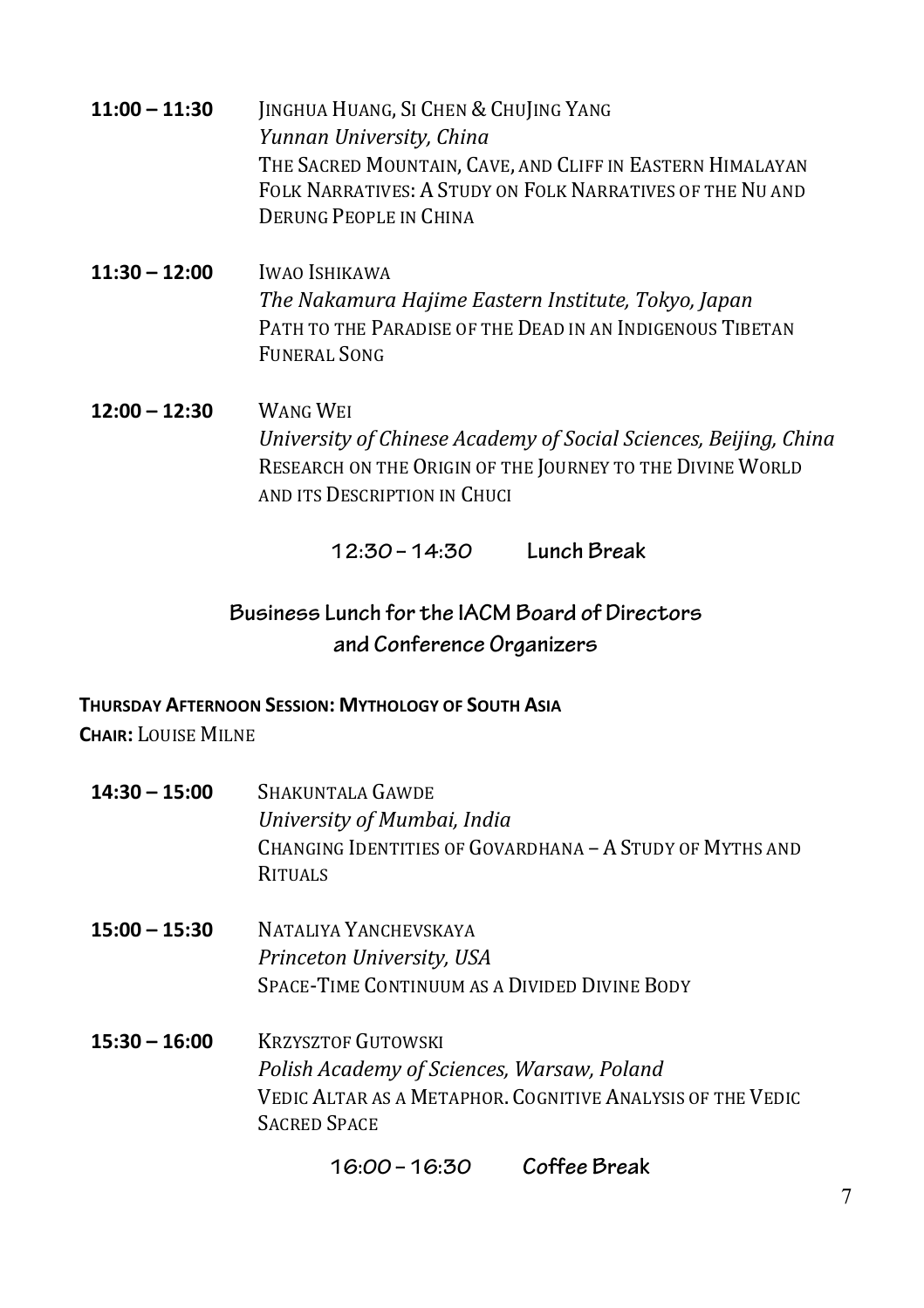**11:00 – 11:30** JINGHUA HUANG, SI CHEN & CHUJING YANG
*Yunnan University, China*
THE SACRED MOUNTAIN, CAVE, AND CLIFF IN EASTERN HIMALAYAN FOLK NARRATIVES: A STUDY ON FOLK NARRATIVES OF THE NU AND DERUNG PEOPLE IN CHINA

**11:30 – 12:00** IWAO ISHIKAWA
*The Nakamura Hajime Eastern Institute, Tokyo, Japan*
PATH TO THE PARADISE OF THE DEAD IN AN INDIGENOUS TIBETAN FUNERAL SONG

**12:00 – 12:30** WANG WEI
*University of Chinese Academy of Social Sciences, Beijing, China*
RESEARCH ON THE ORIGIN OF THE JOURNEY TO THE DIVINE WORLD AND ITS DESCRIPTION IN CHUCI

**12:30 – 14:30 Lunch Break**

**Business Lunch for the IACM Board of Directors and Conference Organizers**

**THURSDAY AFTERNOON SESSION: MYTHOLOGY OF SOUTH ASIA**
**CHAIR:** LOUISE MILNE

**14:30 – 15:00** SHAKUNTALA GAWDE
*University of Mumbai, India*
CHANGING IDENTITIES OF GOVARDHANA – A STUDY OF MYTHS AND RITUALS

**15:00 – 15:30** NATALIYA YANCHEVSKAYA
*Princeton University, USA*
SPACE-TIME CONTINUUM AS A DIVIDED DIVINE BODY

**15:30 – 16:00** KRZYSZTOF GUTOWSKI
*Polish Academy of Sciences, Warsaw, Poland*
VEDIC ALTAR AS A METAPHOR. COGNITIVE ANALYSIS OF THE VEDIC SACRED SPACE

**16:00 – 16:30 Coffee Break**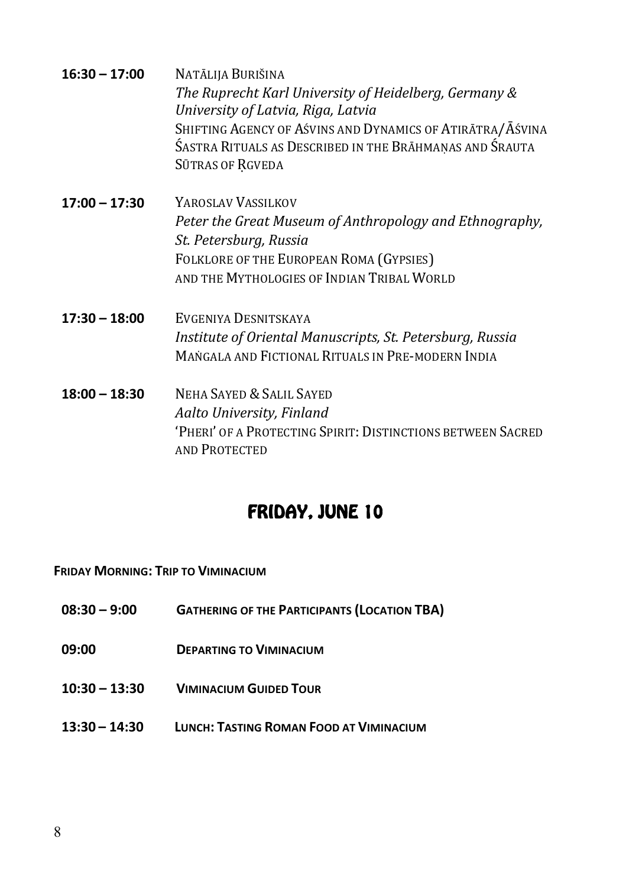**16:30 – 17:00** NATĀLIJA BURIŠINA
*The Ruprecht Karl University of Heidelberg, Germany & University of Latvia, Riga, Latvia*
SHIFTING AGENCY OF AŚVINS AND DYNAMICS OF ATIRĀTRA/ĀŚVINA ŚASTRA RITUALS AS DESCRIBED IN THE BRĀHMAṆAS AND ŚRAUTA SŪTRAS OF ṚGVEDA

**17:00 – 17:30** YAROSLAV VASSILKOV
*Peter the Great Museum of Anthropology and Ethnography, St. Petersburg, Russia*
FOLKLORE OF THE EUROPEAN ROMA (GYPSIES) AND THE MYTHOLOGIES OF INDIAN TRIBAL WORLD

**17:30 – 18:00** EVGENIYA DESNITSKAYA
*Institute of Oriental Manuscripts, St. Petersburg, Russia*
MAṄGALA AND FICTIONAL RITUALS IN PRE-MODERN INDIA

**18:00 – 18:30** NEHA SAYED & SALIL SAYED
*Aalto University, Finland*
'PHERI' OF A PROTECTING SPIRIT: DISTINCTIONS BETWEEN SACRED AND PROTECTED

## FRIDAY, JUNE 10

**FRIDAY MORNING: TRIP TO VIMINACIUM**

**08:30 – 9:00** **GATHERING OF THE PARTICIPANTS (LOCATION TBA)**

**09:00** **DEPARTING TO VIMINACIUM**

**10:30 – 13:30** **VIMINACIUM GUIDED TOUR**

**13:30 – 14:30** **LUNCH: TASTING ROMAN FOOD AT VIMINACIUM**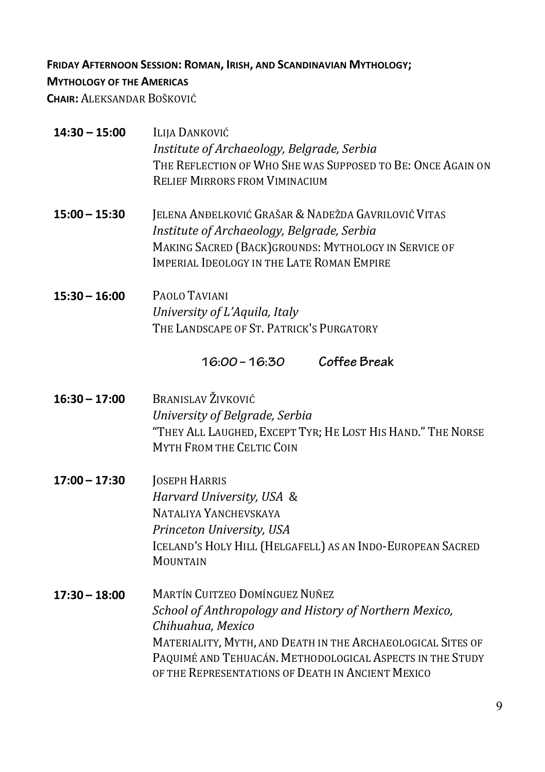**Friday Afternoon Session: Roman, Irish, and Scandinavian Mythology; Mythology of the Americas**

**Chair:** Aleksandar Bošković

**14:30 – 15:00** Ilija Danković
*Institute of Archaeology, Belgrade, Serbia*
The Reflection of Who She was Supposed to Be: Once Again on Relief Mirrors from Viminacium

**15:00 – 15:30** Jelena Anđelković Grašar & Nadežda Gavrilović Vitas
*Institute of Archaeology, Belgrade, Serbia*
Making Sacred (Back)grounds: Mythology in Service of Imperial Ideology in the Late Roman Empire

**15:30 – 16:00** Paolo Taviani
*University of L'Aquila, Italy*
The Landscape of St. Patrick's Purgatory

**16:00 – 16:30 Coffee Break**

**16:30 – 17:00** Branislav Živković
*University of Belgrade, Serbia*
"They All Laughed, Except Tyr; He Lost His Hand." The Norse Myth From the Celtic Coin

**17:00 – 17:30** Joseph Harris
*Harvard University, USA* &
Nataliya Yanchevskaya
*Princeton University, USA*
Iceland's Holy Hill (Helgafell) as an Indo-European Sacred Mountain

**17:30 – 18:00** Martín Cuitzeo Domínguez Nuñez
*School of Anthropology and History of Northern Mexico, Chihuahua, Mexico*
Materiality, Myth, and Death in the Archaeological Sites of Paquimé and Tehuacán. Methodological Aspects in the Study of the Representations of Death in Ancient Mexico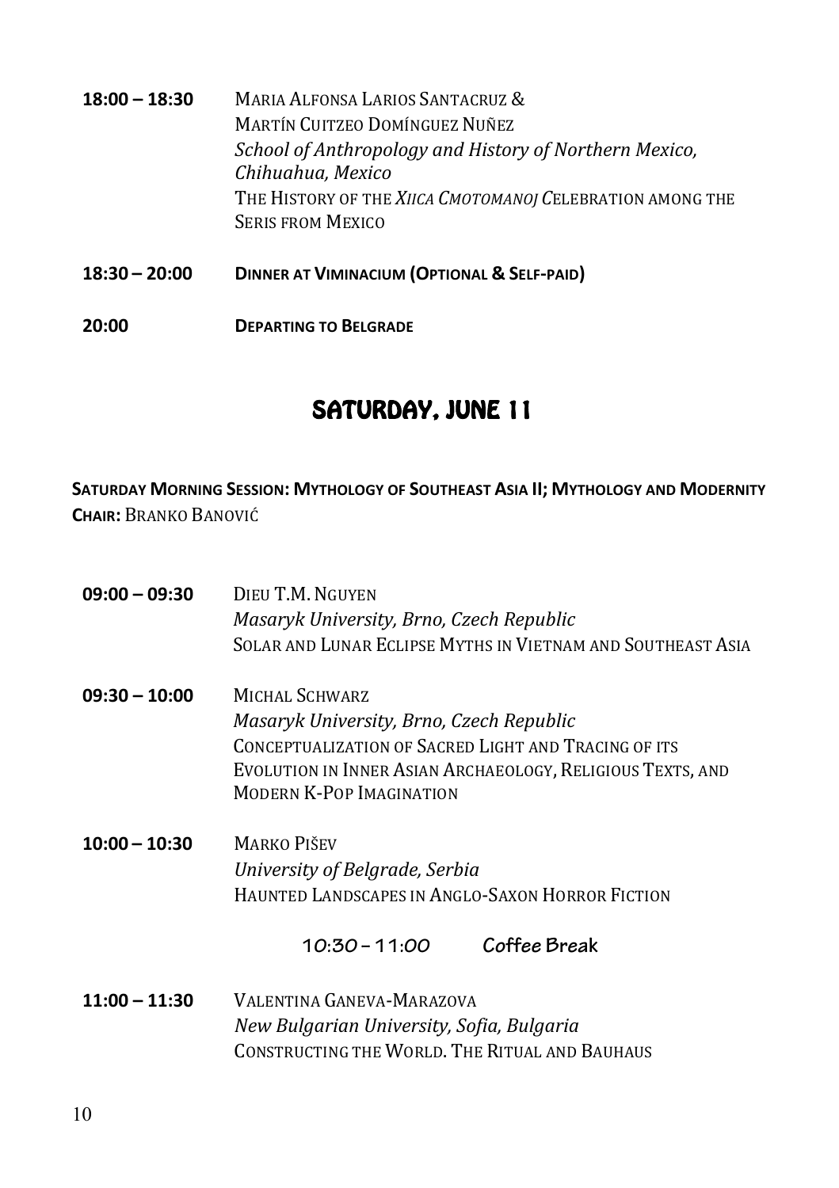**18:00 – 18:30** Maria Alfonsa Larios Santacruz & Martín Cuitzeo Domínguez Nuñez
*School of Anthropology and History of Northern Mexico, Chihuahua, Mexico*
The History of the *Xiica Cmotomanoj* Celebration among the Seris from Mexico

**18:30 – 20:00** **Dinner at Viminacium (Optional & Self-paid)**

**20:00** **Departing to Belgrade**

## Saturday, June 11

**Saturday Morning Session: Mythology of Southeast Asia II; Mythology and Modernity**
**Chair:** Branko Banović

**09:00 – 09:30** Dieu T.M. Nguyen
*Masaryk University, Brno, Czech Republic*
Solar and Lunar Eclipse Myths in Vietnam and Southeast Asia

**09:30 – 10:00** Michal Schwarz
*Masaryk University, Brno, Czech Republic*
Conceptualization of Sacred Light and Tracing of its Evolution in Inner Asian Archaeology, Religious Texts, and Modern K-Pop Imagination

**10:00 – 10:30** Marko Pišev
*University of Belgrade, Serbia*
Haunted Landscapes in Anglo-Saxon Horror Fiction

**10:30 – 11:00 Coffee Break**

**11:00 – 11:30** Valentina Ganeva-Marazova
*New Bulgarian University, Sofia, Bulgaria*
Constructing the World. The Ritual and Bauhaus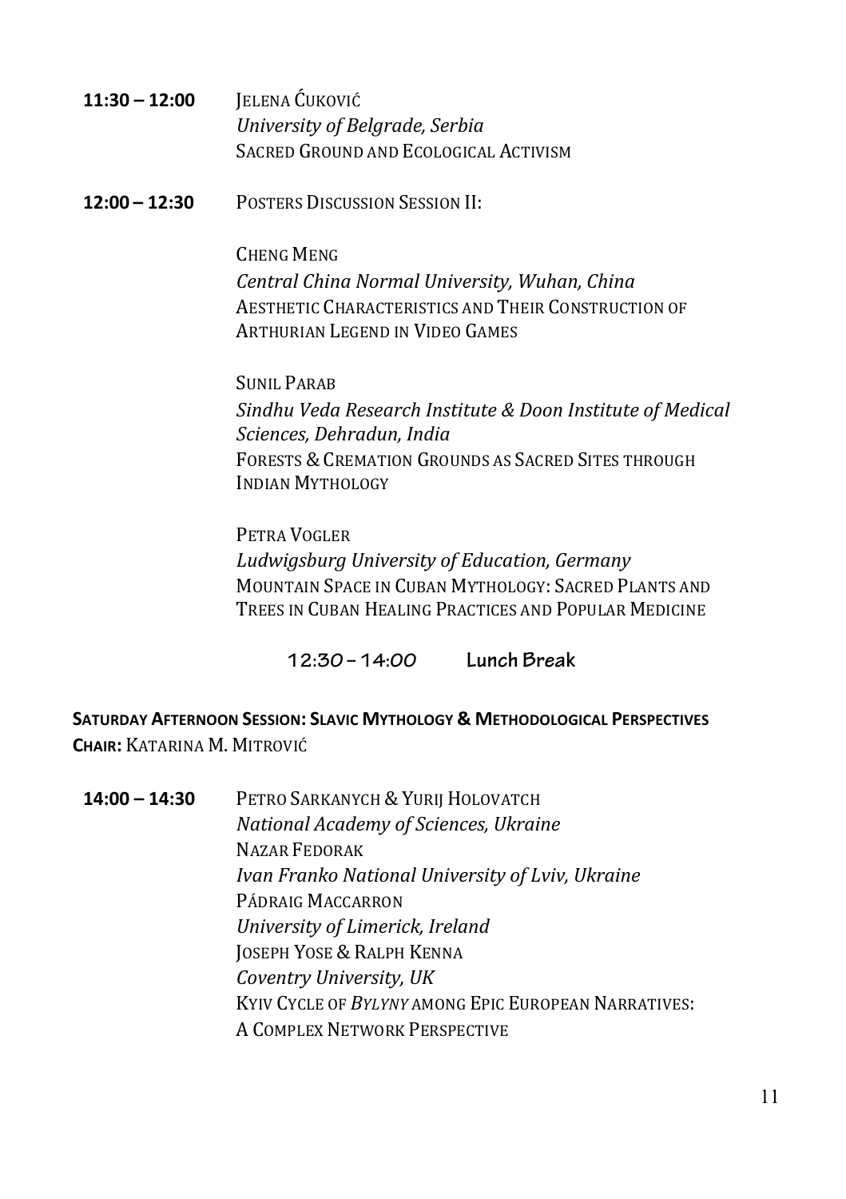**11:30 – 12:00** JELENA ĆUKOVIĆ
*University of Belgrade, Serbia*
SACRED GROUND AND ECOLOGICAL ACTIVISM

**12:00 – 12:30** POSTERS DISCUSSION SESSION II:

CHENG MENG
*Central China Normal University, Wuhan, China*
AESTHETIC CHARACTERISTICS AND THEIR CONSTRUCTION OF ARTHURIAN LEGEND IN VIDEO GAMES

SUNIL PARAB
*Sindhu Veda Research Institute & Doon Institute of Medical Sciences, Dehradun, India*
FORESTS & CREMATION GROUNDS AS SACRED SITES THROUGH INDIAN MYTHOLOGY

PETRA VOGLER
*Ludwigsburg University of Education, Germany*
MOUNTAIN SPACE IN CUBAN MYTHOLOGY: SACRED PLANTS AND TREES IN CUBAN HEALING PRACTICES AND POPULAR MEDICINE

**12:30 – 14:00 Lunch Break**

**SATURDAY AFTERNOON SESSION: SLAVIC MYTHOLOGY & METHODOLOGICAL PERSPECTIVES**
**CHAIR:** KATARINA M. MITROVIĆ

**14:00 – 14:30** PETRO SARKANYCH & YURIJ HOLOVATCH
*National Academy of Sciences, Ukraine*
NAZAR FEDORAK
*Ivan Franko National University of Lviv, Ukraine*
PÁDRAIG MACCARRON
*University of Limerick, Ireland*
JOSEPH YOSE & RALPH KENNA
*Coventry University, UK*
KYIV CYCLE OF *BYLYNY* AMONG EPIC EUROPEAN NARRATIVES: A COMPLEX NETWORK PERSPECTIVE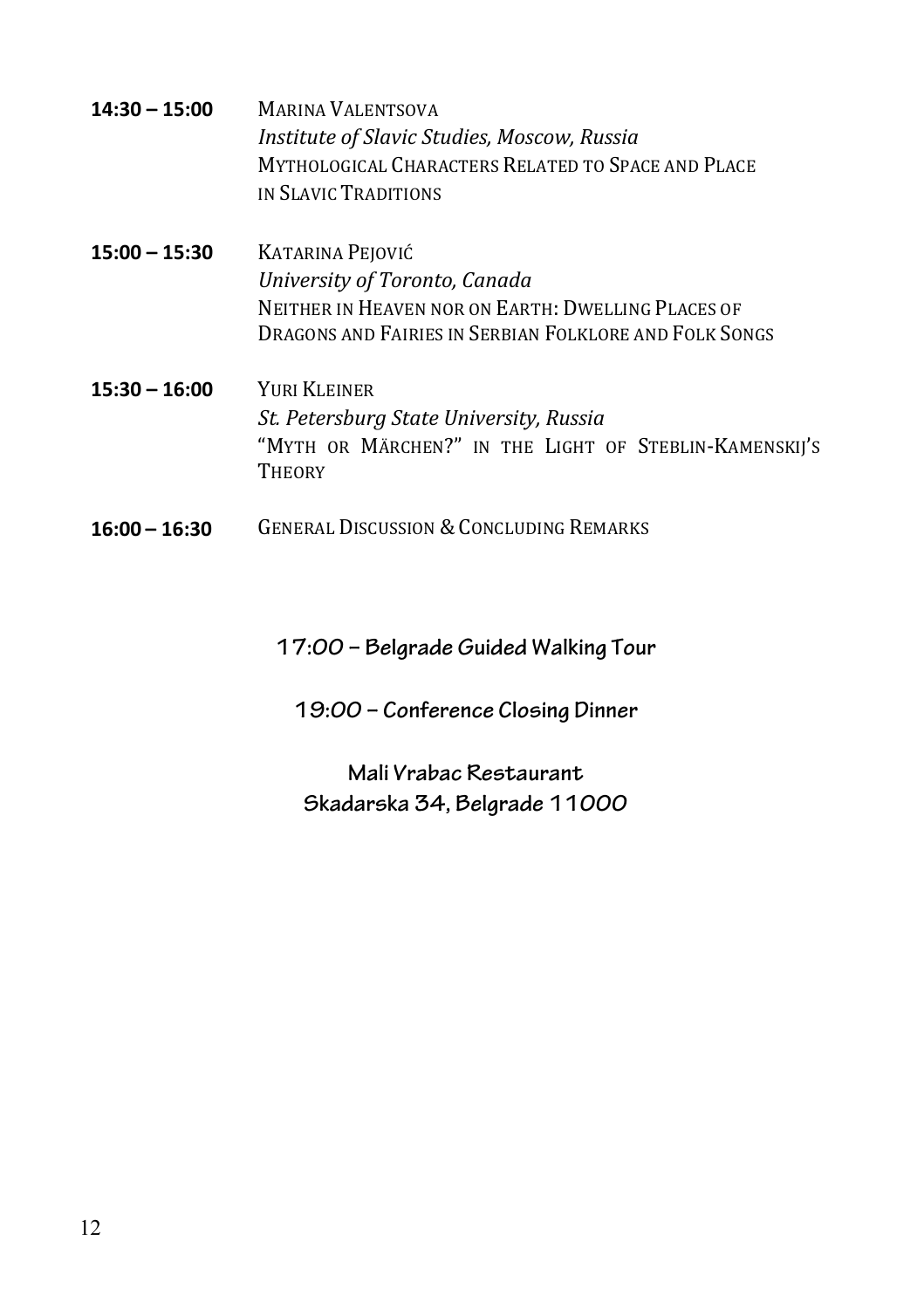**14:30 – 15:00** MARINA VALENTSOVA
*Institute of Slavic Studies, Moscow, Russia*
MYTHOLOGICAL CHARACTERS RELATED TO SPACE AND PLACE IN SLAVIC TRADITIONS

**15:00 – 15:30** KATARINA PEJOVIĆ
*University of Toronto, Canada*
NEITHER IN HEAVEN NOR ON EARTH: DWELLING PLACES OF DRAGONS AND FAIRIES IN SERBIAN FOLKLORE AND FOLK SONGS

**15:30 – 16:00** YURI KLEINER
*St. Petersburg State University, Russia*
"MYTH OR MÄRCHEN?" IN THE LIGHT OF STEBLIN-KAMENSKIJ'S THEORY

**16:00 – 16:30** GENERAL DISCUSSION & CONCLUDING REMARKS

**17:00 – Belgrade Guided Walking Tour**

**19:00 – Conference Closing Dinner**

**Mali Vrabac Restaurant**
**Skadarska 34, Belgrade 11000**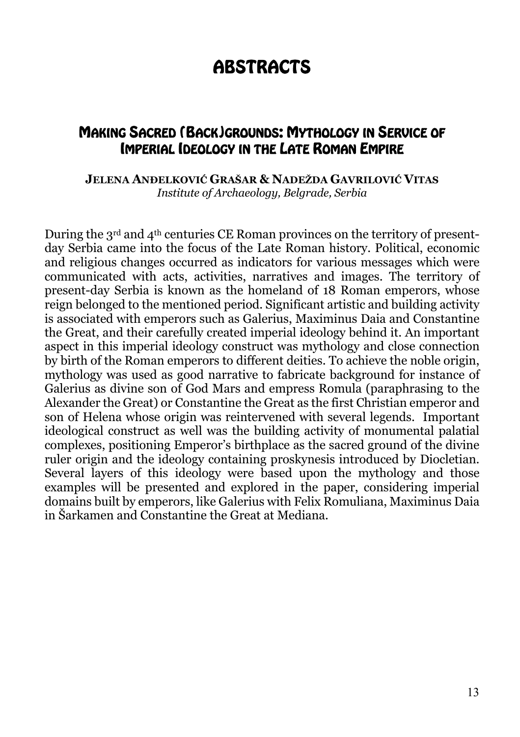# ABSTRACTS

## Making Sacred (Back)grounds: Mythology in Service of Imperial Ideology in the Late Roman Empire

**Jelena Anđelković Grašar & Nadežda Gavrilović Vitas**
*Institute of Archaeology, Belgrade, Serbia*

During the 3rd and 4th centuries CE Roman provinces on the territory of present-day Serbia came into the focus of the Late Roman history. Political, economic and religious changes occurred as indicators for various messages which were communicated with acts, activities, narratives and images. The territory of present-day Serbia is known as the homeland of 18 Roman emperors, whose reign belonged to the mentioned period. Significant artistic and building activity is associated with emperors such as Galerius, Maximinus Daia and Constantine the Great, and their carefully created imperial ideology behind it. An important aspect in this imperial ideology construct was mythology and close connection by birth of the Roman emperors to different deities. To achieve the noble origin, mythology was used as good narrative to fabricate background for instance of Galerius as divine son of God Mars and empress Romula (paraphrasing to the Alexander the Great) or Constantine the Great as the first Christian emperor and son of Helena whose origin was reintervened with several legends. Important ideological construct as well was the building activity of monumental palatial complexes, positioning Emperor's birthplace as the sacred ground of the divine ruler origin and the ideology containing proskynesis introduced by Diocletian. Several layers of this ideology were based upon the mythology and those examples will be presented and explored in the paper, considering imperial domains built by emperors, like Galerius with Felix Romuliana, Maximinus Daia in Šarkamen and Constantine the Great at Mediana.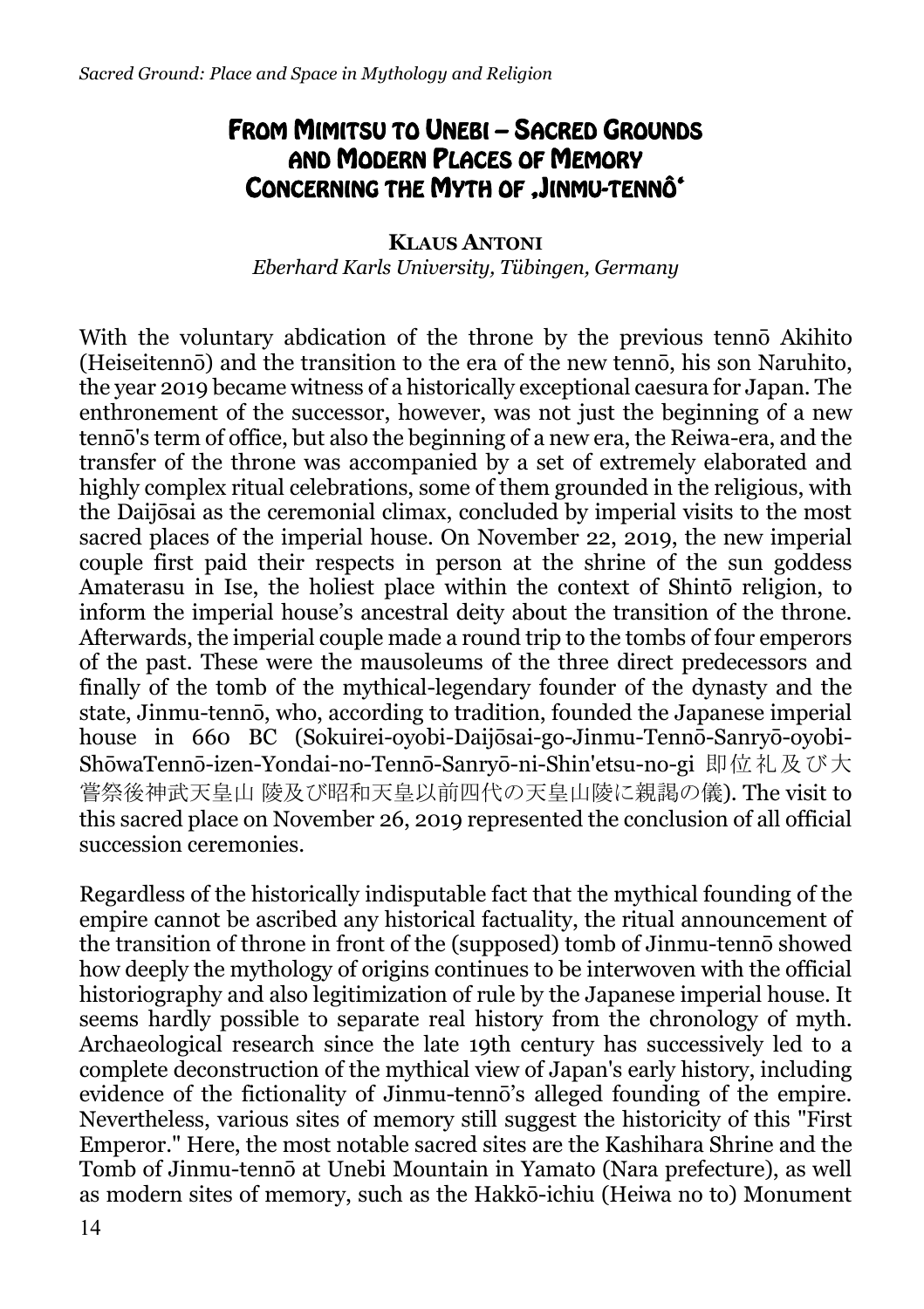# From Mimitsu to Unebi – Sacred Grounds and Modern Places of Memory Concerning the Myth of ‚Jinmu-tennô'

**Klaus Antoni**

*Eberhard Karls University, Tübingen, Germany*

With the voluntary abdication of the throne by the previous tennō Akihito (Heiseitennō) and the transition to the era of the new tennō, his son Naruhito, the year 2019 became witness of a historically exceptional caesura for Japan. The enthronement of the successor, however, was not just the beginning of a new tennō's term of office, but also the beginning of a new era, the Reiwa-era, and the transfer of the throne was accompanied by a set of extremely elaborated and highly complex ritual celebrations, some of them grounded in the religious, with the Daijōsai as the ceremonial climax, concluded by imperial visits to the most sacred places of the imperial house. On November 22, 2019, the new imperial couple first paid their respects in person at the shrine of the sun goddess Amaterasu in Ise, the holiest place within the context of Shintō religion, to inform the imperial house's ancestral deity about the transition of the throne. Afterwards, the imperial couple made a round trip to the tombs of four emperors of the past. These were the mausoleums of the three direct predecessors and finally of the tomb of the mythical-legendary founder of the dynasty and the state, Jinmu-tennō, who, according to tradition, founded the Japanese imperial house in 660 BC (Sokuirei-oyobi-Daijōsai-go-Jinmu-Tennō-Sanryō-oyobi-ShōwaTennō-izen-Yondai-no-Tennō-Sanryō-ni-Shin'etsu-no-gi 即位礼及び大嘗祭後神武天皇山 陵及び昭和天皇以前四代の天皇山陵に親謁の儀). The visit to this sacred place on November 26, 2019 represented the conclusion of all official succession ceremonies.

Regardless of the historically indisputable fact that the mythical founding of the empire cannot be ascribed any historical factuality, the ritual announcement of the transition of throne in front of the (supposed) tomb of Jinmu-tennō showed how deeply the mythology of origins continues to be interwoven with the official historiography and also legitimization of rule by the Japanese imperial house. It seems hardly possible to separate real history from the chronology of myth. Archaeological research since the late 19th century has successively led to a complete deconstruction of the mythical view of Japan's early history, including evidence of the fictionality of Jinmu-tennō's alleged founding of the empire. Nevertheless, various sites of memory still suggest the historicity of this "First Emperor." Here, the most notable sacred sites are the Kashihara Shrine and the Tomb of Jinmu-tennō at Unebi Mountain in Yamato (Nara prefecture), as well as modern sites of memory, such as the Hakkō-ichiu (Heiwa no to) Monument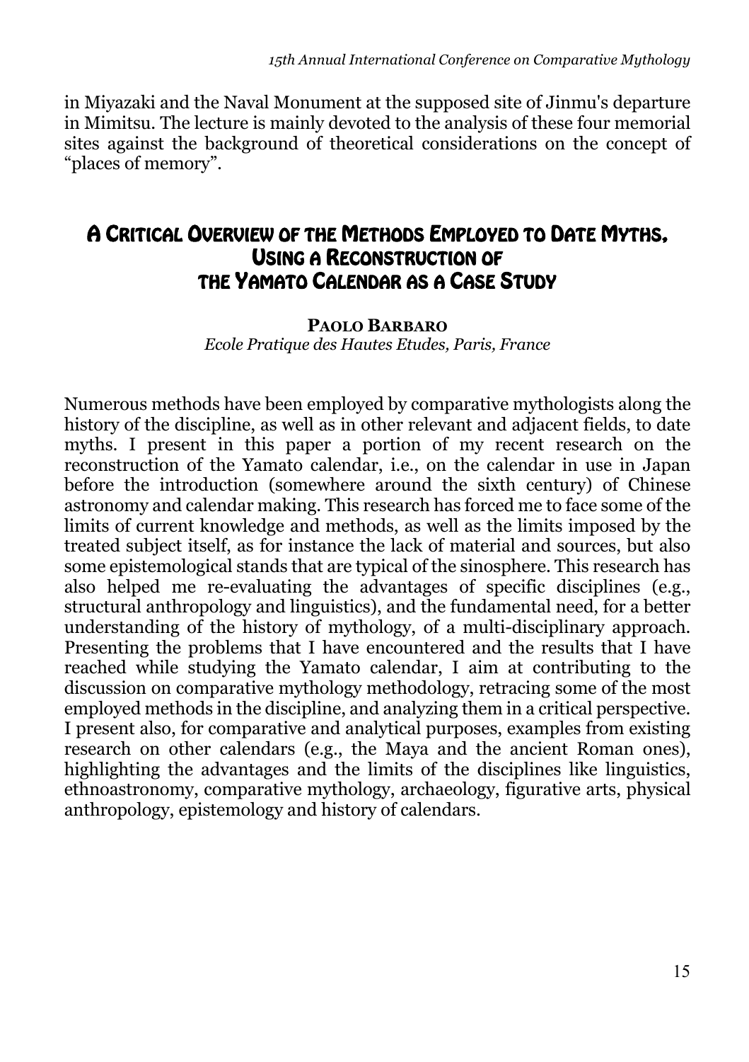in Miyazaki and the Naval Monument at the supposed site of Jinmu's departure in Mimitsu. The lecture is mainly devoted to the analysis of these four memorial sites against the background of theoretical considerations on the concept of "places of memory".

## A Critical Overview of the Methods Employed to Date Myths, Using a Reconstruction of the Yamato Calendar as a Case Study

**Paolo Barbaro**

*Ecole Pratique des Hautes Etudes, Paris, France*

Numerous methods have been employed by comparative mythologists along the history of the discipline, as well as in other relevant and adjacent fields, to date myths. I present in this paper a portion of my recent research on the reconstruction of the Yamato calendar, i.e., on the calendar in use in Japan before the introduction (somewhere around the sixth century) of Chinese astronomy and calendar making. This research has forced me to face some of the limits of current knowledge and methods, as well as the limits imposed by the treated subject itself, as for instance the lack of material and sources, but also some epistemological stands that are typical of the sinosphere. This research has also helped me re-evaluating the advantages of specific disciplines (e.g., structural anthropology and linguistics), and the fundamental need, for a better understanding of the history of mythology, of a multi-disciplinary approach. Presenting the problems that I have encountered and the results that I have reached while studying the Yamato calendar, I aim at contributing to the discussion on comparative mythology methodology, retracing some of the most employed methods in the discipline, and analyzing them in a critical perspective. I present also, for comparative and analytical purposes, examples from existing research on other calendars (e.g., the Maya and the ancient Roman ones), highlighting the advantages and the limits of the disciplines like linguistics, ethnoastronomy, comparative mythology, archaeology, figurative arts, physical anthropology, epistemology and history of calendars.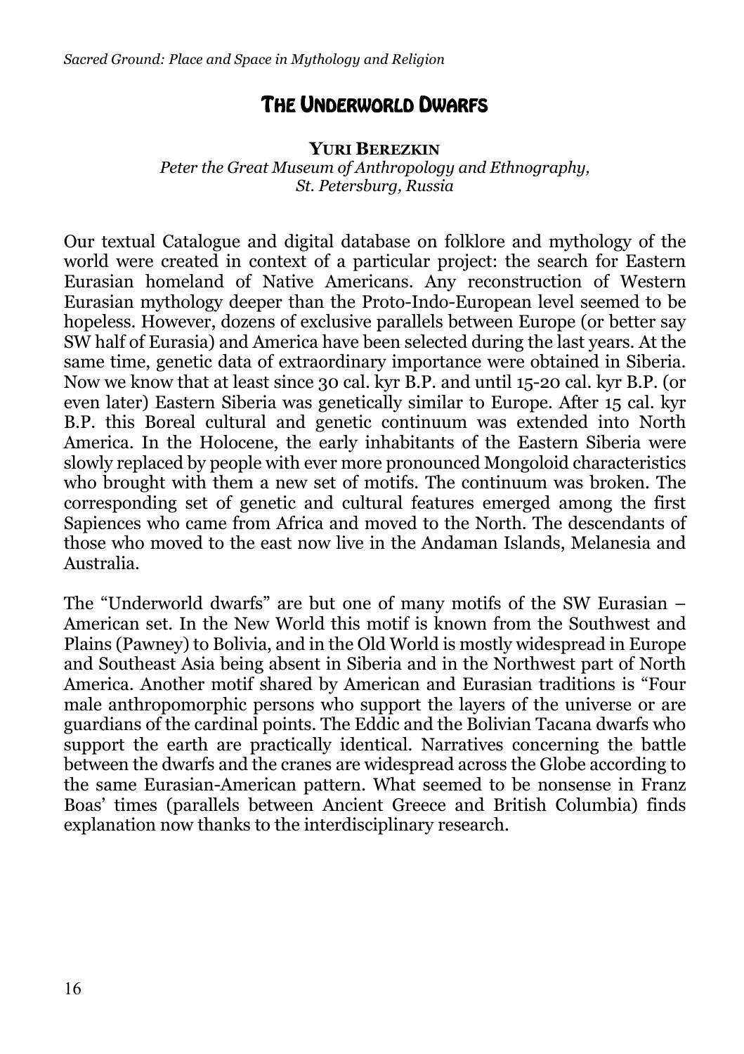# The Underworld Dwarfs

**Yuri Berezkin**

*Peter the Great Museum of Anthropology and Ethnography, St. Petersburg, Russia*

Our textual Catalogue and digital database on folklore and mythology of the world were created in context of a particular project: the search for Eastern Eurasian homeland of Native Americans. Any reconstruction of Western Eurasian mythology deeper than the Proto-Indo-European level seemed to be hopeless. However, dozens of exclusive parallels between Europe (or better say SW half of Eurasia) and America have been selected during the last years. At the same time, genetic data of extraordinary importance were obtained in Siberia. Now we know that at least since 30 cal. kyr B.P. and until 15-20 cal. kyr B.P. (or even later) Eastern Siberia was genetically similar to Europe. After 15 cal. kyr B.P. this Boreal cultural and genetic continuum was extended into North America. In the Holocene, the early inhabitants of the Eastern Siberia were slowly replaced by people with ever more pronounced Mongoloid characteristics who brought with them a new set of motifs. The continuum was broken. The corresponding set of genetic and cultural features emerged among the first Sapiences who came from Africa and moved to the North. The descendants of those who moved to the east now live in the Andaman Islands, Melanesia and Australia.

The "Underworld dwarfs" are but one of many motifs of the SW Eurasian – American set. In the New World this motif is known from the Southwest and Plains (Pawney) to Bolivia, and in the Old World is mostly widespread in Europe and Southeast Asia being absent in Siberia and in the Northwest part of North America. Another motif shared by American and Eurasian traditions is "Four male anthropomorphic persons who support the layers of the universe or are guardians of the cardinal points. The Eddic and the Bolivian Tacana dwarfs who support the earth are practically identical. Narratives concerning the battle between the dwarfs and the cranes are widespread across the Globe according to the same Eurasian-American pattern. What seemed to be nonsense in Franz Boas' times (parallels between Ancient Greece and British Columbia) finds explanation now thanks to the interdisciplinary research.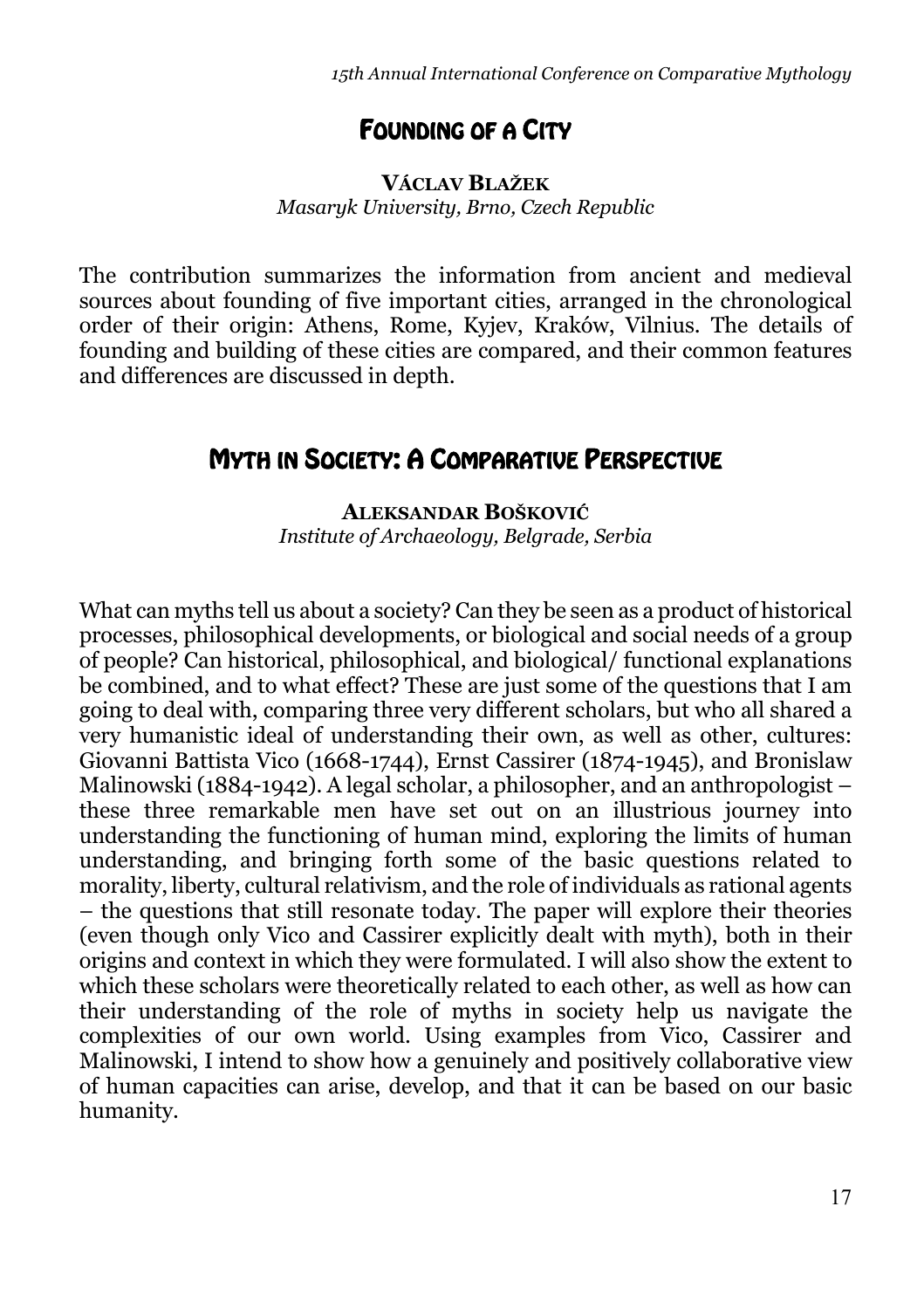## Founding of a City

**Václav Blažek**
*Masaryk University, Brno, Czech Republic*

The contribution summarizes the information from ancient and medieval sources about founding of five important cities, arranged in the chronological order of their origin: Athens, Rome, Kyjev, Kraków, Vilnius. The details of founding and building of these cities are compared, and their common features and differences are discussed in depth.

## Myth in Society: A Comparative Perspective

**Aleksandar Bošković**
*Institute of Archaeology, Belgrade, Serbia*

What can myths tell us about a society? Can they be seen as a product of historical processes, philosophical developments, or biological and social needs of a group of people? Can historical, philosophical, and biological/ functional explanations be combined, and to what effect? These are just some of the questions that I am going to deal with, comparing three very different scholars, but who all shared a very humanistic ideal of understanding their own, as well as other, cultures: Giovanni Battista Vico (1668-1744), Ernst Cassirer (1874-1945), and Bronislaw Malinowski (1884-1942). A legal scholar, a philosopher, and an anthropologist – these three remarkable men have set out on an illustrious journey into understanding the functioning of human mind, exploring the limits of human understanding, and bringing forth some of the basic questions related to morality, liberty, cultural relativism, and the role of individuals as rational agents – the questions that still resonate today. The paper will explore their theories (even though only Vico and Cassirer explicitly dealt with myth), both in their origins and context in which they were formulated. I will also show the extent to which these scholars were theoretically related to each other, as well as how can their understanding of the role of myths in society help us navigate the complexities of our own world. Using examples from Vico, Cassirer and Malinowski, I intend to show how a genuinely and positively collaborative view of human capacities can arise, develop, and that it can be based on our basic humanity.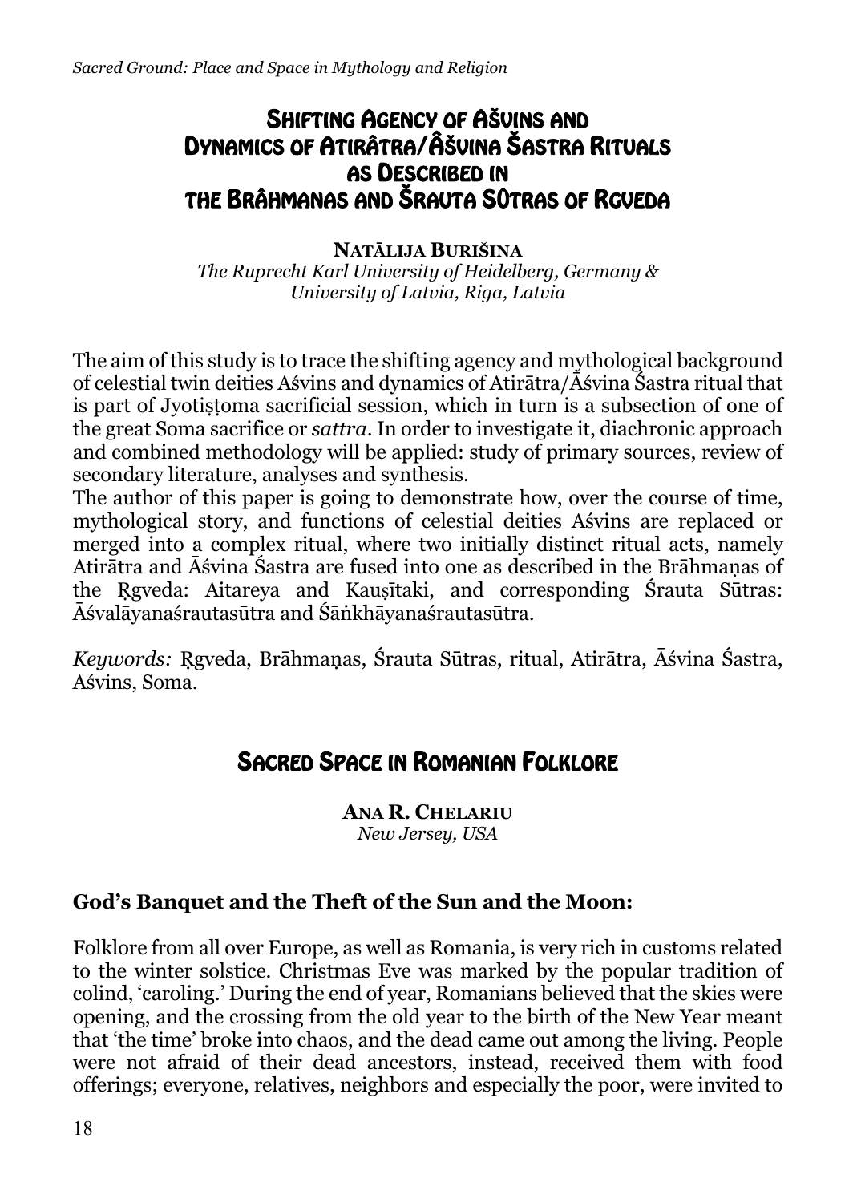## Shifting Agency of Ašvins and Dynamics of Atirâtra/Âšvina Šastra Rituals as Described in the Brâhmanas and Šrauta Sûtras of Rgveda

**Natālija Burišina**
*The Ruprecht Karl University of Heidelberg, Germany & University of Latvia, Riga, Latvia*

The aim of this study is to trace the shifting agency and mythological background of celestial twin deities Aśvins and dynamics of Atirātra/Āśvina Śastra ritual that is part of Jyotiṣṭoma sacrificial session, which in turn is a subsection of one of the great Soma sacrifice or *sattra*. In order to investigate it, diachronic approach and combined methodology will be applied: study of primary sources, review of secondary literature, analyses and synthesis.

The author of this paper is going to demonstrate how, over the course of time, mythological story, and functions of celestial deities Aśvins are replaced or merged into a complex ritual, where two initially distinct ritual acts, namely Atirātra and Āśvina Śastra are fused into one as described in the Brāhmaṇas of the Ṛgveda: Aitareya and Kauṣītaki, and corresponding Śrauta Sūtras: Āśvalāyanaśrautasūtra and Śāṅkhāyanaśrautasūtra.

*Keywords:* Ṛgveda, Brāhmaṇas, Śrauta Sūtras, ritual, Atirātra, Āśvina Śastra, Aśvins, Soma.

## Sacred Space in Romanian Folklore

**Ana R. Chelariu**
*New Jersey, USA*

### God's Banquet and the Theft of the Sun and the Moon:

Folklore from all over Europe, as well as Romania, is very rich in customs related to the winter solstice. Christmas Eve was marked by the popular tradition of colind, 'caroling.' During the end of year, Romanians believed that the skies were opening, and the crossing from the old year to the birth of the New Year meant that 'the time' broke into chaos, and the dead came out among the living. People were not afraid of their dead ancestors, instead, received them with food offerings; everyone, relatives, neighbors and especially the poor, were invited to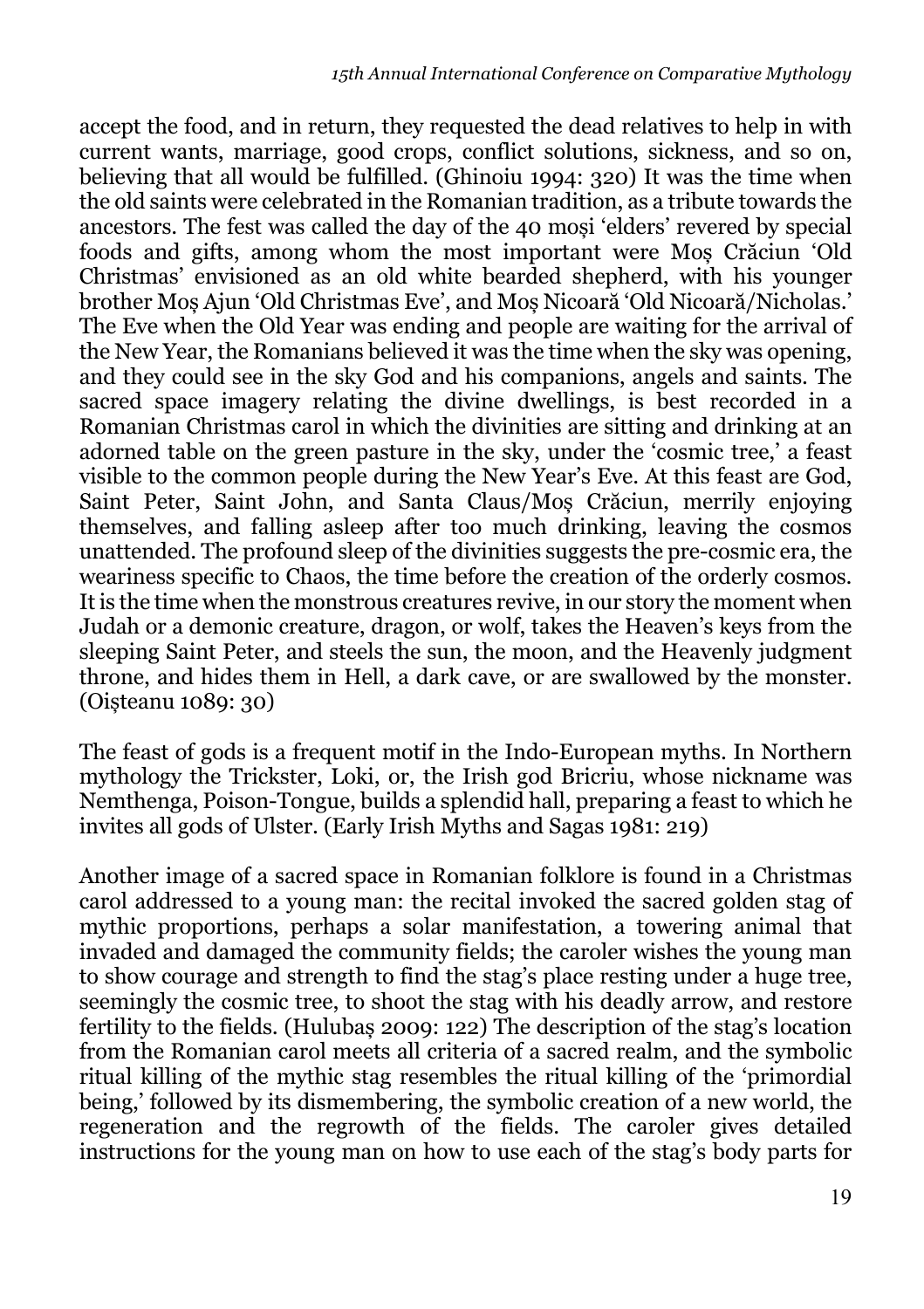accept the food, and in return, they requested the dead relatives to help in with current wants, marriage, good crops, conflict solutions, sickness, and so on, believing that all would be fulfilled. (Ghinoiu 1994: 320) It was the time when the old saints were celebrated in the Romanian tradition, as a tribute towards the ancestors. The fest was called the day of the 40 moși 'elders' revered by special foods and gifts, among whom the most important were Moș Crăciun 'Old Christmas' envisioned as an old white bearded shepherd, with his younger brother Moș Ajun 'Old Christmas Eve', and Moș Nicoară 'Old Nicoară/Nicholas.' The Eve when the Old Year was ending and people are waiting for the arrival of the New Year, the Romanians believed it was the time when the sky was opening, and they could see in the sky God and his companions, angels and saints. The sacred space imagery relating the divine dwellings, is best recorded in a Romanian Christmas carol in which the divinities are sitting and drinking at an adorned table on the green pasture in the sky, under the 'cosmic tree,' a feast visible to the common people during the New Year's Eve. At this feast are God, Saint Peter, Saint John, and Santa Claus/Moș Crăciun, merrily enjoying themselves, and falling asleep after too much drinking, leaving the cosmos unattended. The profound sleep of the divinities suggests the pre-cosmic era, the weariness specific to Chaos, the time before the creation of the orderly cosmos. It is the time when the monstrous creatures revive, in our story the moment when Judah or a demonic creature, dragon, or wolf, takes the Heaven's keys from the sleeping Saint Peter, and steels the sun, the moon, and the Heavenly judgment throne, and hides them in Hell, a dark cave, or are swallowed by the monster. (Oișteanu 1089: 30)

The feast of gods is a frequent motif in the Indo-European myths. In Northern mythology the Trickster, Loki, or, the Irish god Bricriu, whose nickname was Nemthenga, Poison-Tongue, builds a splendid hall, preparing a feast to which he invites all gods of Ulster. (Early Irish Myths and Sagas 1981: 219)

Another image of a sacred space in Romanian folklore is found in a Christmas carol addressed to a young man: the recital invoked the sacred golden stag of mythic proportions, perhaps a solar manifestation, a towering animal that invaded and damaged the community fields; the caroler wishes the young man to show courage and strength to find the stag's place resting under a huge tree, seemingly the cosmic tree, to shoot the stag with his deadly arrow, and restore fertility to the fields. (Hulubaș 2009: 122) The description of the stag's location from the Romanian carol meets all criteria of a sacred realm, and the symbolic ritual killing of the mythic stag resembles the ritual killing of the 'primordial being,' followed by its dismembering, the symbolic creation of a new world, the regeneration and the regrowth of the fields. The caroler gives detailed instructions for the young man on how to use each of the stag's body parts for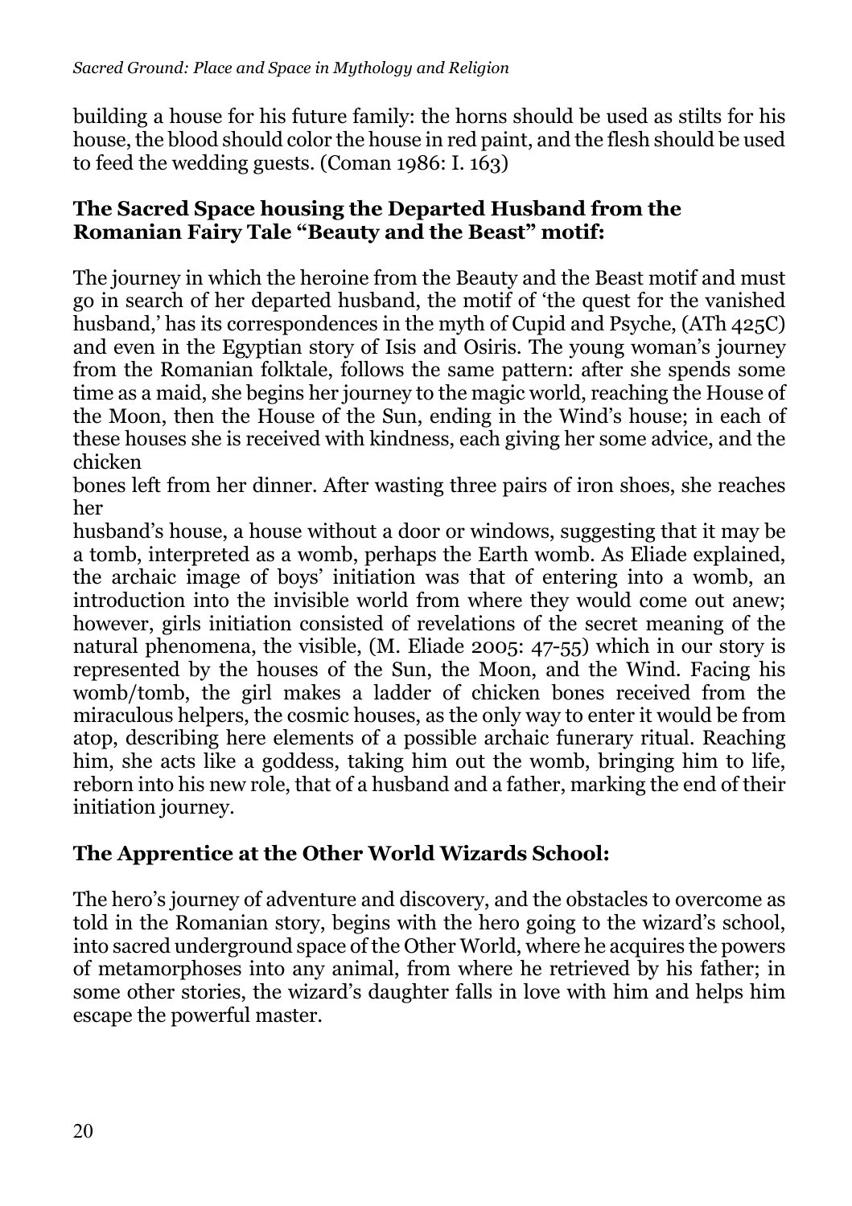building a house for his future family: the horns should be used as stilts for his house, the blood should color the house in red paint, and the flesh should be used to feed the wedding guests. (Coman 1986: I. 163)

### The Sacred Space housing the Departed Husband from the Romanian Fairy Tale "Beauty and the Beast" motif:

The journey in which the heroine from the Beauty and the Beast motif and must go in search of her departed husband, the motif of 'the quest for the vanished husband,' has its correspondences in the myth of Cupid and Psyche, (ATh 425C) and even in the Egyptian story of Isis and Osiris. The young woman's journey from the Romanian folktale, follows the same pattern: after she spends some time as a maid, she begins her journey to the magic world, reaching the House of the Moon, then the House of the Sun, ending in the Wind's house; in each of these houses she is received with kindness, each giving her some advice, and the chicken bones left from her dinner. After wasting three pairs of iron shoes, she reaches her husband's house, a house without a door or windows, suggesting that it may be a tomb, interpreted as a womb, perhaps the Earth womb. As Eliade explained, the archaic image of boys' initiation was that of entering into a womb, an introduction into the invisible world from where they would come out anew; however, girls initiation consisted of revelations of the secret meaning of the natural phenomena, the visible, (M. Eliade 2005: 47-55) which in our story is represented by the houses of the Sun, the Moon, and the Wind. Facing his womb/tomb, the girl makes a ladder of chicken bones received from the miraculous helpers, the cosmic houses, as the only way to enter it would be from atop, describing here elements of a possible archaic funerary ritual. Reaching him, she acts like a goddess, taking him out the womb, bringing him to life, reborn into his new role, that of a husband and a father, marking the end of their initiation journey.

### The Apprentice at the Other World Wizards School:

The hero's journey of adventure and discovery, and the obstacles to overcome as told in the Romanian story, begins with the hero going to the wizard's school, into sacred underground space of the Other World, where he acquires the powers of metamorphoses into any animal, from where he retrieved by his father; in some other stories, the wizard's daughter falls in love with him and helps him escape the powerful master.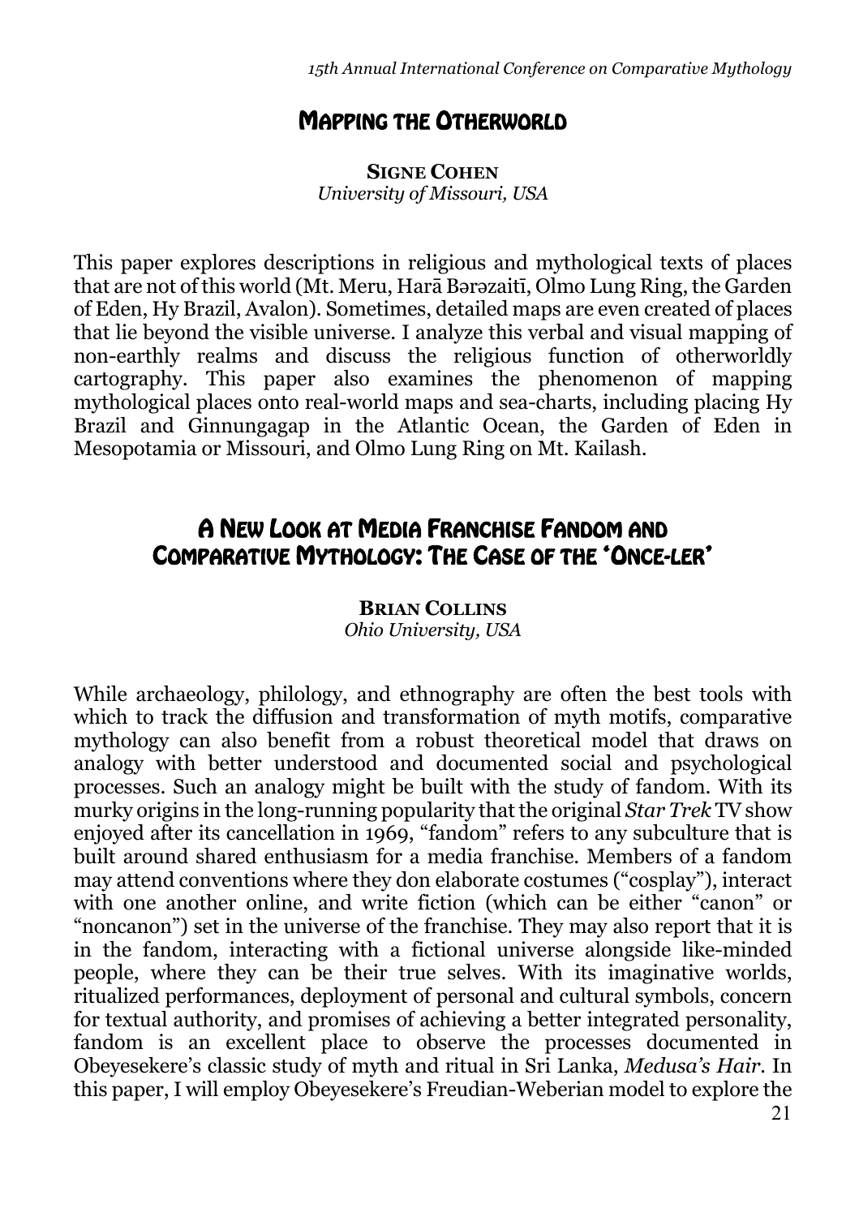## Mapping the Otherworld

**Signe Cohen**
*University of Missouri, USA*

This paper explores descriptions in religious and mythological texts of places that are not of this world (Mt. Meru, Harā Bərəzaitī, Olmo Lung Ring, the Garden of Eden, Hy Brazil, Avalon). Sometimes, detailed maps are even created of places that lie beyond the visible universe. I analyze this verbal and visual mapping of non-earthly realms and discuss the religious function of otherworldly cartography. This paper also examines the phenomenon of mapping mythological places onto real-world maps and sea-charts, including placing Hy Brazil and Ginnungagap in the Atlantic Ocean, the Garden of Eden in Mesopotamia or Missouri, and Olmo Lung Ring on Mt. Kailash.

## A New Look at Media Franchise Fandom and Comparative Mythology: The Case of the 'Once-ler'

**Brian Collins**
*Ohio University, USA*

While archaeology, philology, and ethnography are often the best tools with which to track the diffusion and transformation of myth motifs, comparative mythology can also benefit from a robust theoretical model that draws on analogy with better understood and documented social and psychological processes. Such an analogy might be built with the study of fandom. With its murky origins in the long-running popularity that the original *Star Trek* TV show enjoyed after its cancellation in 1969, "fandom" refers to any subculture that is built around shared enthusiasm for a media franchise. Members of a fandom may attend conventions where they don elaborate costumes ("cosplay"), interact with one another online, and write fiction (which can be either "canon" or "noncanon") set in the universe of the franchise. They may also report that it is in the fandom, interacting with a fictional universe alongside like-minded people, where they can be their true selves. With its imaginative worlds, ritualized performances, deployment of personal and cultural symbols, concern for textual authority, and promises of achieving a better integrated personality, fandom is an excellent place to observe the processes documented in Obeyesekere's classic study of myth and ritual in Sri Lanka, *Medusa's Hair*. In this paper, I will employ Obeyesekere's Freudian-Weberian model to explore the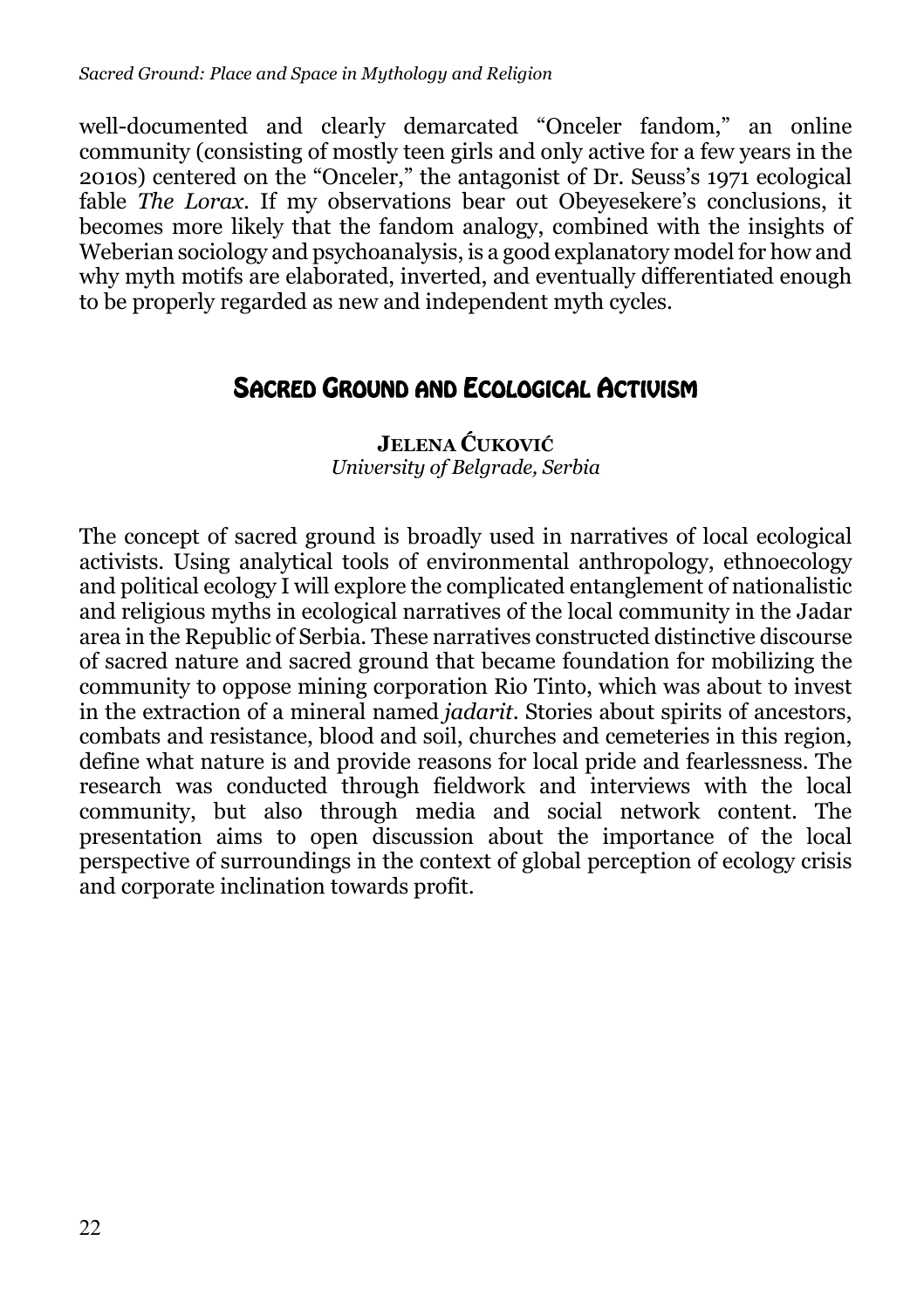well-documented and clearly demarcated "Onceler fandom," an online community (consisting of mostly teen girls and only active for a few years in the 2010s) centered on the "Onceler," the antagonist of Dr. Seuss's 1971 ecological fable *The Lorax*. If my observations bear out Obeyesekere's conclusions, it becomes more likely that the fandom analogy, combined with the insights of Weberian sociology and psychoanalysis, is a good explanatory model for how and why myth motifs are elaborated, inverted, and eventually differentiated enough to be properly regarded as new and independent myth cycles.

## Sacred Ground and Ecological Activism

**Jelena Ćuković**
*University of Belgrade, Serbia*

The concept of sacred ground is broadly used in narratives of local ecological activists. Using analytical tools of environmental anthropology, ethnoecology and political ecology I will explore the complicated entanglement of nationalistic and religious myths in ecological narratives of the local community in the Jadar area in the Republic of Serbia. These narratives constructed distinctive discourse of sacred nature and sacred ground that became foundation for mobilizing the community to oppose mining corporation Rio Tinto, which was about to invest in the extraction of a mineral named *jadarit*. Stories about spirits of ancestors, combats and resistance, blood and soil, churches and cemeteries in this region, define what nature is and provide reasons for local pride and fearlessness. The research was conducted through fieldwork and interviews with the local community, but also through media and social network content. The presentation aims to open discussion about the importance of the local perspective of surroundings in the context of global perception of ecology crisis and corporate inclination towards profit.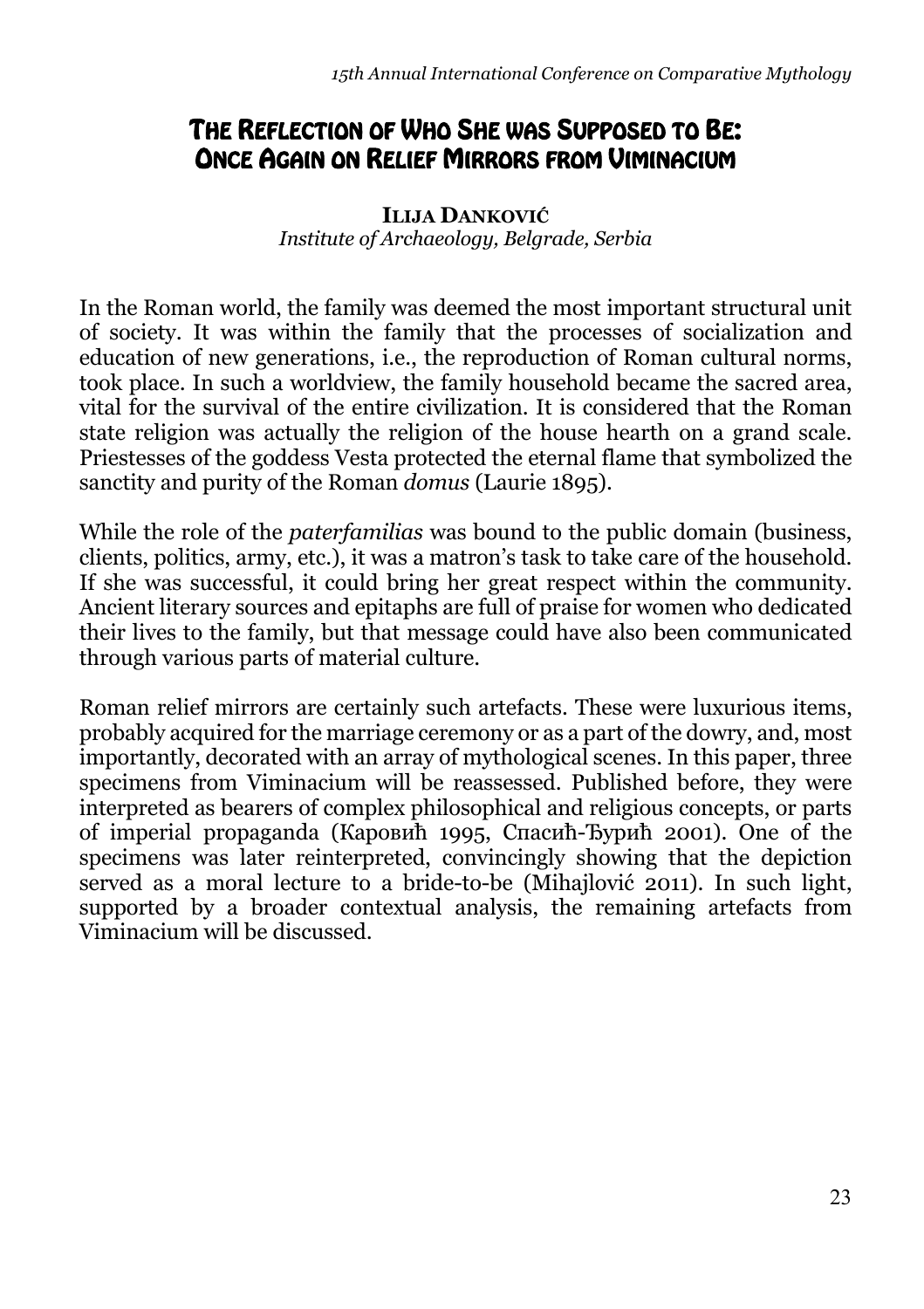# The Reflection of Who She was Supposed to Be: Once Again on Relief Mirrors from Viminacium

**Ilija Danković**
*Institute of Archaeology, Belgrade, Serbia*

In the Roman world, the family was deemed the most important structural unit of society. It was within the family that the processes of socialization and education of new generations, i.e., the reproduction of Roman cultural norms, took place. In such a worldview, the family household became the sacred area, vital for the survival of the entire civilization. It is considered that the Roman state religion was actually the religion of the house hearth on a grand scale. Priestesses of the goddess Vesta protected the eternal flame that symbolized the sanctity and purity of the Roman *domus* (Laurie 1895).

While the role of the *paterfamilias* was bound to the public domain (business, clients, politics, army, etc.), it was a matron's task to take care of the household. If she was successful, it could bring her great respect within the community. Ancient literary sources and epitaphs are full of praise for women who dedicated their lives to the family, but that message could have also been communicated through various parts of material culture.

Roman relief mirrors are certainly such artefacts. These were luxurious items, probably acquired for the marriage ceremony or as a part of the dowry, and, most importantly, decorated with an array of mythological scenes. In this paper, three specimens from Viminacium will be reassessed. Published before, they were interpreted as bearers of complex philosophical and religious concepts, or parts of imperial propaganda (Каровић 1995, Спасић-Ђурић 2001). One of the specimens was later reinterpreted, convincingly showing that the depiction served as a moral lecture to a bride-to-be (Mihajlović 2011). In such light, supported by a broader contextual analysis, the remaining artefacts from Viminacium will be discussed.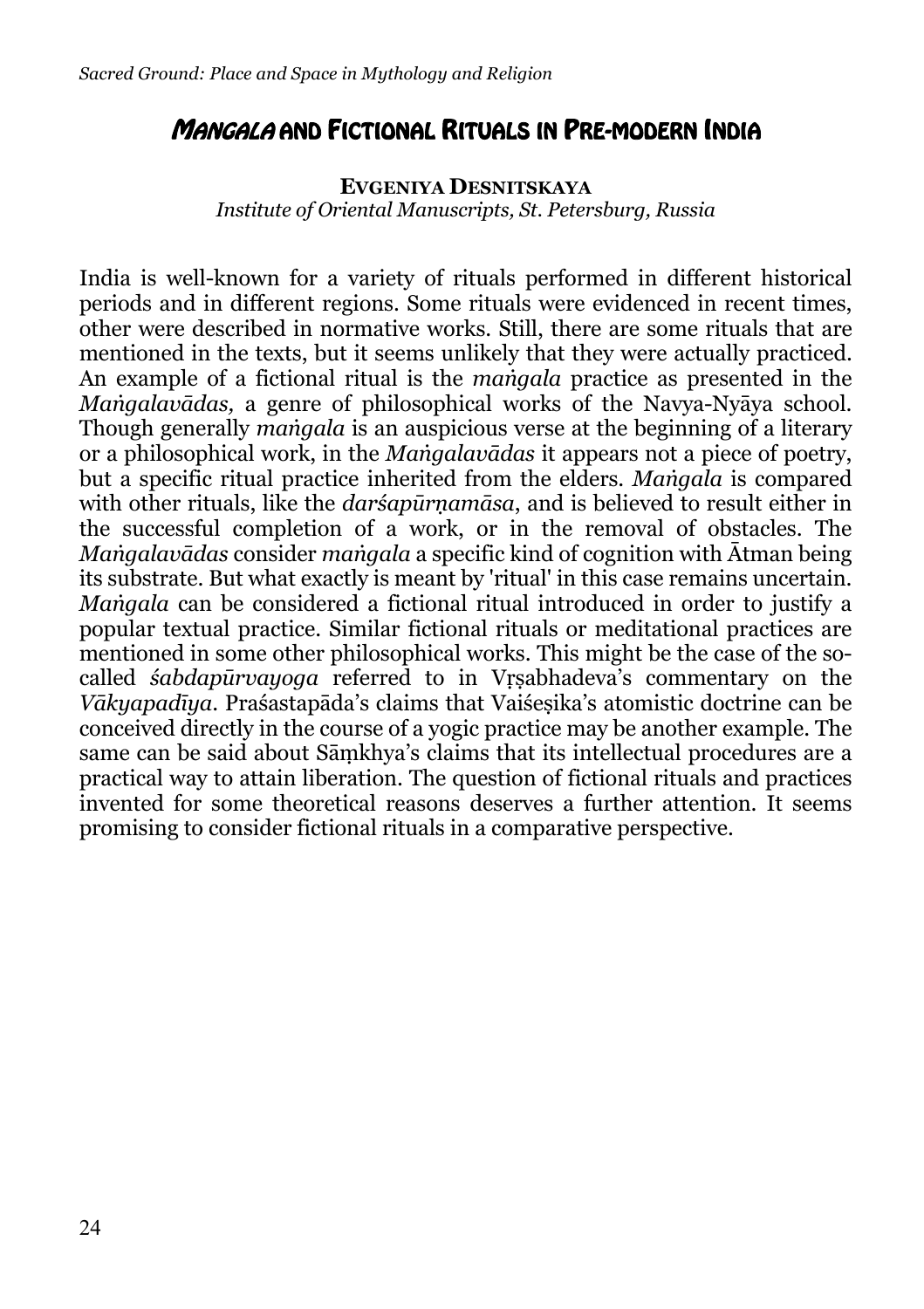## *Mangala* and Fictional Rituals in Pre-modern India

**Evgeniya Desnitskaya**
*Institute of Oriental Manuscripts, St. Petersburg, Russia*

India is well-known for a variety of rituals performed in different historical periods and in different regions. Some rituals were evidenced in recent times, other were described in normative works. Still, there are some rituals that are mentioned in the texts, but it seems unlikely that they were actually practiced. An example of a fictional ritual is the *maṅgala* practice as presented in the *Maṅgalavādas,* a genre of philosophical works of the Navya-Nyāya school. Though generally *maṅgala* is an auspicious verse at the beginning of a literary or a philosophical work, in the *Maṅgalavādas* it appears not a piece of poetry, but a specific ritual practice inherited from the elders. *Maṅgala* is compared with other rituals, like the *darśapūrṇamāsa*, and is believed to result either in the successful completion of a work, or in the removal of obstacles. The *Maṅgalavādas* consider *maṅgala* a specific kind of cognition with Ātman being its substrate. But what exactly is meant by 'ritual' in this case remains uncertain. *Maṅgala* can be considered a fictional ritual introduced in order to justify a popular textual practice. Similar fictional rituals or meditational practices are mentioned in some other philosophical works. This might be the case of the so-called *śabdapūrvayoga* referred to in Vṛṣabhadeva's commentary on the *Vākyapadīya*. Praśastapāda's claims that Vaiśeṣika's atomistic doctrine can be conceived directly in the course of a yogic practice may be another example. The same can be said about Sāṃkhya's claims that its intellectual procedures are a practical way to attain liberation. The question of fictional rituals and practices invented for some theoretical reasons deserves a further attention. It seems promising to consider fictional rituals in a comparative perspective.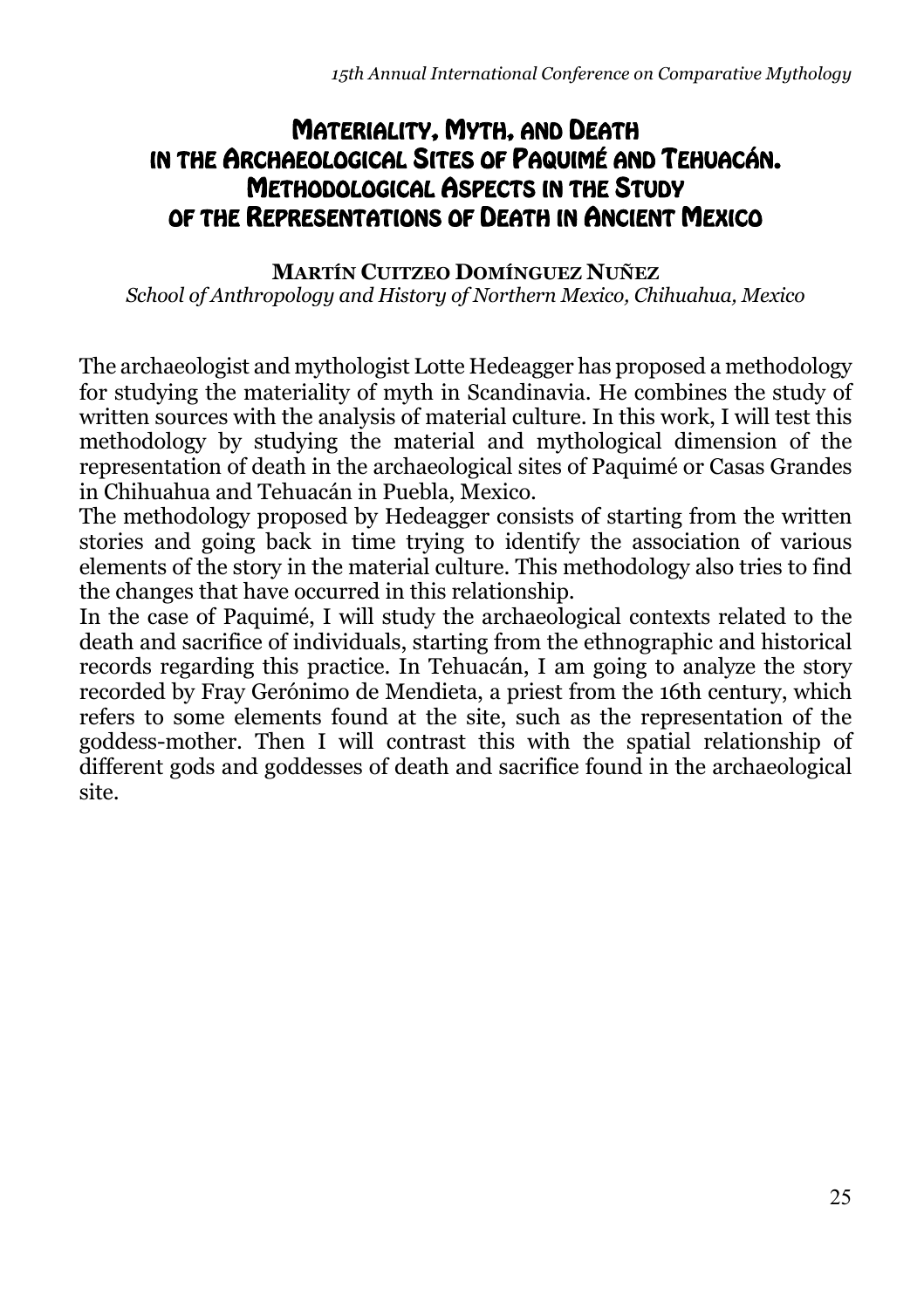# Materiality, Myth, and Death in the Archaeological Sites of Paquimé and Tehuacán. Methodological Aspects in the Study of the Representations of Death in Ancient Mexico

**Martín Cuitzeo Domínguez Nuñez**
*School of Anthropology and History of Northern Mexico, Chihuahua, Mexico*

The archaeologist and mythologist Lotte Hedeagger has proposed a methodology for studying the materiality of myth in Scandinavia. He combines the study of written sources with the analysis of material culture. In this work, I will test this methodology by studying the material and mythological dimension of the representation of death in the archaeological sites of Paquimé or Casas Grandes in Chihuahua and Tehuacán in Puebla, Mexico.

The methodology proposed by Hedeagger consists of starting from the written stories and going back in time trying to identify the association of various elements of the story in the material culture. This methodology also tries to find the changes that have occurred in this relationship.

In the case of Paquimé, I will study the archaeological contexts related to the death and sacrifice of individuals, starting from the ethnographic and historical records regarding this practice. In Tehuacán, I am going to analyze the story recorded by Fray Gerónimo de Mendieta, a priest from the 16th century, which refers to some elements found at the site, such as the representation of the goddess-mother. Then I will contrast this with the spatial relationship of different gods and goddesses of death and sacrifice found in the archaeological site.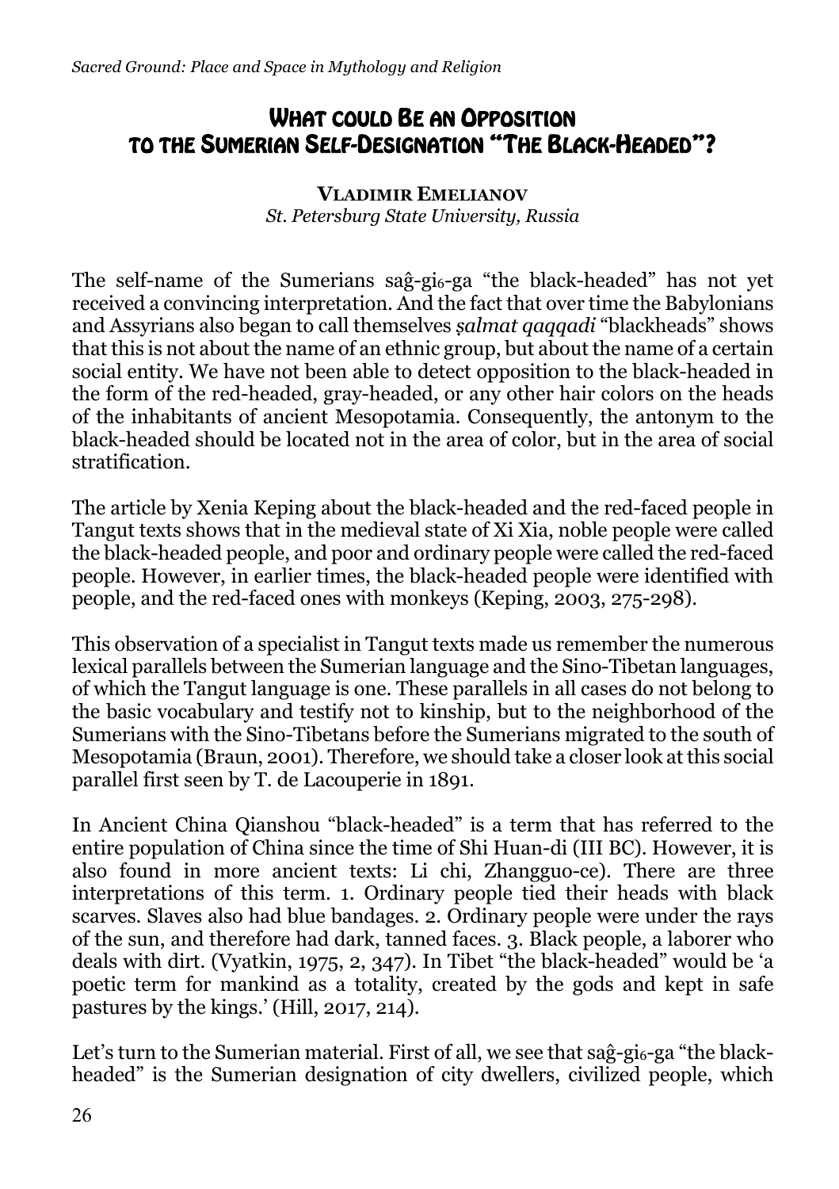# What could Be an Opposition to the Sumerian Self-Designation "The Black-Headed"?

**Vladimir Emelianov**
*St. Petersburg State University, Russia*

The self-name of the Sumerians saĝ-gi$_6$-ga "the black-headed" has not yet received a convincing interpretation. And the fact that over time the Babylonians and Assyrians also began to call themselves *ṣalmat qaqqadi* "blackheads" shows that this is not about the name of an ethnic group, but about the name of a certain social entity. We have not been able to detect opposition to the black-headed in the form of the red-headed, gray-headed, or any other hair colors on the heads of the inhabitants of ancient Mesopotamia. Consequently, the antonym to the black-headed should be located not in the area of color, but in the area of social stratification.

The article by Xenia Keping about the black-headed and the red-faced people in Tangut texts shows that in the medieval state of Xi Xia, noble people were called the black-headed people, and poor and ordinary people were called the red-faced people. However, in earlier times, the black-headed people were identified with people, and the red-faced ones with monkeys (Keping, 2003, 275-298).

This observation of a specialist in Tangut texts made us remember the numerous lexical parallels between the Sumerian language and the Sino-Tibetan languages, of which the Tangut language is one. These parallels in all cases do not belong to the basic vocabulary and testify not to kinship, but to the neighborhood of the Sumerians with the Sino-Tibetans before the Sumerians migrated to the south of Mesopotamia (Braun, 2001). Therefore, we should take a closer look at this social parallel first seen by T. de Lacouperie in 1891.

In Ancient China Qianshou "black-headed" is a term that has referred to the entire population of China since the time of Shi Huan-di (III BC). However, it is also found in more ancient texts: Li chi, Zhangguo-ce). There are three interpretations of this term. 1. Ordinary people tied their heads with black scarves. Slaves also had blue bandages. 2. Ordinary people were under the rays of the sun, and therefore had dark, tanned faces. 3. Black people, a laborer who deals with dirt. (Vyatkin, 1975, 2, 347). In Tibet "the black-headed" would be 'a poetic term for mankind as a totality, created by the gods and kept in safe pastures by the kings.' (Hill, 2017, 214).

Let's turn to the Sumerian material. First of all, we see that saĝ-gi$_6$-ga "the black-headed" is the Sumerian designation of city dwellers, civilized people, which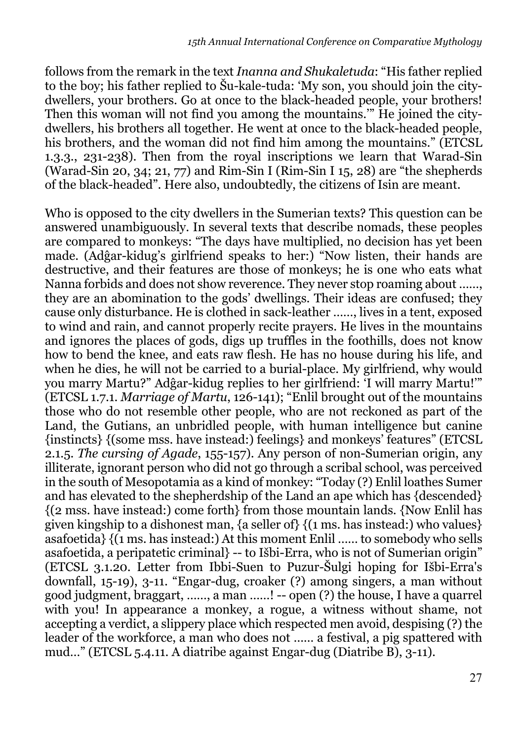follows from the remark in the text *Inanna and Shukaletuda*: "His father replied to the boy; his father replied to Šu-kale-tuda: 'My son, you should join the city-dwellers, your brothers. Go at once to the black-headed people, your brothers! Then this woman will not find you among the mountains.'" He joined the city-dwellers, his brothers all together. He went at once to the black-headed people, his brothers, and the woman did not find him among the mountains." (ETCSL 1.3.3., 231-238). Then from the royal inscriptions we learn that Warad-Sin (Warad-Sin 20, 34; 21, 77) and Rim-Sin I (Rim-Sin I 15, 28) are "the shepherds of the black-headed". Here also, undoubtedly, the citizens of Isin are meant.

Who is opposed to the city dwellers in the Sumerian texts? This question can be answered unambiguously. In several texts that describe nomads, these peoples are compared to monkeys: "The days have multiplied, no decision has yet been made. (Adĝar-kidug's girlfriend speaks to her:) "Now listen, their hands are destructive, and their features are those of monkeys; he is one who eats what Nanna forbids and does not show reverence. They never stop roaming about ......, they are an abomination to the gods' dwellings. Their ideas are confused; they cause only disturbance. He is clothed in sack-leather ......, lives in a tent, exposed to wind and rain, and cannot properly recite prayers. He lives in the mountains and ignores the places of gods, digs up truffles in the foothills, does not know how to bend the knee, and eats raw flesh. He has no house during his life, and when he dies, he will not be carried to a burial-place. My girlfriend, why would you marry Martu?" Adĝar-kidug replies to her girlfriend: 'I will marry Martu!'" (ETCSL 1.7.1. *Marriage of Martu*, 126-141); "Enlil brought out of the mountains those who do not resemble other people, who are not reckoned as part of the Land, the Gutians, an unbridled people, with human intelligence but canine {instincts} {(some mss. have instead:) feelings} and monkeys' features" (ETCSL 2.1.5. *The cursing of Agade*, 155-157). Any person of non-Sumerian origin, any illiterate, ignorant person who did not go through a scribal school, was perceived in the south of Mesopotamia as a kind of monkey: "Today (?) Enlil loathes Sumer and has elevated to the shepherdship of the Land an ape which has {descended} {(2 mss. have instead:) come forth} from those mountain lands. {Now Enlil has given kingship to a dishonest man, {a seller of} {(1 ms. has instead:) who values} asafoetida} {(1 ms. has instead:) At this moment Enlil ...... to somebody who sells asafoetida, a peripatetic criminal} -- to Išbi-Erra, who is not of Sumerian origin" (ETCSL 3.1.20. Letter from Ibbi-Suen to Puzur-Šulgi hoping for Išbi-Erra's downfall, 15-19), 3-11. "Engar-dug, croaker (?) among singers, a man without good judgment, braggart, ......, a man ......! -- open (?) the house, I have a quarrel with you! In appearance a monkey, a rogue, a witness without shame, not accepting a verdict, a slippery place which respected men avoid, despising (?) the leader of the workforce, a man who does not ...... a festival, a pig spattered with mud..." (ETCSL 5.4.11. A diatribe against Engar-dug (Diatribe B), 3-11).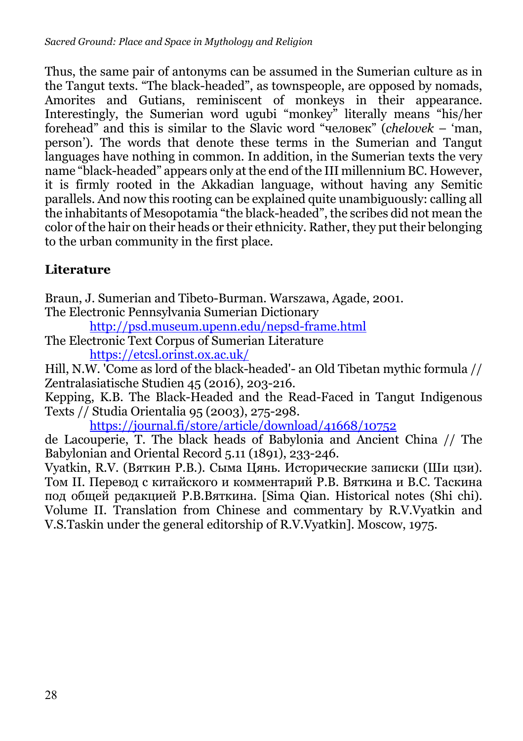Thus, the same pair of antonyms can be assumed in the Sumerian culture as in the Tangut texts. "The black-headed", as townspeople, are opposed by nomads, Amorites and Gutians, reminiscent of monkeys in their appearance. Interestingly, the Sumerian word ugubi "monkey" literally means "his/her forehead" and this is similar to the Slavic word "человек" (*chelovek* – 'man, person'). The words that denote these terms in the Sumerian and Tangut languages have nothing in common. In addition, in the Sumerian texts the very name "black-headed" appears only at the end of the III millennium BC. However, it is firmly rooted in the Akkadian language, without having any Semitic parallels. And now this rooting can be explained quite unambiguously: calling all the inhabitants of Mesopotamia "the black-headed", the scribes did not mean the color of the hair on their heads or their ethnicity. Rather, they put their belonging to the urban community in the first place.

## Literature

Braun, J. Sumerian and Tibeto-Burman. Warszawa, Agade, 2001.

The Electronic Pennsylvania Sumerian Dictionary
http://psd.museum.upenn.edu/nepsd-frame.html

The Electronic Text Corpus of Sumerian Literature
https://etcsl.orinst.ox.ac.uk/

Hill, N.W. 'Come as lord of the black-headed'- an Old Tibetan mythic formula // Zentralasiatische Studien 45 (2016), 203-216.

Kepping, K.B. The Black-Headed and the Read-Faced in Tangut Indigenous Texts // Studia Orientalia 95 (2003), 275-298.
https://journal.fi/store/article/download/41668/10752

de Lacouperie, T. The black heads of Babylonia and Ancient China // The Babylonian and Oriental Record 5.11 (1891), 233-246.

Vyatkin, R.V. (Вяткин Р.В.). Сыма Цянь. Исторические записки (Ши цзи). Том II. Перевод с китайского и комментарий Р.В. Вяткина и В.С. Таскина под общей редакцией Р.В.Вяткина. [Sima Qian. Historical notes (Shi chi). Volume II. Translation from Chinese and commentary by R.V.Vyatkin and V.S.Taskin under the general editorship of R.V.Vyatkin]. Moscow, 1975.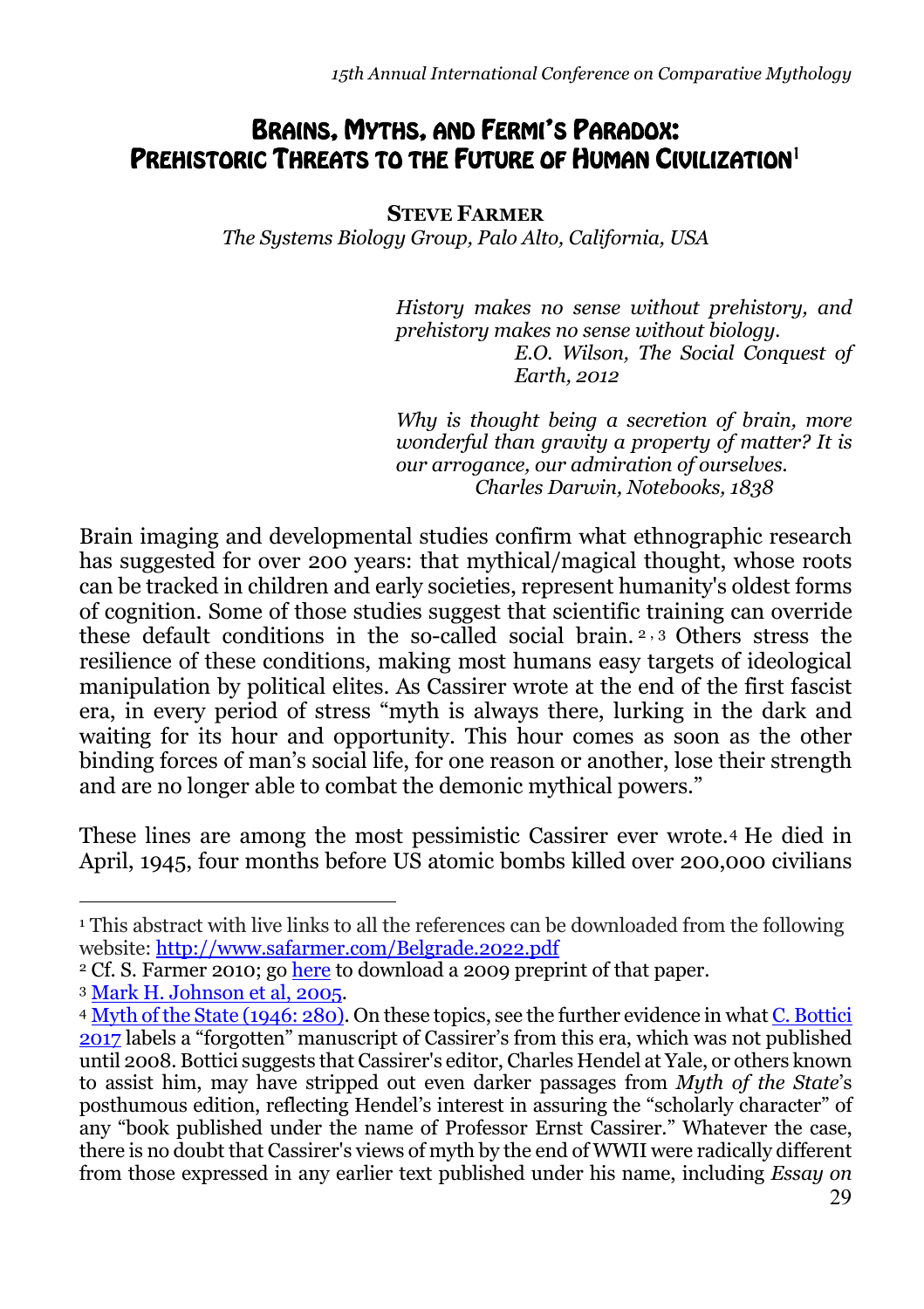# Brains, Myths, and Fermi's Paradox: Prehistoric Threats to the Future of Human Civilization[1]

**Steve Farmer**

*The Systems Biology Group, Palo Alto, California, USA*

> *History makes no sense without prehistory, and prehistory makes no sense without biology.*
> *E.O. Wilson, The Social Conquest of Earth, 2012*

> *Why is thought being a secretion of brain, more wonderful than gravity a property of matter? It is our arrogance, our admiration of ourselves.*
> *Charles Darwin, Notebooks, 1838*

Brain imaging and developmental studies confirm what ethnographic research has suggested for over 200 years: that mythical/magical thought, whose roots can be tracked in children and early societies, represent humanity's oldest forms of cognition. Some of those studies suggest that scientific training can override these default conditions in the so-called social brain.[2, 3] Others stress the resilience of these conditions, making most humans easy targets of ideological manipulation by political elites. As Cassirer wrote at the end of the first fascist era, in every period of stress "myth is always there, lurking in the dark and waiting for its hour and opportunity. This hour comes as soon as the other binding forces of man's social life, for one reason or another, lose their strength and are no longer able to combat the demonic mythical powers."

These lines are among the most pessimistic Cassirer ever wrote.[4] He died in April, 1945, four months before US atomic bombs killed over 200,000 civilians

---

[1] This abstract with live links to all the references can be downloaded from the following website: http://www.safarmer.com/Belgrade.2022.pdf

[2] Cf. S. Farmer 2010; go here to download a 2009 preprint of that paper.

[3] Mark H. Johnson et al, 2005.

[4] Myth of the State (1946: 280). On these topics, see the further evidence in what C. Bottici 2017 labels a "forgotten" manuscript of Cassirer's from this era, which was not published until 2008. Bottici suggests that Cassirer's editor, Charles Hendel at Yale, or others known to assist him, may have stripped out even darker passages from *Myth of the State*'s posthumous edition, reflecting Hendel's interest in assuring the "scholarly character" of any "book published under the name of Professor Ernst Cassirer." Whatever the case, there is no doubt that Cassirer's views of myth by the end of WWII were radically different from those expressed in any earlier text published under his name, including *Essay on*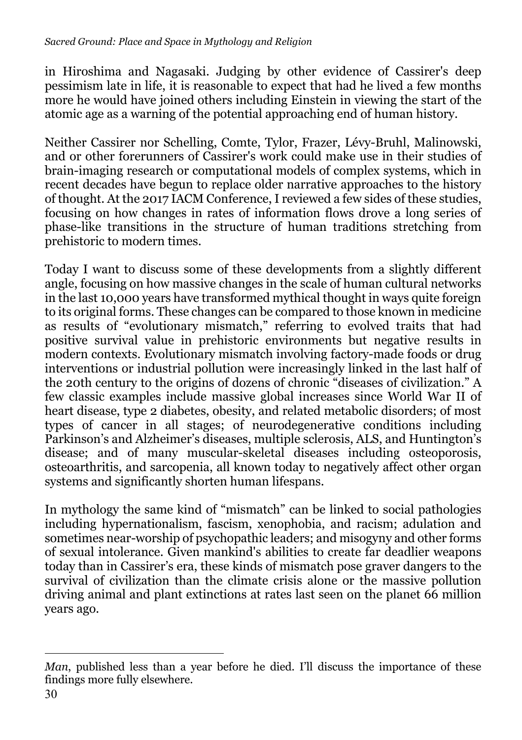in Hiroshima and Nagasaki. Judging by other evidence of Cassirer's deep pessimism late in life, it is reasonable to expect that had he lived a few months more he would have joined others including Einstein in viewing the start of the atomic age as a warning of the potential approaching end of human history.

Neither Cassirer nor Schelling, Comte, Tylor, Frazer, Lévy-Bruhl, Malinowski, and or other forerunners of Cassirer's work could make use in their studies of brain-imaging research or computational models of complex systems, which in recent decades have begun to replace older narrative approaches to the history of thought. At the 2017 IACM Conference, I reviewed a few sides of these studies, focusing on how changes in rates of information flows drove a long series of phase-like transitions in the structure of human traditions stretching from prehistoric to modern times.

Today I want to discuss some of these developments from a slightly different angle, focusing on how massive changes in the scale of human cultural networks in the last 10,000 years have transformed mythical thought in ways quite foreign to its original forms. These changes can be compared to those known in medicine as results of "evolutionary mismatch," referring to evolved traits that had positive survival value in prehistoric environments but negative results in modern contexts. Evolutionary mismatch involving factory-made foods or drug interventions or industrial pollution were increasingly linked in the last half of the 20th century to the origins of dozens of chronic "diseases of civilization." A few classic examples include massive global increases since World War II of heart disease, type 2 diabetes, obesity, and related metabolic disorders; of most types of cancer in all stages; of neurodegenerative conditions including Parkinson's and Alzheimer's diseases, multiple sclerosis, ALS, and Huntington's disease; and of many muscular-skeletal diseases including osteoporosis, osteoarthritis, and sarcopenia, all known today to negatively affect other organ systems and significantly shorten human lifespans.

In mythology the same kind of "mismatch" can be linked to social pathologies including hypernationalism, fascism, xenophobia, and racism; adulation and sometimes near-worship of psychopathic leaders; and misogyny and other forms of sexual intolerance. Given mankind's abilities to create far deadlier weapons today than in Cassirer's era, these kinds of mismatch pose graver dangers to the survival of civilization than the climate crisis alone or the massive pollution driving animal and plant extinctions at rates last seen on the planet 66 million years ago.

---

*Man*, published less than a year before he died. I'll discuss the importance of these findings more fully elsewhere.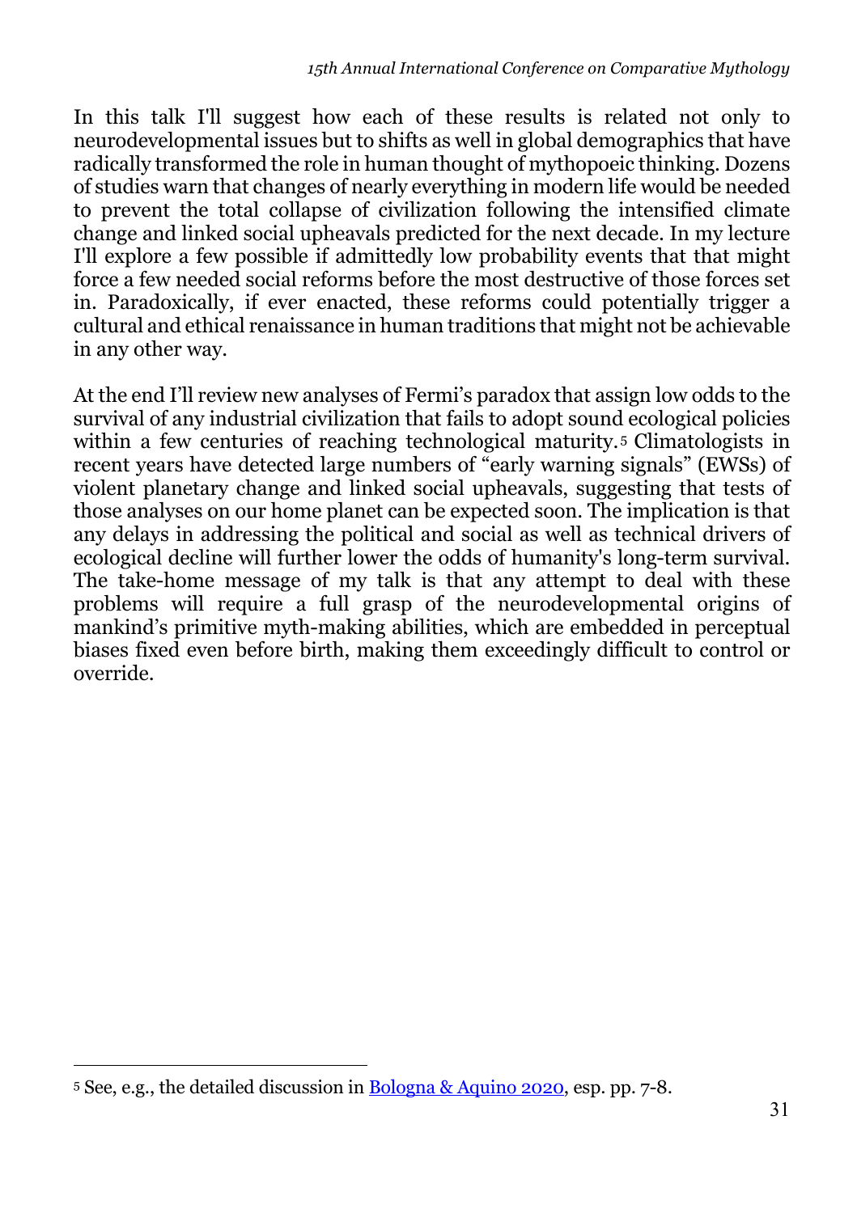In this talk I'll suggest how each of these results is related not only to neurodevelopmental issues but to shifts as well in global demographics that have radically transformed the role in human thought of mythopoeic thinking. Dozens of studies warn that changes of nearly everything in modern life would be needed to prevent the total collapse of civilization following the intensified climate change and linked social upheavals predicted for the next decade. In my lecture I'll explore a few possible if admittedly low probability events that that might force a few needed social reforms before the most destructive of those forces set in. Paradoxically, if ever enacted, these reforms could potentially trigger a cultural and ethical renaissance in human traditions that might not be achievable in any other way.

At the end I'll review new analyses of Fermi's paradox that assign low odds to the survival of any industrial civilization that fails to adopt sound ecological policies within a few centuries of reaching technological maturity.[5] Climatologists in recent years have detected large numbers of "early warning signals" (EWSs) of violent planetary change and linked social upheavals, suggesting that tests of those analyses on our home planet can be expected soon. The implication is that any delays in addressing the political and social as well as technical drivers of ecological decline will further lower the odds of humanity's long-term survival. The take-home message of my talk is that any attempt to deal with these problems will require a full grasp of the neurodevelopmental origins of mankind's primitive myth-making abilities, which are embedded in perceptual biases fixed even before birth, making them exceedingly difficult to control or override.

---

[5] See, e.g., the detailed discussion in Bologna & Aquino 2020, esp. pp. 7-8.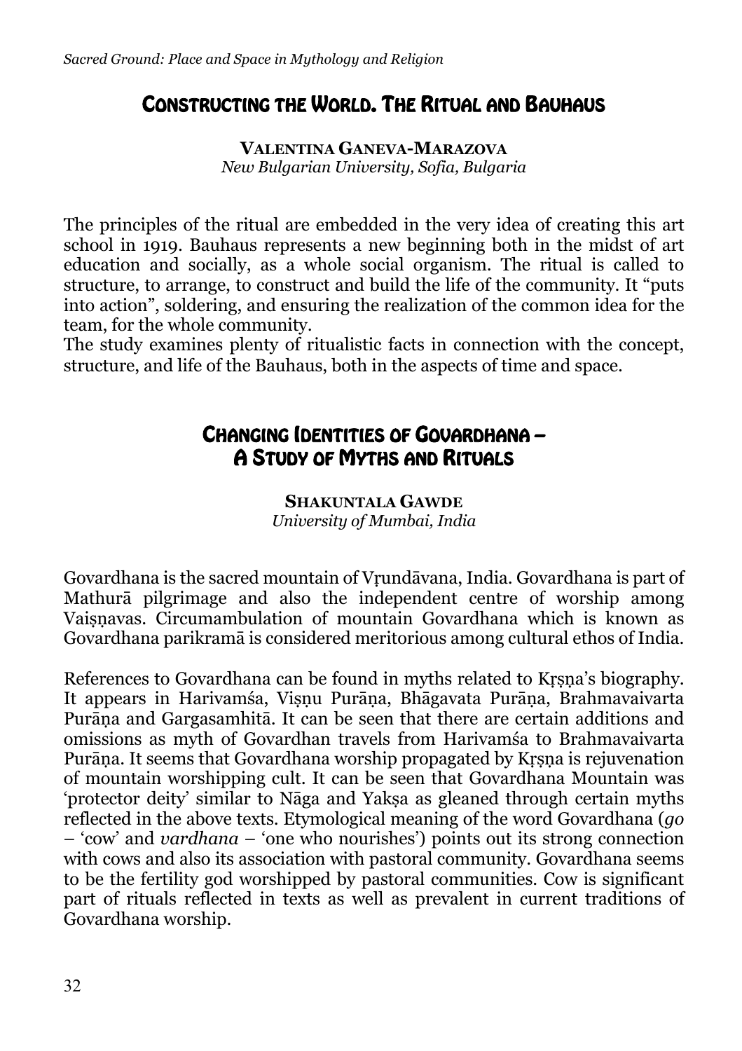## Constructing the World. The Ritual and Bauhaus

**Valentina Ganeva-Marazova**
*New Bulgarian University, Sofia, Bulgaria*

The principles of the ritual are embedded in the very idea of creating this art school in 1919. Bauhaus represents a new beginning both in the midst of art education and socially, as a whole social organism. The ritual is called to structure, to arrange, to construct and build the life of the community. It "puts into action", soldering, and ensuring the realization of the common idea for the team, for the whole community.
The study examines plenty of ritualistic facts in connection with the concept, structure, and life of the Bauhaus, both in the aspects of time and space.

## Changing Identities of Govardhana – A Study of Myths and Rituals

**Shakuntala Gawde**
*University of Mumbai, India*

Govardhana is the sacred mountain of Vṛundāvana, India. Govardhana is part of Mathurā pilgrimage and also the independent centre of worship among Vaiṣṇavas. Circumambulation of mountain Govardhana which is known as Govardhana parikramā is considered meritorious among cultural ethos of India.

References to Govardhana can be found in myths related to Kṛṣṇa's biography. It appears in Harivamśa, Viṣṇu Purāṇa, Bhāgavata Purāṇa, Brahmavaivarta Purāṇa and Gargasamhitā. It can be seen that there are certain additions and omissions as myth of Govardhan travels from Harivamśa to Brahmavaivarta Purāṇa. It seems that Govardhana worship propagated by Kṛṣṇa is rejuvenation of mountain worshipping cult. It can be seen that Govardhana Mountain was 'protector deity' similar to Nāga and Yakṣa as gleaned through certain myths reflected in the above texts. Etymological meaning of the word Govardhana (*go* – 'cow' and *vardhana* – 'one who nourishes') points out its strong connection with cows and also its association with pastoral community. Govardhana seems to be the fertility god worshipped by pastoral communities. Cow is significant part of rituals reflected in texts as well as prevalent in current traditions of Govardhana worship.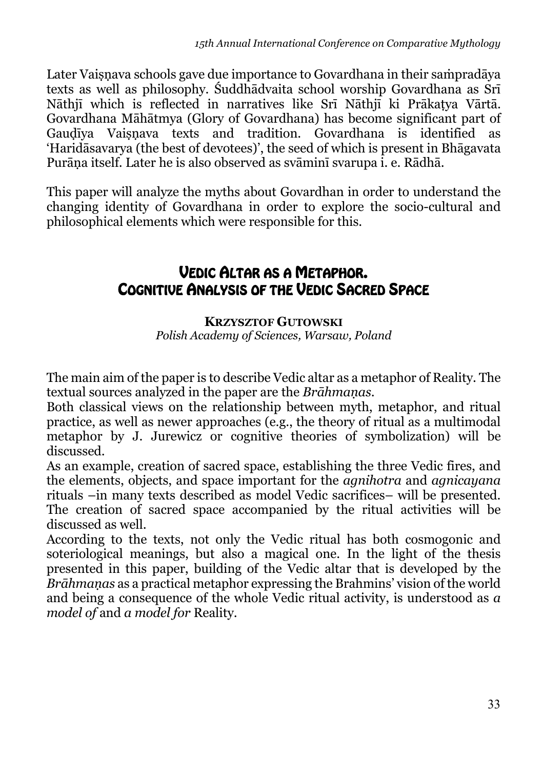Later Vaiṣṇava schools gave due importance to Govardhana in their saṁpradāya texts as well as philosophy. Śuddhādvaita school worship Govardhana as Srī Nāthjī which is reflected in narratives like Srī Nāthjī ki Prākaṭya Vārtā. Govardhana Māhātmya (Glory of Govardhana) has become significant part of Gauḍīya Vaiṣṇava texts and tradition. Govardhana is identified as 'Haridāsavarya (the best of devotees)', the seed of which is present in Bhāgavata Purāṇa itself. Later he is also observed as svāminī svarupa i. e. Rādhā.

This paper will analyze the myths about Govardhan in order to understand the changing identity of Govardhana in order to explore the socio-cultural and philosophical elements which were responsible for this.

## Vedic Altar as a Metaphor. Cognitive Analysis of the Vedic Sacred Space

**Krzysztof Gutowski**

*Polish Academy of Sciences, Warsaw, Poland*

The main aim of the paper is to describe Vedic altar as a metaphor of Reality. The textual sources analyzed in the paper are the *Brāhmaṇas*.

Both classical views on the relationship between myth, metaphor, and ritual practice, as well as newer approaches (e.g., the theory of ritual as a multimodal metaphor by J. Jurewicz or cognitive theories of symbolization) will be discussed.

As an example, creation of sacred space, establishing the three Vedic fires, and the elements, objects, and space important for the *agnihotra* and *agnicayana* rituals –in many texts described as model Vedic sacrifices– will be presented. The creation of sacred space accompanied by the ritual activities will be discussed as well.

According to the texts, not only the Vedic ritual has both cosmogonic and soteriological meanings, but also a magical one. In the light of the thesis presented in this paper, building of the Vedic altar that is developed by the *Brāhmaṇas* as a practical metaphor expressing the Brahmins' vision of the world and being a consequence of the whole Vedic ritual activity, is understood as *a model of* and *a model for* Reality.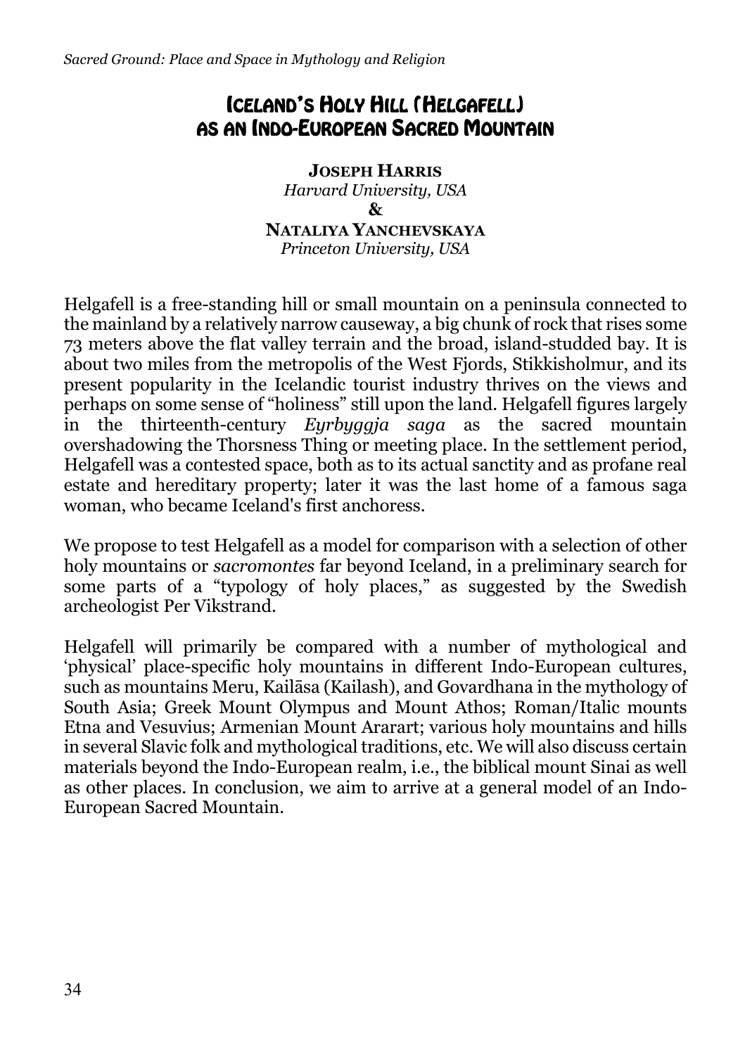# Iceland's Holy Hill (Helgafell) as an Indo-European Sacred Mountain

**Joseph Harris**
*Harvard University, USA*
**&**
**Nataliya Yanchevskaya**
*Princeton University, USA*

Helgafell is a free-standing hill or small mountain on a peninsula connected to the mainland by a relatively narrow causeway, a big chunk of rock that rises some 73 meters above the flat valley terrain and the broad, island-studded bay. It is about two miles from the metropolis of the West Fjords, Stikkisholmur, and its present popularity in the Icelandic tourist industry thrives on the views and perhaps on some sense of "holiness" still upon the land. Helgafell figures largely in the thirteenth-century *Eyrbyggja saga* as the sacred mountain overshadowing the Thorsness Thing or meeting place. In the settlement period, Helgafell was a contested space, both as to its actual sanctity and as profane real estate and hereditary property; later it was the last home of a famous saga woman, who became Iceland's first anchoress.

We propose to test Helgafell as a model for comparison with a selection of other holy mountains or *sacromontes* far beyond Iceland, in a preliminary search for some parts of a "typology of holy places," as suggested by the Swedish archeologist Per Vikstrand.

Helgafell will primarily be compared with a number of mythological and 'physical' place-specific holy mountains in different Indo-European cultures, such as mountains Meru, Kailāsa (Kailash), and Govardhana in the mythology of South Asia; Greek Mount Olympus and Mount Athos; Roman/Italic mounts Etna and Vesuvius; Armenian Mount Ararart; various holy mountains and hills in several Slavic folk and mythological traditions, etc. We will also discuss certain materials beyond the Indo-European realm, i.e., the biblical mount Sinai as well as other places. In conclusion, we aim to arrive at a general model of an Indo-European Sacred Mountain.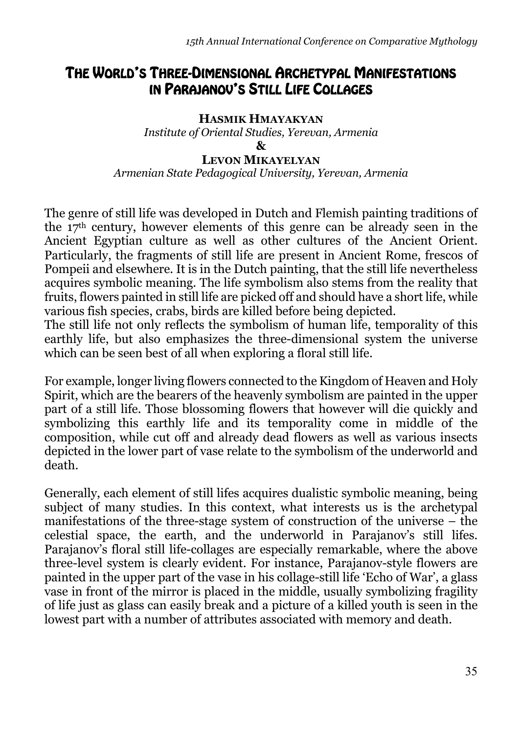# The World's Three-Dimensional Archetypal Manifestations in Parajanov's Still Life Collages

**Hasmik Hmayakyan**
*Institute of Oriental Studies, Yerevan, Armenia*
**&**
**Levon Mikayelyan**
*Armenian State Pedagogical University, Yerevan, Armenia*

The genre of still life was developed in Dutch and Flemish painting traditions of the 17th century, however elements of this genre can be already seen in the Ancient Egyptian culture as well as other cultures of the Ancient Orient. Particularly, the fragments of still life are present in Ancient Rome, frescos of Pompeii and elsewhere. It is in the Dutch painting, that the still life nevertheless acquires symbolic meaning. The life symbolism also stems from the reality that fruits, flowers painted in still life are picked off and should have a short life, while various fish species, crabs, birds are killed before being depicted.
The still life not only reflects the symbolism of human life, temporality of this earthly life, but also emphasizes the three-dimensional system the universe which can be seen best of all when exploring a floral still life.

For example, longer living flowers connected to the Kingdom of Heaven and Holy Spirit, which are the bearers of the heavenly symbolism are painted in the upper part of a still life. Those blossoming flowers that however will die quickly and symbolizing this earthly life and its temporality come in middle of the composition, while cut off and already dead flowers as well as various insects depicted in the lower part of vase relate to the symbolism of the underworld and death.

Generally, each element of still lifes acquires dualistic symbolic meaning, being subject of many studies. In this context, what interests us is the archetypal manifestations of the three-stage system of construction of the universe – the celestial space, the earth, and the underworld in Parajanov's still lifes. Parajanov's floral still life-collages are especially remarkable, where the above three-level system is clearly evident. For instance, Parajanov-style flowers are painted in the upper part of the vase in his collage-still life 'Echo of War', a glass vase in front of the mirror is placed in the middle, usually symbolizing fragility of life just as glass can easily break and a picture of a killed youth is seen in the lowest part with a number of attributes associated with memory and death.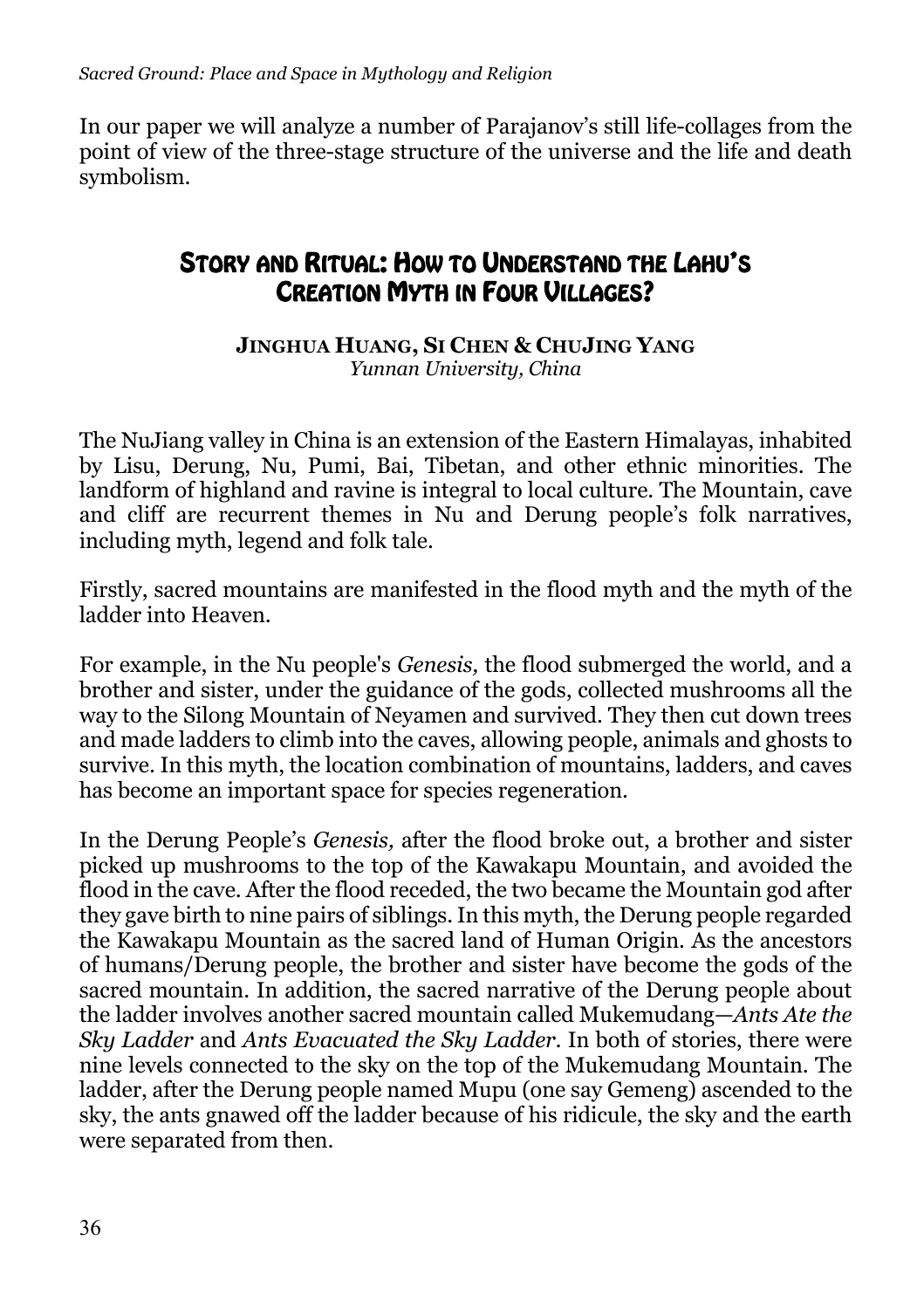In our paper we will analyze a number of Parajanov's still life-collages from the point of view of the three-stage structure of the universe and the life and death symbolism.

## Story and Ritual: How to Understand the Lahu's Creation Myth in Four Villages?

**Jinghua Huang, Si Chen & ChuJing Yang**
*Yunnan University, China*

The NuJiang valley in China is an extension of the Eastern Himalayas, inhabited by Lisu, Derung, Nu, Pumi, Bai, Tibetan, and other ethnic minorities. The landform of highland and ravine is integral to local culture. The Mountain, cave and cliff are recurrent themes in Nu and Derung people's folk narratives, including myth, legend and folk tale.

Firstly, sacred mountains are manifested in the flood myth and the myth of the ladder into Heaven.

For example, in the Nu people's *Genesis,* the flood submerged the world, and a brother and sister, under the guidance of the gods, collected mushrooms all the way to the Silong Mountain of Neyamen and survived. They then cut down trees and made ladders to climb into the caves, allowing people, animals and ghosts to survive. In this myth, the location combination of mountains, ladders, and caves has become an important space for species regeneration.

In the Derung People's *Genesis,* after the flood broke out, a brother and sister picked up mushrooms to the top of the Kawakapu Mountain, and avoided the flood in the cave. After the flood receded, the two became the Mountain god after they gave birth to nine pairs of siblings. In this myth, the Derung people regarded the Kawakapu Mountain as the sacred land of Human Origin. As the ancestors of humans/Derung people, the brother and sister have become the gods of the sacred mountain. In addition, the sacred narrative of the Derung people about the ladder involves another sacred mountain called Mukemudang—*Ants Ate the Sky Ladder* and *Ants Evacuated the Sky Ladder*. In both of stories, there were nine levels connected to the sky on the top of the Mukemudang Mountain. The ladder, after the Derung people named Mupu (one say Gemeng) ascended to the sky, the ants gnawed off the ladder because of his ridicule, the sky and the earth were separated from then.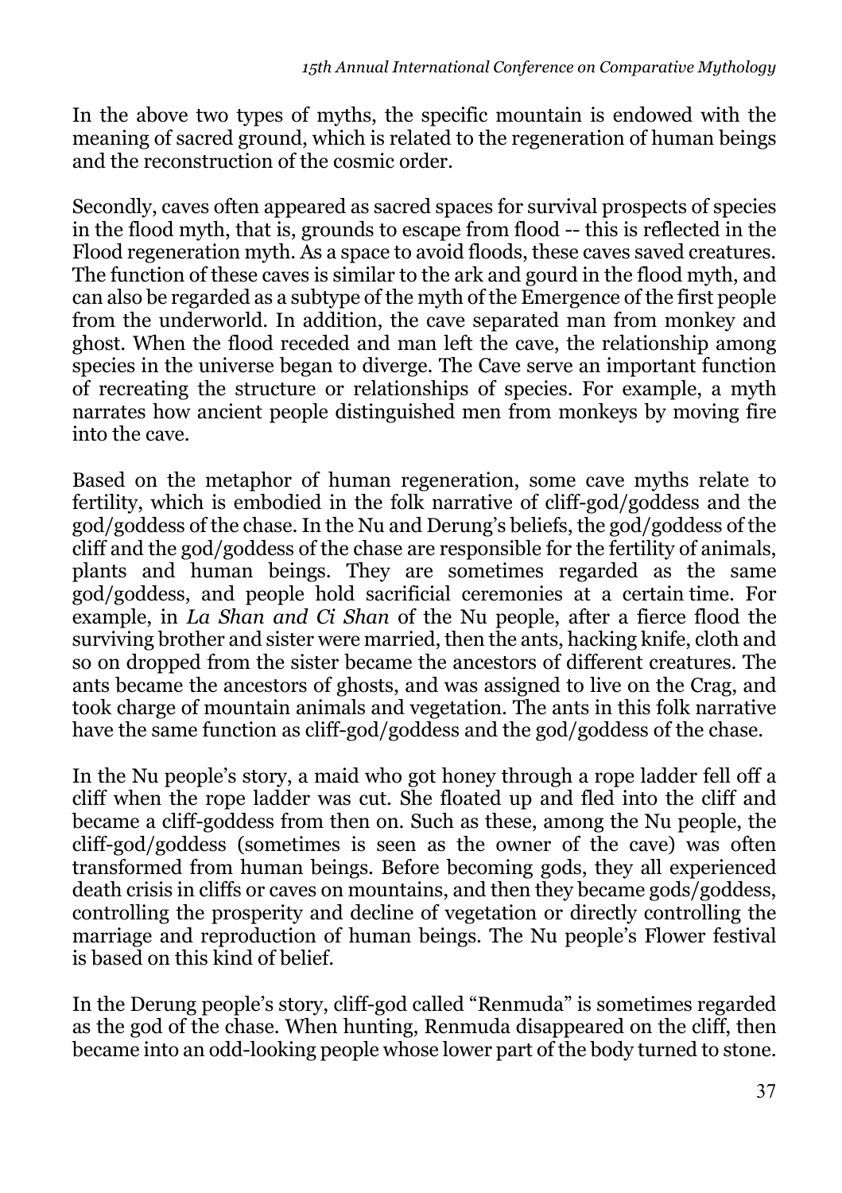In the above two types of myths, the specific mountain is endowed with the meaning of sacred ground, which is related to the regeneration of human beings and the reconstruction of the cosmic order.

Secondly, caves often appeared as sacred spaces for survival prospects of species in the flood myth, that is, grounds to escape from flood -- this is reflected in the Flood regeneration myth. As a space to avoid floods, these caves saved creatures. The function of these caves is similar to the ark and gourd in the flood myth, and can also be regarded as a subtype of the myth of the Emergence of the first people from the underworld. In addition, the cave separated man from monkey and ghost. When the flood receded and man left the cave, the relationship among species in the universe began to diverge. The Cave serve an important function of recreating the structure or relationships of species. For example, a myth narrates how ancient people distinguished men from monkeys by moving fire into the cave.

Based on the metaphor of human regeneration, some cave myths relate to fertility, which is embodied in the folk narrative of cliff-god/goddess and the god/goddess of the chase. In the Nu and Derung's beliefs, the god/goddess of the cliff and the god/goddess of the chase are responsible for the fertility of animals, plants and human beings. They are sometimes regarded as the same god/goddess, and people hold sacrificial ceremonies at a certain time. For example, in *La Shan and Ci Shan* of the Nu people, after a fierce flood the surviving brother and sister were married, then the ants, hacking knife, cloth and so on dropped from the sister became the ancestors of different creatures. The ants became the ancestors of ghosts, and was assigned to live on the Crag, and took charge of mountain animals and vegetation. The ants in this folk narrative have the same function as cliff-god/goddess and the god/goddess of the chase.

In the Nu people's story, a maid who got honey through a rope ladder fell off a cliff when the rope ladder was cut. She floated up and fled into the cliff and became a cliff-goddess from then on. Such as these, among the Nu people, the cliff-god/goddess (sometimes is seen as the owner of the cave) was often transformed from human beings. Before becoming gods, they all experienced death crisis in cliffs or caves on mountains, and then they became gods/goddess, controlling the prosperity and decline of vegetation or directly controlling the marriage and reproduction of human beings. The Nu people's Flower festival is based on this kind of belief.

In the Derung people's story, cliff-god called "Renmuda" is sometimes regarded as the god of the chase. When hunting, Renmuda disappeared on the cliff, then became into an odd-looking people whose lower part of the body turned to stone.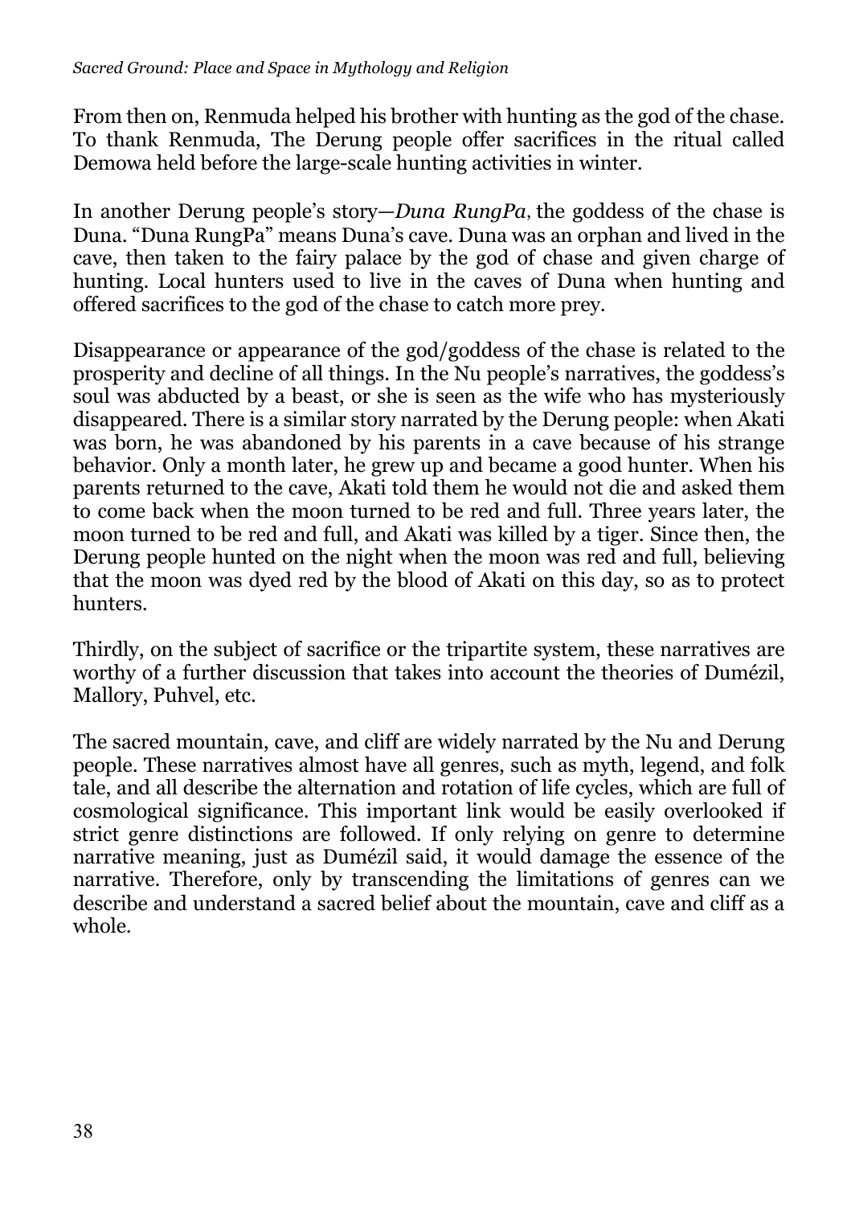From then on, Renmuda helped his brother with hunting as the god of the chase. To thank Renmuda, The Derung people offer sacrifices in the ritual called Demowa held before the large-scale hunting activities in winter.

In another Derung people's story—*Duna RungPa*, the goddess of the chase is Duna. "Duna RungPa" means Duna's cave. Duna was an orphan and lived in the cave, then taken to the fairy palace by the god of chase and given charge of hunting. Local hunters used to live in the caves of Duna when hunting and offered sacrifices to the god of the chase to catch more prey.

Disappearance or appearance of the god/goddess of the chase is related to the prosperity and decline of all things. In the Nu people's narratives, the goddess's soul was abducted by a beast, or she is seen as the wife who has mysteriously disappeared. There is a similar story narrated by the Derung people: when Akati was born, he was abandoned by his parents in a cave because of his strange behavior. Only a month later, he grew up and became a good hunter. When his parents returned to the cave, Akati told them he would not die and asked them to come back when the moon turned to be red and full. Three years later, the moon turned to be red and full, and Akati was killed by a tiger. Since then, the Derung people hunted on the night when the moon was red and full, believing that the moon was dyed red by the blood of Akati on this day, so as to protect hunters.

Thirdly, on the subject of sacrifice or the tripartite system, these narratives are worthy of a further discussion that takes into account the theories of Dumézil, Mallory, Puhvel, etc.

The sacred mountain, cave, and cliff are widely narrated by the Nu and Derung people. These narratives almost have all genres, such as myth, legend, and folk tale, and all describe the alternation and rotation of life cycles, which are full of cosmological significance. This important link would be easily overlooked if strict genre distinctions are followed. If only relying on genre to determine narrative meaning, just as Dumézil said, it would damage the essence of the narrative. Therefore, only by transcending the limitations of genres can we describe and understand a sacred belief about the mountain, cave and cliff as a whole.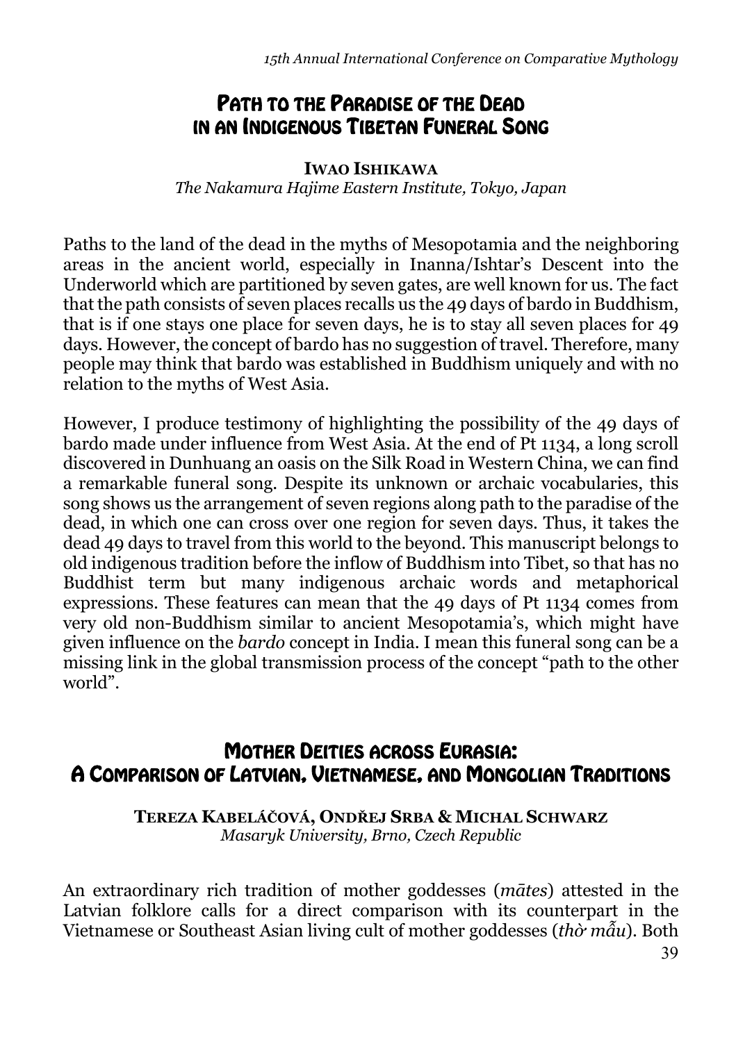## Path to the Paradise of the Dead in an Indigenous Tibetan Funeral Song

**Iwao Ishikawa**
*The Nakamura Hajime Eastern Institute, Tokyo, Japan*

Paths to the land of the dead in the myths of Mesopotamia and the neighboring areas in the ancient world, especially in Inanna/Ishtar's Descent into the Underworld which are partitioned by seven gates, are well known for us. The fact that the path consists of seven places recalls us the 49 days of bardo in Buddhism, that is if one stays one place for seven days, he is to stay all seven places for 49 days. However, the concept of bardo has no suggestion of travel. Therefore, many people may think that bardo was established in Buddhism uniquely and with no relation to the myths of West Asia.

However, I produce testimony of highlighting the possibility of the 49 days of bardo made under influence from West Asia. At the end of Pt 1134, a long scroll discovered in Dunhuang an oasis on the Silk Road in Western China, we can find a remarkable funeral song. Despite its unknown or archaic vocabularies, this song shows us the arrangement of seven regions along path to the paradise of the dead, in which one can cross over one region for seven days. Thus, it takes the dead 49 days to travel from this world to the beyond. This manuscript belongs to old indigenous tradition before the inflow of Buddhism into Tibet, so that has no Buddhist term but many indigenous archaic words and metaphorical expressions. These features can mean that the 49 days of Pt 1134 comes from very old non-Buddhism similar to ancient Mesopotamia's, which might have given influence on the *bardo* concept in India. I mean this funeral song can be a missing link in the global transmission process of the concept "path to the other world".

## Mother Deities across Eurasia: A Comparison of Latvian, Vietnamese, and Mongolian Traditions

**Tereza Kabeláčová, Ondřej Srba & Michal Schwarz**
*Masaryk University, Brno, Czech Republic*

An extraordinary rich tradition of mother goddesses (*mātes*) attested in the Latvian folklore calls for a direct comparison with its counterpart in the Vietnamese or Southeast Asian living cult of mother goddesses (*thờ mẫu*). Both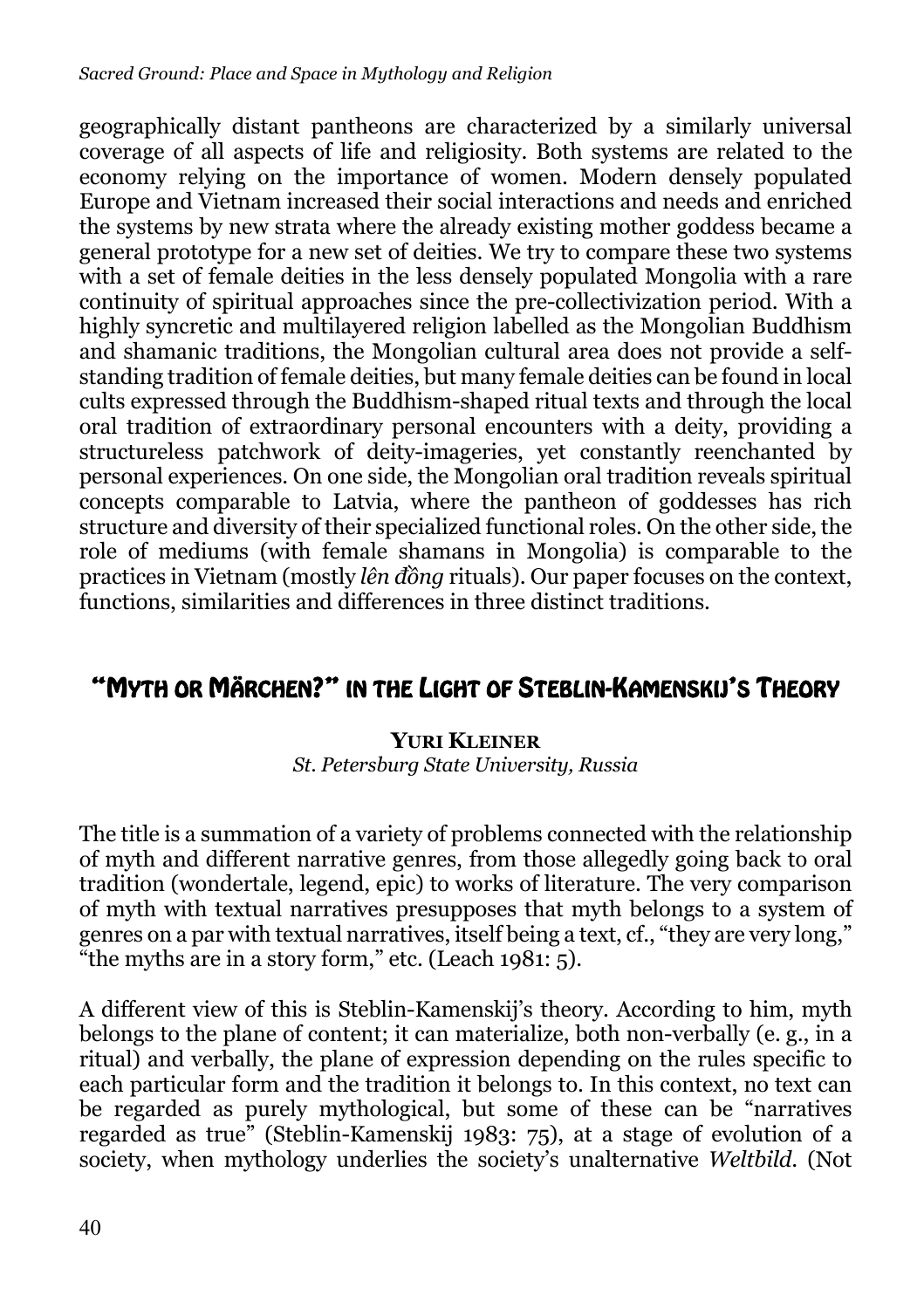geographically distant pantheons are characterized by a similarly universal coverage of all aspects of life and religiosity. Both systems are related to the economy relying on the importance of women. Modern densely populated Europe and Vietnam increased their social interactions and needs and enriched the systems by new strata where the already existing mother goddess became a general prototype for a new set of deities. We try to compare these two systems with a set of female deities in the less densely populated Mongolia with a rare continuity of spiritual approaches since the pre-collectivization period. With a highly syncretic and multilayered religion labelled as the Mongolian Buddhism and shamanic traditions, the Mongolian cultural area does not provide a self-standing tradition of female deities, but many female deities can be found in local cults expressed through the Buddhism-shaped ritual texts and through the local oral tradition of extraordinary personal encounters with a deity, providing a structureless patchwork of deity-imageries, yet constantly reenchanted by personal experiences. On one side, the Mongolian oral tradition reveals spiritual concepts comparable to Latvia, where the pantheon of goddesses has rich structure and diversity of their specialized functional roles. On the other side, the role of mediums (with female shamans in Mongolia) is comparable to the practices in Vietnam (mostly *lên đồng* rituals). Our paper focuses on the context, functions, similarities and differences in three distinct traditions.

## "Myth or Märchen?" in the Light of Steblin-Kamenskij's Theory

**Yuri Kleiner**
*St. Petersburg State University, Russia*

The title is a summation of a variety of problems connected with the relationship of myth and different narrative genres, from those allegedly going back to oral tradition (wondertale, legend, epic) to works of literature. The very comparison of myth with textual narratives presupposes that myth belongs to a system of genres on a par with textual narratives, itself being a text, cf., "they are very long," "the myths are in a story form," etc. (Leach 1981: 5).

A different view of this is Steblin-Kamenskij's theory. According to him, myth belongs to the plane of content; it can materialize, both non-verbally (e. g., in a ritual) and verbally, the plane of expression depending on the rules specific to each particular form and the tradition it belongs to. In this context, no text can be regarded as purely mythological, but some of these can be "narratives regarded as true" (Steblin-Kamenskij 1983: 75), at a stage of evolution of a society, when mythology underlies the society's unalternative *Weltbild*. (Not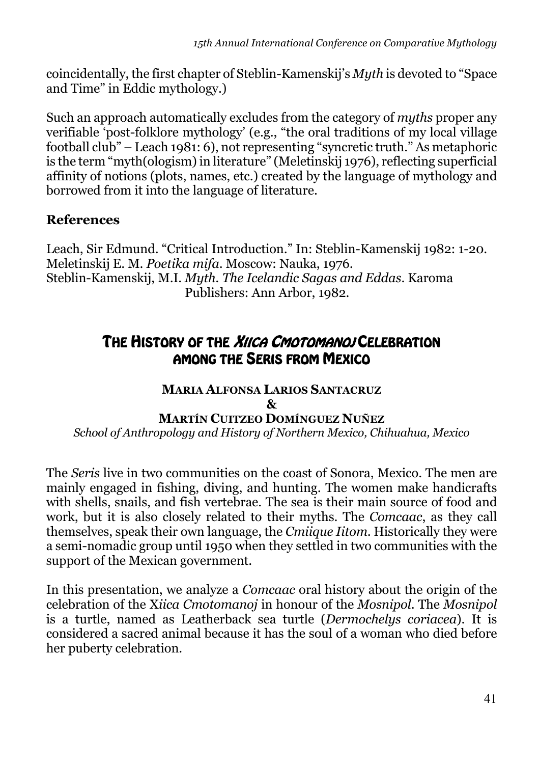coincidentally, the first chapter of Steblin-Kamenskij's *Myth* is devoted to "Space and Time" in Eddic mythology.)

Such an approach automatically excludes from the category of *myths* proper any verifiable 'post-folklore mythology' (e.g., "the oral traditions of my local village football club" – Leach 1981: 6), not representing "syncretic truth." As metaphoric is the term "myth(ologism) in literature" (Meletinskij 1976), reflecting superficial affinity of notions (plots, names, etc.) created by the language of mythology and borrowed from it into the language of literature.

### References

Leach, Sir Edmund. "Critical Introduction." In: Steblin-Kamenskij 1982: 1-20.
Meletinskij E. M. *Poetika mifa*. Moscow: Nauka, 1976.
Steblin-Kamenskij, M.I. *Myth. The Icelandic Sagas and Eddas*. Karoma Publishers: Ann Arbor, 1982.

## The History of the *Xiica Cmotomanoj* Celebration among the Seris from Mexico

**Maria Alfonsa Larios Santacruz**
**&**
**Martín Cuitzeo Domínguez Nuñez**
*School of Anthropology and History of Northern Mexico, Chihuahua, Mexico*

The *Seris* live in two communities on the coast of Sonora, Mexico. The men are mainly engaged in fishing, diving, and hunting. The women make handicrafts with shells, snails, and fish vertebrae. The sea is their main source of food and work, but it is also closely related to their myths. The *Comcaac*, as they call themselves, speak their own language, the *Cmiique Iitom*. Historically they were a semi-nomadic group until 1950 when they settled in two communities with the support of the Mexican government.

In this presentation, we analyze a *Comcaac* oral history about the origin of the celebration of the X*iica Cmotomanoj* in honour of the *Mosnipol*. The *Mosnipol* is a turtle, named as Leatherback sea turtle (*Dermochelys coriacea*). It is considered a sacred animal because it has the soul of a woman who died before her puberty celebration.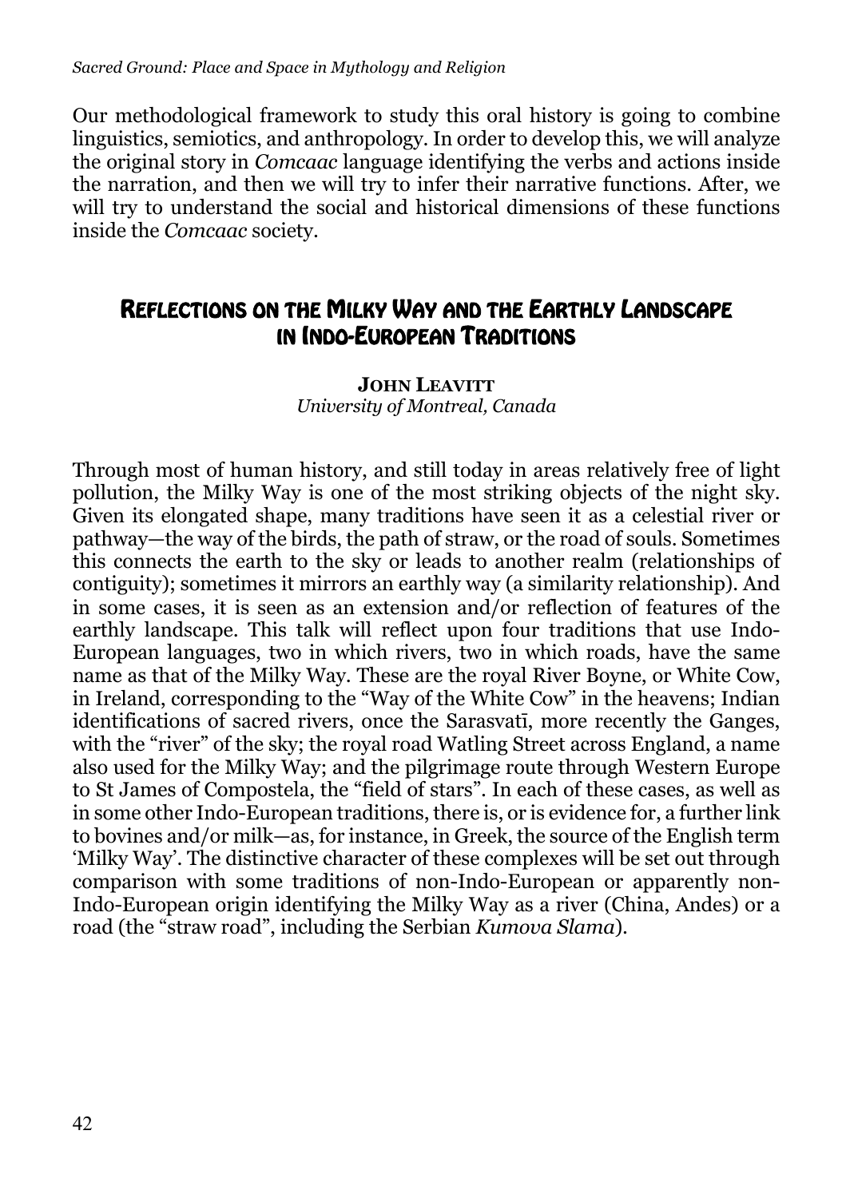Our methodological framework to study this oral history is going to combine linguistics, semiotics, and anthropology. In order to develop this, we will analyze the original story in *Comcaac* language identifying the verbs and actions inside the narration, and then we will try to infer their narrative functions. After, we will try to understand the social and historical dimensions of these functions inside the *Comcaac* society.

## Reflections on the Milky Way and the Earthly Landscape in Indo-European Traditions

**John Leavitt**
*University of Montreal, Canada*

Through most of human history, and still today in areas relatively free of light pollution, the Milky Way is one of the most striking objects of the night sky. Given its elongated shape, many traditions have seen it as a celestial river or pathway—the way of the birds, the path of straw, or the road of souls. Sometimes this connects the earth to the sky or leads to another realm (relationships of contiguity); sometimes it mirrors an earthly way (a similarity relationship). And in some cases, it is seen as an extension and/or reflection of features of the earthly landscape. This talk will reflect upon four traditions that use Indo-European languages, two in which rivers, two in which roads, have the same name as that of the Milky Way. These are the royal River Boyne, or White Cow, in Ireland, corresponding to the "Way of the White Cow" in the heavens; Indian identifications of sacred rivers, once the Sarasvatī, more recently the Ganges, with the "river" of the sky; the royal road Watling Street across England, a name also used for the Milky Way; and the pilgrimage route through Western Europe to St James of Compostela, the "field of stars". In each of these cases, as well as in some other Indo-European traditions, there is, or is evidence for, a further link to bovines and/or milk—as, for instance, in Greek, the source of the English term 'Milky Way'. The distinctive character of these complexes will be set out through comparison with some traditions of non-Indo-European or apparently non-Indo-European origin identifying the Milky Way as a river (China, Andes) or a road (the "straw road", including the Serbian *Kumova Slama*).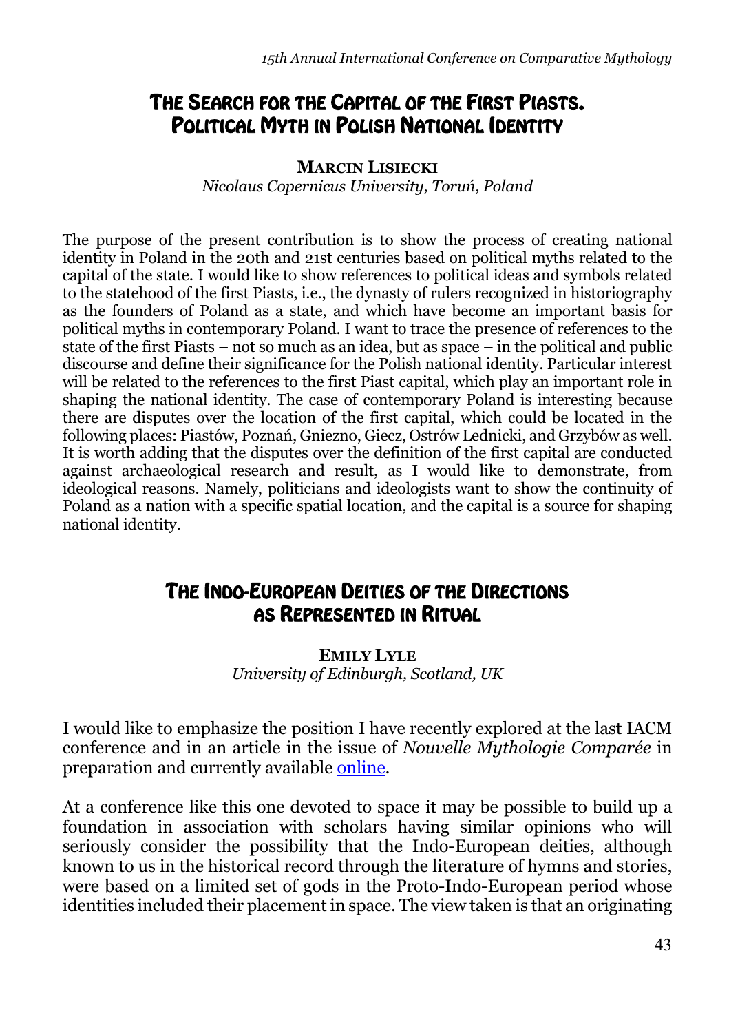## The Search for the Capital of the First Piasts. Political Myth in Polish National Identity

**Marcin Lisiecki**
*Nicolaus Copernicus University, Toruń, Poland*

The purpose of the present contribution is to show the process of creating national identity in Poland in the 20th and 21st centuries based on political myths related to the capital of the state. I would like to show references to political ideas and symbols related to the statehood of the first Piasts, i.e., the dynasty of rulers recognized in historiography as the founders of Poland as a state, and which have become an important basis for political myths in contemporary Poland. I want to trace the presence of references to the state of the first Piasts – not so much as an idea, but as space – in the political and public discourse and define their significance for the Polish national identity. Particular interest will be related to the references to the first Piast capital, which play an important role in shaping the national identity. The case of contemporary Poland is interesting because there are disputes over the location of the first capital, which could be located in the following places: Piastów, Poznań, Gniezno, Giecz, Ostrów Lednicki, and Grzybów as well. It is worth adding that the disputes over the definition of the first capital are conducted against archaeological research and result, as I would like to demonstrate, from ideological reasons. Namely, politicians and ideologists want to show the continuity of Poland as a nation with a specific spatial location, and the capital is a source for shaping national identity.

## The Indo-European Deities of the Directions as Represented in Ritual

**Emily Lyle**
*University of Edinburgh, Scotland, UK*

I would like to emphasize the position I have recently explored at the last IACM conference and in an article in the issue of *Nouvelle Mythologie Comparée* in preparation and currently available online.

At a conference like this one devoted to space it may be possible to build up a foundation in association with scholars having similar opinions who will seriously consider the possibility that the Indo-European deities, although known to us in the historical record through the literature of hymns and stories, were based on a limited set of gods in the Proto-Indo-European period whose identities included their placement in space. The view taken is that an originating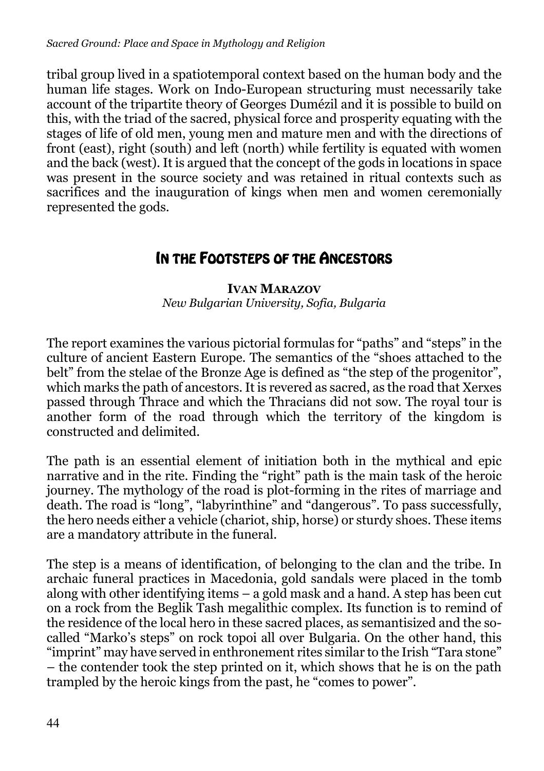tribal group lived in a spatiotemporal context based on the human body and the human life stages. Work on Indo-European structuring must necessarily take account of the tripartite theory of Georges Dumézil and it is possible to build on this, with the triad of the sacred, physical force and prosperity equating with the stages of life of old men, young men and mature men and with the directions of front (east), right (south) and left (north) while fertility is equated with women and the back (west). It is argued that the concept of the gods in locations in space was present in the source society and was retained in ritual contexts such as sacrifices and the inauguration of kings when men and women ceremonially represented the gods.

## In the Footsteps of the Ancestors

**Ivan Marazov**
*New Bulgarian University, Sofia, Bulgaria*

The report examines the various pictorial formulas for "paths" and "steps" in the culture of ancient Eastern Europe. The semantics of the "shoes attached to the belt" from the stelae of the Bronze Age is defined as "the step of the progenitor", which marks the path of ancestors. It is revered as sacred, as the road that Xerxes passed through Thrace and which the Thracians did not sow. The royal tour is another form of the road through which the territory of the kingdom is constructed and delimited.

The path is an essential element of initiation both in the mythical and epic narrative and in the rite. Finding the "right" path is the main task of the heroic journey. The mythology of the road is plot-forming in the rites of marriage and death. The road is "long", "labyrinthine" and "dangerous". To pass successfully, the hero needs either a vehicle (chariot, ship, horse) or sturdy shoes. These items are a mandatory attribute in the funeral.

The step is a means of identification, of belonging to the clan and the tribe. In archaic funeral practices in Macedonia, gold sandals were placed in the tomb along with other identifying items – a gold mask and a hand. A step has been cut on a rock from the Beglik Tash megalithic complex. Its function is to remind of the residence of the local hero in these sacred places, as semantisizied and the so-called "Marko's steps" on rock topoi all over Bulgaria. On the other hand, this "imprint" may have served in enthronement rites similar to the Irish "Tara stone" – the contender took the step printed on it, which shows that he is on the path trampled by the heroic kings from the past, he "comes to power".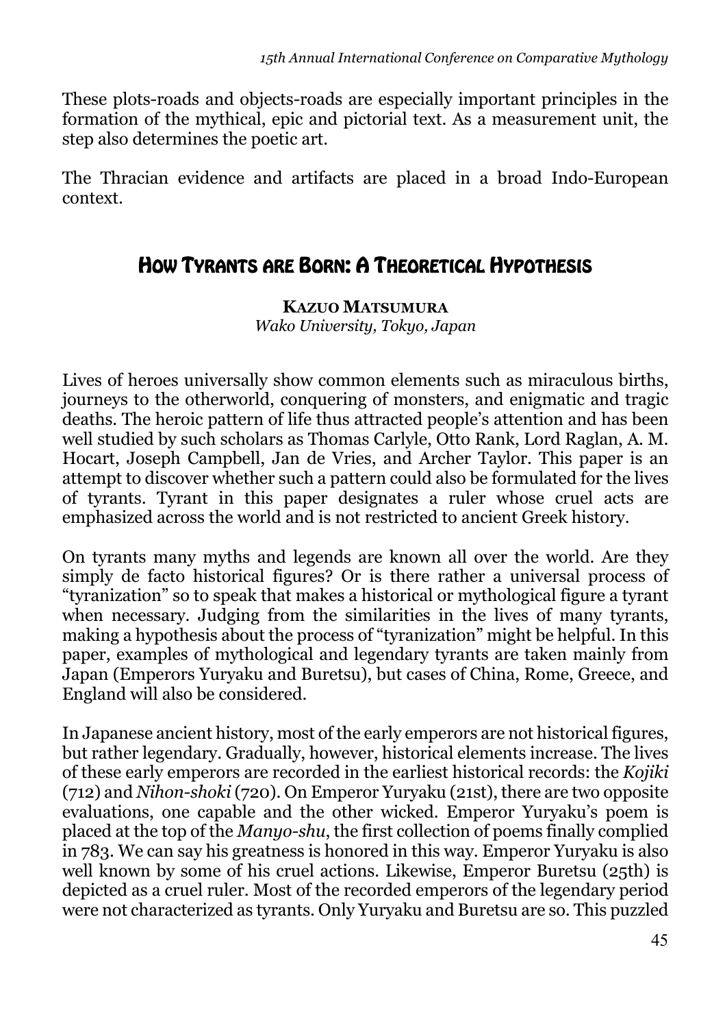These plots-roads and objects-roads are especially important principles in the formation of the mythical, epic and pictorial text. As a measurement unit, the step also determines the poetic art.

The Thracian evidence and artifacts are placed in a broad Indo-European context.

## How Tyrants are Born: A Theoretical Hypothesis

**Kazuo Matsumura**
*Wako University, Tokyo, Japan*

Lives of heroes universally show common elements such as miraculous births, journeys to the otherworld, conquering of monsters, and enigmatic and tragic deaths. The heroic pattern of life thus attracted people's attention and has been well studied by such scholars as Thomas Carlyle, Otto Rank, Lord Raglan, A. M. Hocart, Joseph Campbell, Jan de Vries, and Archer Taylor. This paper is an attempt to discover whether such a pattern could also be formulated for the lives of tyrants. Tyrant in this paper designates a ruler whose cruel acts are emphasized across the world and is not restricted to ancient Greek history.

On tyrants many myths and legends are known all over the world. Are they simply de facto historical figures? Or is there rather a universal process of "tyranization" so to speak that makes a historical or mythological figure a tyrant when necessary. Judging from the similarities in the lives of many tyrants, making a hypothesis about the process of "tyranization" might be helpful. In this paper, examples of mythological and legendary tyrants are taken mainly from Japan (Emperors Yuryaku and Buretsu), but cases of China, Rome, Greece, and England will also be considered.

In Japanese ancient history, most of the early emperors are not historical figures, but rather legendary. Gradually, however, historical elements increase. The lives of these early emperors are recorded in the earliest historical records: the *Kojiki* (712) and *Nihon-shoki* (720). On Emperor Yuryaku (21st), there are two opposite evaluations, one capable and the other wicked. Emperor Yuryaku's poem is placed at the top of the *Manyo-shu*, the first collection of poems finally complied in 783. We can say his greatness is honored in this way. Emperor Yuryaku is also well known by some of his cruel actions. Likewise, Emperor Buretsu (25th) is depicted as a cruel ruler. Most of the recorded emperors of the legendary period were not characterized as tyrants. Only Yuryaku and Buretsu are so. This puzzled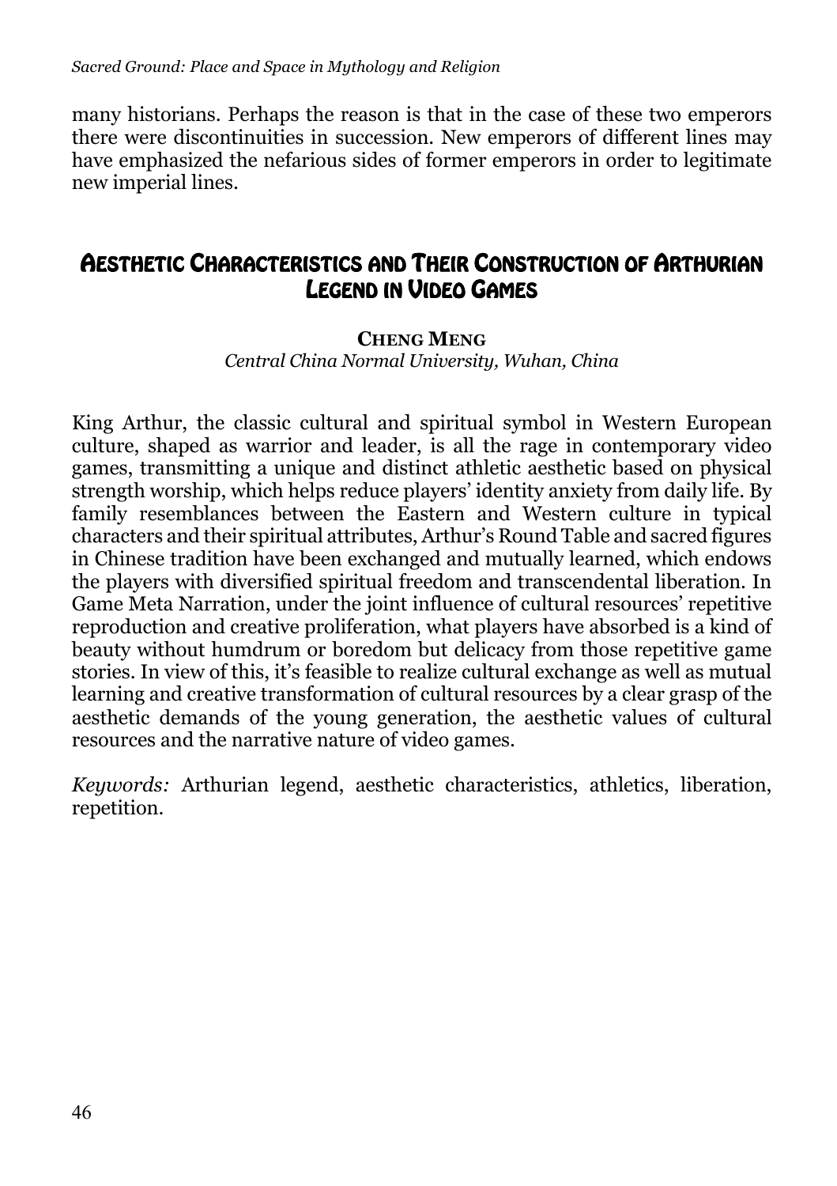many historians. Perhaps the reason is that in the case of these two emperors there were discontinuities in succession. New emperors of different lines may have emphasized the nefarious sides of former emperors in order to legitimate new imperial lines.

## Aesthetic Characteristics and Their Construction of Arthurian Legend in Video Games

**Cheng Meng**

*Central China Normal University, Wuhan, China*

King Arthur, the classic cultural and spiritual symbol in Western European culture, shaped as warrior and leader, is all the rage in contemporary video games, transmitting a unique and distinct athletic aesthetic based on physical strength worship, which helps reduce players' identity anxiety from daily life. By family resemblances between the Eastern and Western culture in typical characters and their spiritual attributes, Arthur's Round Table and sacred figures in Chinese tradition have been exchanged and mutually learned, which endows the players with diversified spiritual freedom and transcendental liberation. In Game Meta Narration, under the joint influence of cultural resources' repetitive reproduction and creative proliferation, what players have absorbed is a kind of beauty without humdrum or boredom but delicacy from those repetitive game stories. In view of this, it's feasible to realize cultural exchange as well as mutual learning and creative transformation of cultural resources by a clear grasp of the aesthetic demands of the young generation, the aesthetic values of cultural resources and the narrative nature of video games.

*Keywords:* Arthurian legend, aesthetic characteristics, athletics, liberation, repetition.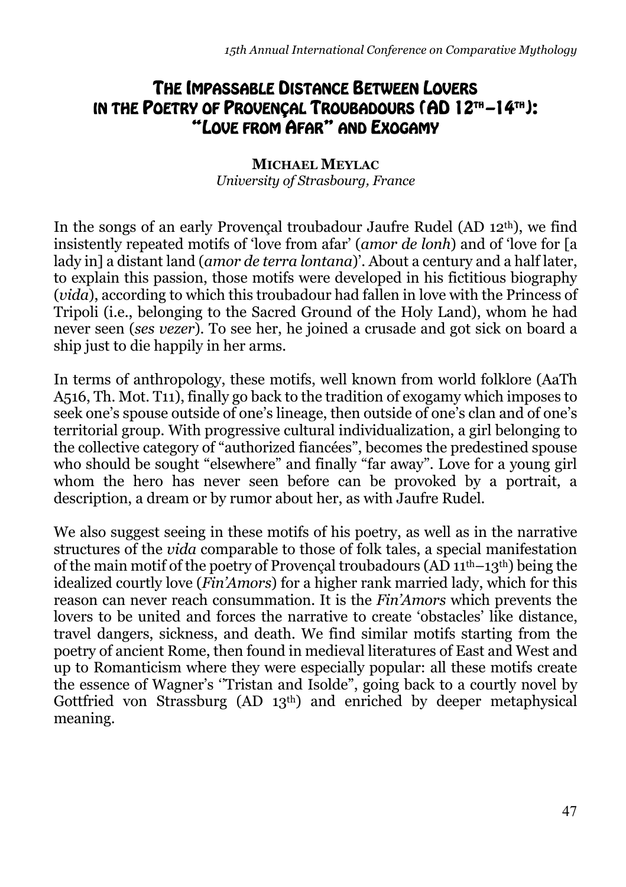# The Impassable Distance Between Lovers in the Poetry of Provençal Troubadours (AD 12th–14th): "Love from Afar" and Exogamy

**Michael Meylac**
*University of Strasbourg, France*

In the songs of an early Provençal troubadour Jaufre Rudel (AD 12th), we find insistently repeated motifs of 'love from afar' (*amor de lonh*) and of 'love for [a lady in] a distant land (*amor de terra lontana*)'. About a century and a half later, to explain this passion, those motifs were developed in his fictitious biography (*vida*), according to which this troubadour had fallen in love with the Princess of Tripoli (i.e., belonging to the Sacred Ground of the Holy Land), whom he had never seen (*ses vezer*). To see her, he joined a crusade and got sick on board a ship just to die happily in her arms.

In terms of anthropology, these motifs, well known from world folklore (AaTh A516, Th. Mot. T11), finally go back to the tradition of exogamy which imposes to seek one's spouse outside of one's lineage, then outside of one's clan and of one's territorial group. With progressive cultural individualization, a girl belonging to the collective category of "authorized fiancées", becomes the predestined spouse who should be sought "elsewhere" and finally "far away". Love for a young girl whom the hero has never seen before can be provoked by a portrait, a description, a dream or by rumor about her, as with Jaufre Rudel.

We also suggest seeing in these motifs of his poetry, as well as in the narrative structures of the *vida* comparable to those of folk tales, a special manifestation of the main motif of the poetry of Provençal troubadours (AD 11th–13th) being the idealized courtly love (*Fin'Amors*) for a higher rank married lady, which for this reason can never reach consummation. It is the *Fin'Amors* which prevents the lovers to be united and forces the narrative to create 'obstacles' like distance, travel dangers, sickness, and death. We find similar motifs starting from the poetry of ancient Rome, then found in medieval literatures of East and West and up to Romanticism where they were especially popular: all these motifs create the essence of Wagner's '"Tristan and Isolde", going back to a courtly novel by Gottfried von Strassburg (AD 13th) and enriched by deeper metaphysical meaning.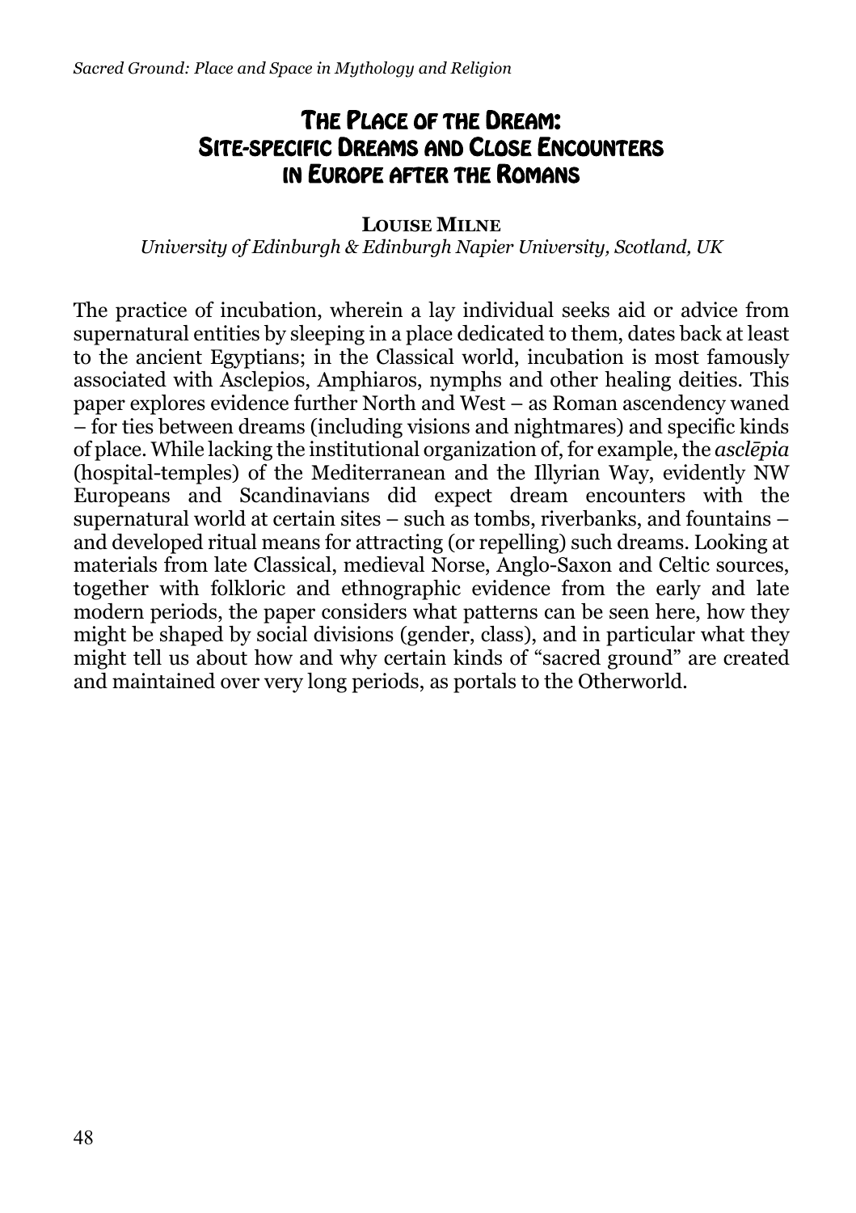# The Place of the Dream: Site-specific Dreams and Close Encounters in Europe after the Romans

**Louise Milne**

*University of Edinburgh & Edinburgh Napier University, Scotland, UK*

The practice of incubation, wherein a lay individual seeks aid or advice from supernatural entities by sleeping in a place dedicated to them, dates back at least to the ancient Egyptians; in the Classical world, incubation is most famously associated with Asclepios, Amphiaros, nymphs and other healing deities. This paper explores evidence further North and West – as Roman ascendency waned – for ties between dreams (including visions and nightmares) and specific kinds of place. While lacking the institutional organization of, for example, the *asclēpia* (hospital-temples) of the Mediterranean and the Illyrian Way, evidently NW Europeans and Scandinavians did expect dream encounters with the supernatural world at certain sites – such as tombs, riverbanks, and fountains – and developed ritual means for attracting (or repelling) such dreams. Looking at materials from late Classical, medieval Norse, Anglo-Saxon and Celtic sources, together with folkloric and ethnographic evidence from the early and late modern periods, the paper considers what patterns can be seen here, how they might be shaped by social divisions (gender, class), and in particular what they might tell us about how and why certain kinds of "sacred ground" are created and maintained over very long periods, as portals to the Otherworld.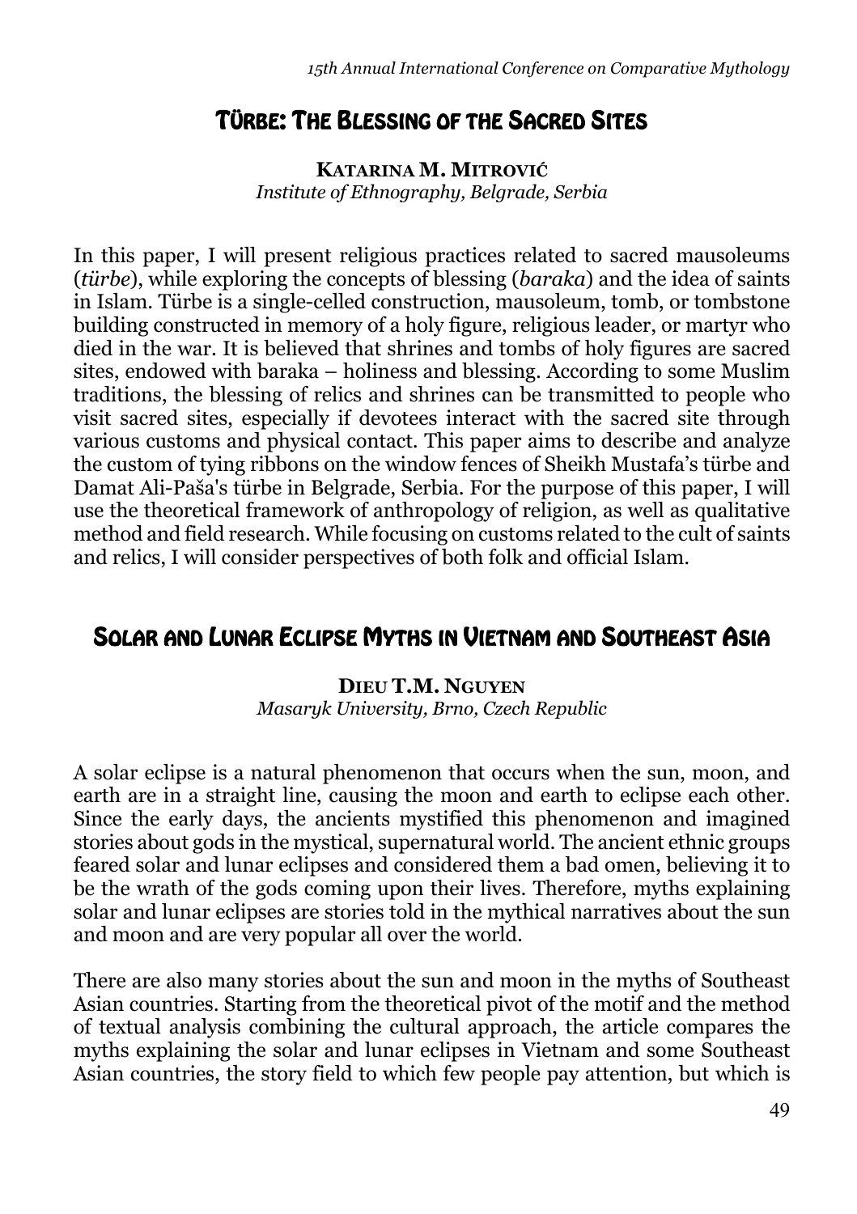## Türbe: The Blessing of the Sacred Sites

**Katarina M. Mitrović**
*Institute of Ethnography, Belgrade, Serbia*

In this paper, I will present religious practices related to sacred mausoleums (*türbe*), while exploring the concepts of blessing (*baraka*) and the idea of saints in Islam. Türbe is a single-celled construction, mausoleum, tomb, or tombstone building constructed in memory of a holy figure, religious leader, or martyr who died in the war. It is believed that shrines and tombs of holy figures are sacred sites, endowed with baraka – holiness and blessing. According to some Muslim traditions, the blessing of relics and shrines can be transmitted to people who visit sacred sites, especially if devotees interact with the sacred site through various customs and physical contact. This paper aims to describe and analyze the custom of tying ribbons on the window fences of Sheikh Mustafa's türbe and Damat Ali-Paša's türbe in Belgrade, Serbia. For the purpose of this paper, I will use the theoretical framework of anthropology of religion, as well as qualitative method and field research. While focusing on customs related to the cult of saints and relics, I will consider perspectives of both folk and official Islam.

## Solar and Lunar Eclipse Myths in Vietnam and Southeast Asia

**Dieu T.M. Nguyen**
*Masaryk University, Brno, Czech Republic*

A solar eclipse is a natural phenomenon that occurs when the sun, moon, and earth are in a straight line, causing the moon and earth to eclipse each other. Since the early days, the ancients mystified this phenomenon and imagined stories about gods in the mystical, supernatural world. The ancient ethnic groups feared solar and lunar eclipses and considered them a bad omen, believing it to be the wrath of the gods coming upon their lives. Therefore, myths explaining solar and lunar eclipses are stories told in the mythical narratives about the sun and moon and are very popular all over the world.

There are also many stories about the sun and moon in the myths of Southeast Asian countries. Starting from the theoretical pivot of the motif and the method of textual analysis combining the cultural approach, the article compares the myths explaining the solar and lunar eclipses in Vietnam and some Southeast Asian countries, the story field to which few people pay attention, but which is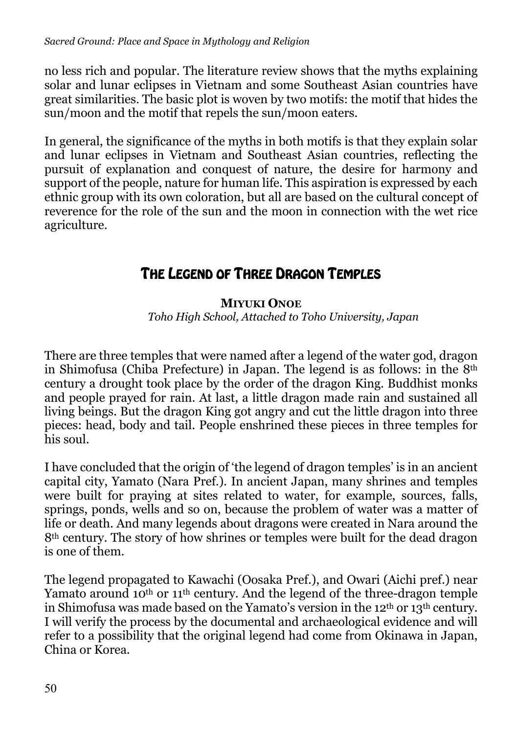no less rich and popular. The literature review shows that the myths explaining solar and lunar eclipses in Vietnam and some Southeast Asian countries have great similarities. The basic plot is woven by two motifs: the motif that hides the sun/moon and the motif that repels the sun/moon eaters.

In general, the significance of the myths in both motifs is that they explain solar and lunar eclipses in Vietnam and Southeast Asian countries, reflecting the pursuit of explanation and conquest of nature, the desire for harmony and support of the people, nature for human life. This aspiration is expressed by each ethnic group with its own coloration, but all are based on the cultural concept of reverence for the role of the sun and the moon in connection with the wet rice agriculture.

## The Legend of Three Dragon Temples

**Miyuki Onoe**
*Toho High School, Attached to Toho University, Japan*

There are three temples that were named after a legend of the water god, dragon in Shimofusa (Chiba Prefecture) in Japan. The legend is as follows: in the 8th century a drought took place by the order of the dragon King. Buddhist monks and people prayed for rain. At last, a little dragon made rain and sustained all living beings. But the dragon King got angry and cut the little dragon into three pieces: head, body and tail. People enshrined these pieces in three temples for his soul.

I have concluded that the origin of 'the legend of dragon temples' is in an ancient capital city, Yamato (Nara Pref.). In ancient Japan, many shrines and temples were built for praying at sites related to water, for example, sources, falls, springs, ponds, wells and so on, because the problem of water was a matter of life or death. And many legends about dragons were created in Nara around the 8th century. The story of how shrines or temples were built for the dead dragon is one of them.

The legend propagated to Kawachi (Oosaka Pref.), and Owari (Aichi pref.) near Yamato around 10th or 11th century. And the legend of the three-dragon temple in Shimofusa was made based on the Yamato's version in the 12th or 13th century. I will verify the process by the documental and archaeological evidence and will refer to a possibility that the original legend had come from Okinawa in Japan, China or Korea.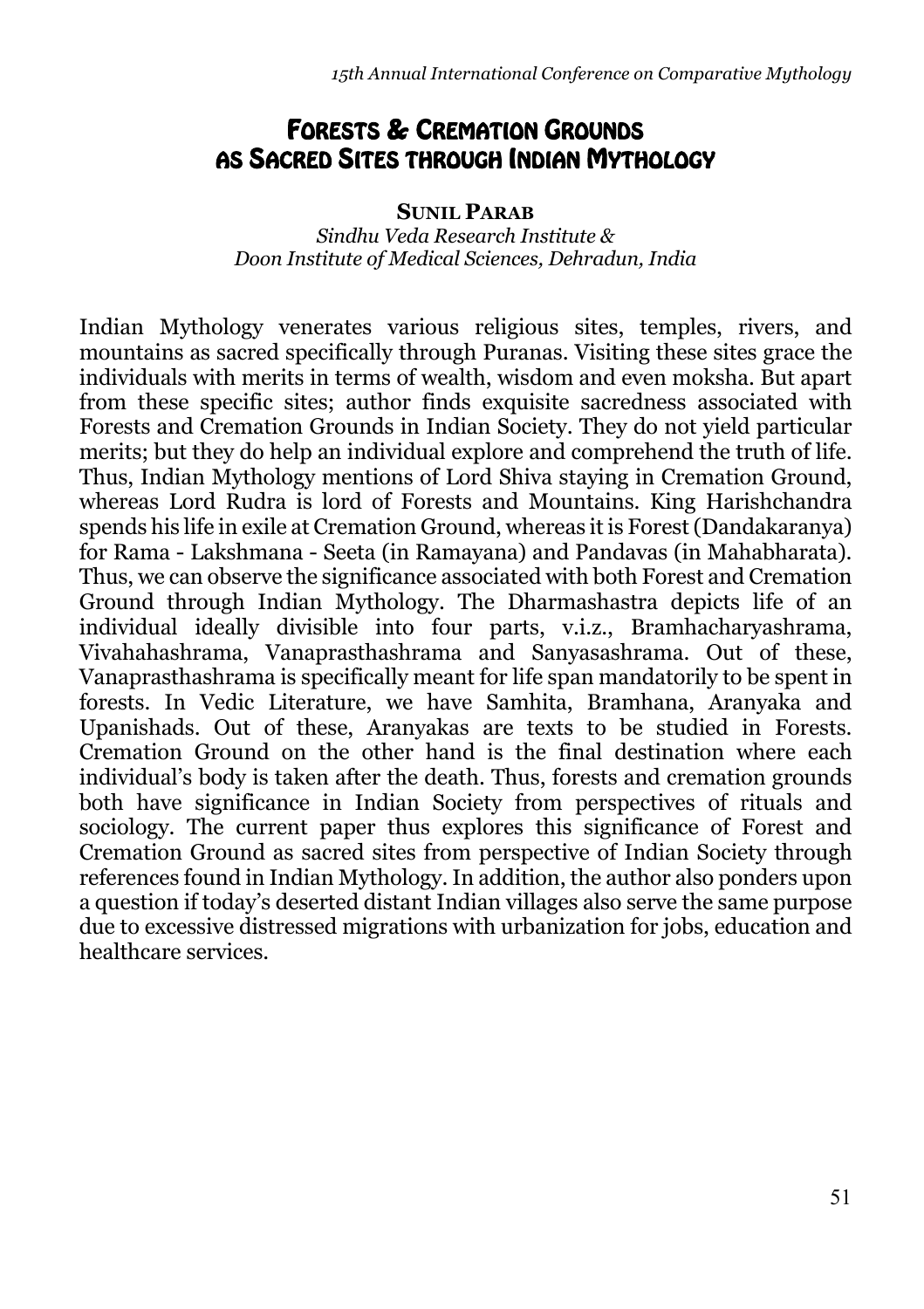# Forests & Cremation Grounds as Sacred Sites through Indian Mythology

**Sunil Parab**

*Sindhu Veda Research Institute &*
*Doon Institute of Medical Sciences, Dehradun, India*

Indian Mythology venerates various religious sites, temples, rivers, and mountains as sacred specifically through Puranas. Visiting these sites grace the individuals with merits in terms of wealth, wisdom and even moksha. But apart from these specific sites; author finds exquisite sacredness associated with Forests and Cremation Grounds in Indian Society. They do not yield particular merits; but they do help an individual explore and comprehend the truth of life. Thus, Indian Mythology mentions of Lord Shiva staying in Cremation Ground, whereas Lord Rudra is lord of Forests and Mountains. King Harishchandra spends his life in exile at Cremation Ground, whereas it is Forest (Dandakaranya) for Rama - Lakshmana - Seeta (in Ramayana) and Pandavas (in Mahabharata). Thus, we can observe the significance associated with both Forest and Cremation Ground through Indian Mythology. The Dharmashastra depicts life of an individual ideally divisible into four parts, v.i.z., Bramhacharyashrama, Vivahahashrama, Vanaprasthashrama and Sanyasashrama. Out of these, Vanaprasthashrama is specifically meant for life span mandatorily to be spent in forests. In Vedic Literature, we have Samhita, Bramhana, Aranyaka and Upanishads. Out of these, Aranyakas are texts to be studied in Forests. Cremation Ground on the other hand is the final destination where each individual's body is taken after the death. Thus, forests and cremation grounds both have significance in Indian Society from perspectives of rituals and sociology. The current paper thus explores this significance of Forest and Cremation Ground as sacred sites from perspective of Indian Society through references found in Indian Mythology. In addition, the author also ponders upon a question if today's deserted distant Indian villages also serve the same purpose due to excessive distressed migrations with urbanization for jobs, education and healthcare services.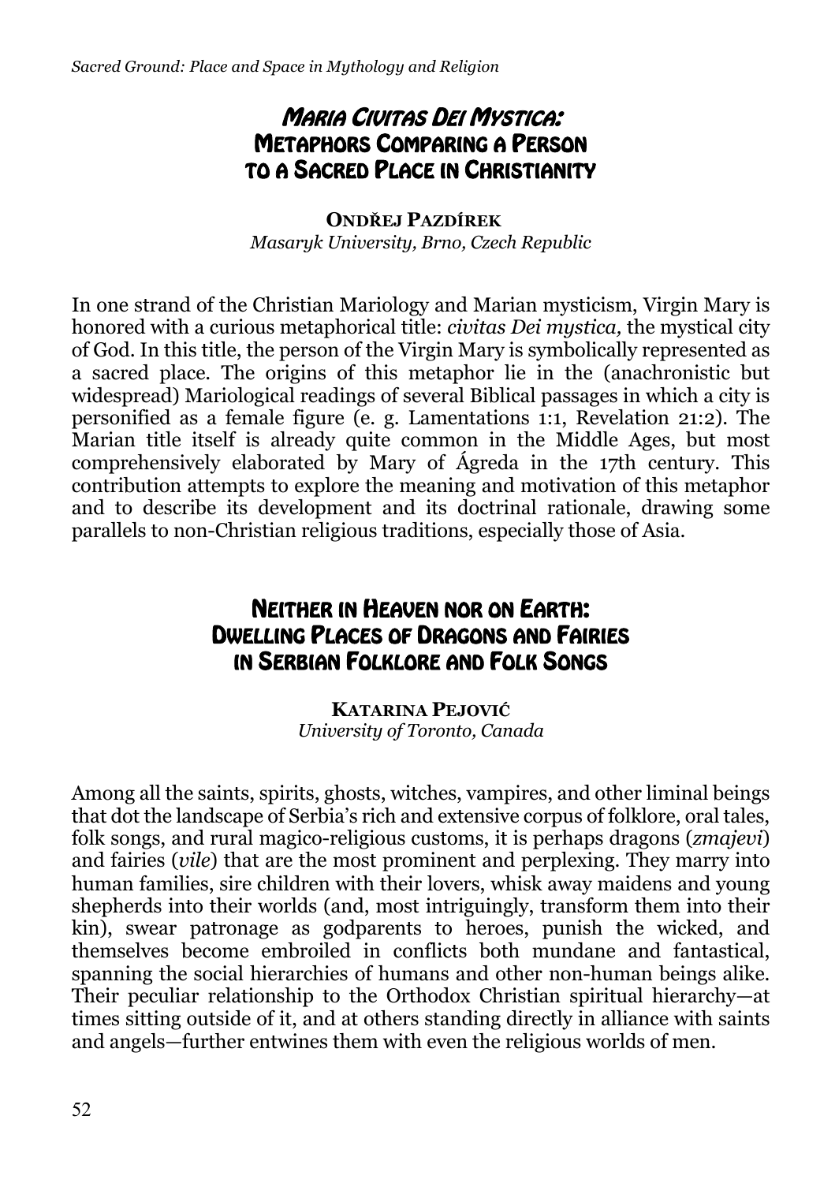## *Maria Civitas Dei Mystica*: Metaphors Comparing a Person to a Sacred Place in Christianity

**Ondřej Pazdírek**
*Masaryk University, Brno, Czech Republic*

In one strand of the Christian Mariology and Marian mysticism, Virgin Mary is honored with a curious metaphorical title: *civitas Dei mystica,* the mystical city of God. In this title, the person of the Virgin Mary is symbolically represented as a sacred place. The origins of this metaphor lie in the (anachronistic but widespread) Mariological readings of several Biblical passages in which a city is personified as a female figure (e. g. Lamentations 1:1, Revelation 21:2). The Marian title itself is already quite common in the Middle Ages, but most comprehensively elaborated by Mary of Ágreda in the 17th century. This contribution attempts to explore the meaning and motivation of this metaphor and to describe its development and its doctrinal rationale, drawing some parallels to non-Christian religious traditions, especially those of Asia.

## Neither in Heaven nor on Earth: Dwelling Places of Dragons and Fairies in Serbian Folklore and Folk Songs

**Katarina Pejović**
*University of Toronto, Canada*

Among all the saints, spirits, ghosts, witches, vampires, and other liminal beings that dot the landscape of Serbia's rich and extensive corpus of folklore, oral tales, folk songs, and rural magico-religious customs, it is perhaps dragons (*zmajevi*) and fairies (*vile*) that are the most prominent and perplexing. They marry into human families, sire children with their lovers, whisk away maidens and young shepherds into their worlds (and, most intriguingly, transform them into their kin), swear patronage as godparents to heroes, punish the wicked, and themselves become embroiled in conflicts both mundane and fantastical, spanning the social hierarchies of humans and other non-human beings alike. Their peculiar relationship to the Orthodox Christian spiritual hierarchy—at times sitting outside of it, and at others standing directly in alliance with saints and angels—further entwines them with even the religious worlds of men.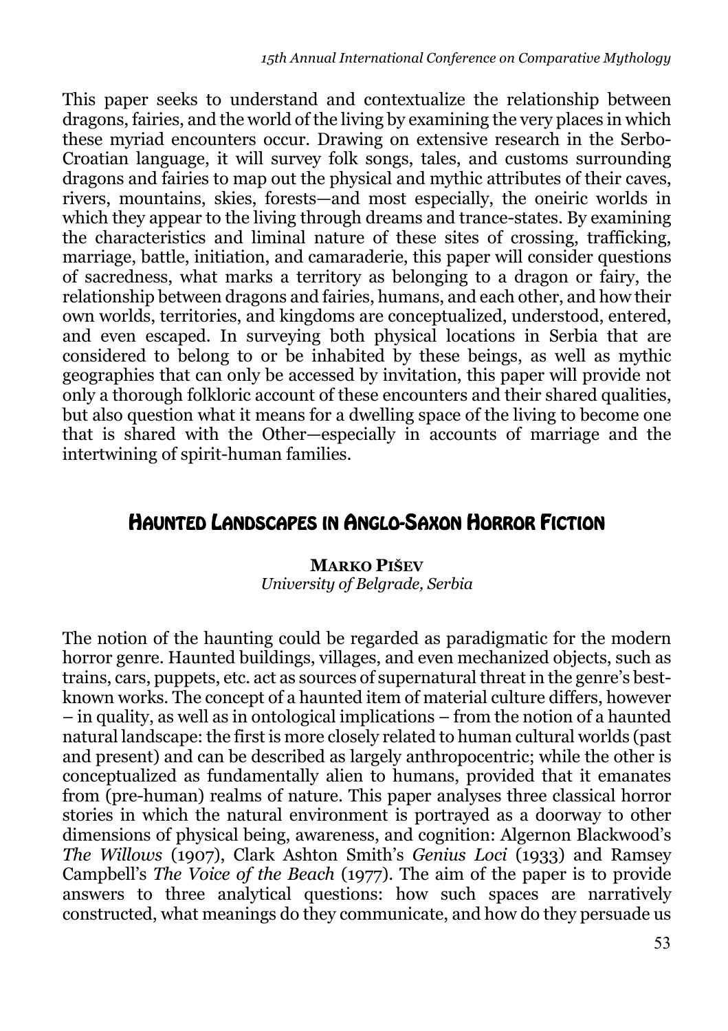This paper seeks to understand and contextualize the relationship between dragons, fairies, and the world of the living by examining the very places in which these myriad encounters occur. Drawing on extensive research in the Serbo-Croatian language, it will survey folk songs, tales, and customs surrounding dragons and fairies to map out the physical and mythic attributes of their caves, rivers, mountains, skies, forests—and most especially, the oneiric worlds in which they appear to the living through dreams and trance-states. By examining the characteristics and liminal nature of these sites of crossing, trafficking, marriage, battle, initiation, and camaraderie, this paper will consider questions of sacredness, what marks a territory as belonging to a dragon or fairy, the relationship between dragons and fairies, humans, and each other, and how their own worlds, territories, and kingdoms are conceptualized, understood, entered, and even escaped. In surveying both physical locations in Serbia that are considered to belong to or be inhabited by these beings, as well as mythic geographies that can only be accessed by invitation, this paper will provide not only a thorough folkloric account of these encounters and their shared qualities, but also question what it means for a dwelling space of the living to become one that is shared with the Other—especially in accounts of marriage and the intertwining of spirit-human families.

## Haunted Landscapes in Anglo-Saxon Horror Fiction

**Marko Pišev**
*University of Belgrade, Serbia*

The notion of the haunting could be regarded as paradigmatic for the modern horror genre. Haunted buildings, villages, and even mechanized objects, such as trains, cars, puppets, etc. act as sources of supernatural threat in the genre's best-known works. The concept of a haunted item of material culture differs, however – in quality, as well as in ontological implications – from the notion of a haunted natural landscape: the first is more closely related to human cultural worlds (past and present) and can be described as largely anthropocentric; while the other is conceptualized as fundamentally alien to humans, provided that it emanates from (pre-human) realms of nature. This paper analyses three classical horror stories in which the natural environment is portrayed as a doorway to other dimensions of physical being, awareness, and cognition: Algernon Blackwood's *The Willows* (1907), Clark Ashton Smith's *Genius Loci* (1933) and Ramsey Campbell's *The Voice of the Beach* (1977). The aim of the paper is to provide answers to three analytical questions: how such spaces are narratively constructed, what meanings do they communicate, and how do they persuade us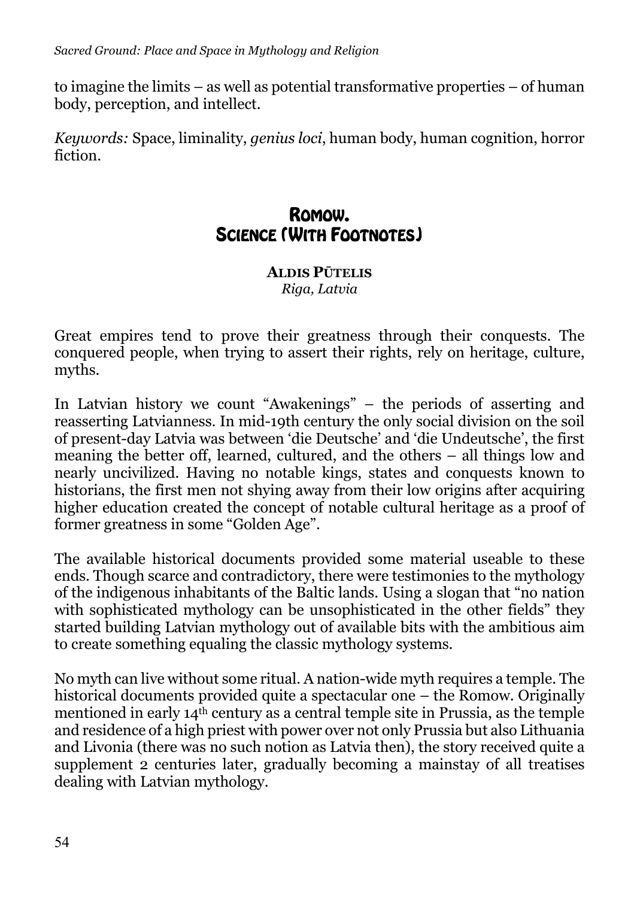to imagine the limits – as well as potential transformative properties – of human body, perception, and intellect.

*Keywords:* Space, liminality, *genius loci*, human body, human cognition, horror fiction.

# Romow. Science (With Footnotes)

**Aldis Pūtelis**
*Riga, Latvia*

Great empires tend to prove their greatness through their conquests. The conquered people, when trying to assert their rights, rely on heritage, culture, myths.

In Latvian history we count "Awakenings" – the periods of asserting and reasserting Latvianness. In mid-19th century the only social division on the soil of present-day Latvia was between 'die Deutsche' and 'die Undeutsche', the first meaning the better off, learned, cultured, and the others – all things low and nearly uncivilized. Having no notable kings, states and conquests known to historians, the first men not shying away from their low origins after acquiring higher education created the concept of notable cultural heritage as a proof of former greatness in some "Golden Age".

The available historical documents provided some material useable to these ends. Though scarce and contradictory, there were testimonies to the mythology of the indigenous inhabitants of the Baltic lands. Using a slogan that "no nation with sophisticated mythology can be unsophisticated in the other fields" they started building Latvian mythology out of available bits with the ambitious aim to create something equaling the classic mythology systems.

No myth can live without some ritual. A nation-wide myth requires a temple. The historical documents provided quite a spectacular one – the Romow. Originally mentioned in early 14th century as a central temple site in Prussia, as the temple and residence of a high priest with power over not only Prussia but also Lithuania and Livonia (there was no such notion as Latvia then), the story received quite a supplement 2 centuries later, gradually becoming a mainstay of all treatises dealing with Latvian mythology.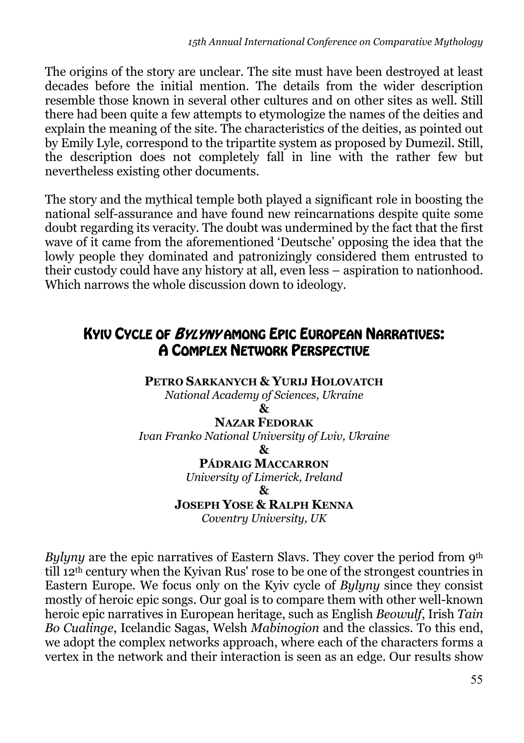The origins of the story are unclear. The site must have been destroyed at least decades before the initial mention. The details from the wider description resemble those known in several other cultures and on other sites as well. Still there had been quite a few attempts to etymologize the names of the deities and explain the meaning of the site. The characteristics of the deities, as pointed out by Emily Lyle, correspond to the tripartite system as proposed by Dumezil. Still, the description does not completely fall in line with the rather few but nevertheless existing other documents.

The story and the mythical temple both played a significant role in boosting the national self-assurance and have found new reincarnations despite quite some doubt regarding its veracity. The doubt was undermined by the fact that the first wave of it came from the aforementioned 'Deutsche' opposing the idea that the lowly people they dominated and patronizingly considered them entrusted to their custody could have any history at all, even less – aspiration to nationhood. Which narrows the whole discussion down to ideology.

## Kyiv Cycle of *Bylyny* among Epic European Narratives: A Complex Network Perspective

**Petro Sarkanych & Yurij Holovatch**
*National Academy of Sciences, Ukraine*
**&**
**Nazar Fedorak**
*Ivan Franko National University of Lviv, Ukraine*
**&**
**Pádraig MacCarron**
*University of Limerick, Ireland*
**&**
**Joseph Yose & Ralph Kenna**
*Coventry University, UK*

*Bylyny* are the epic narratives of Eastern Slavs. They cover the period from 9th till 12th century when the Kyivan Rus' rose to be one of the strongest countries in Eastern Europe. We focus only on the Kyiv cycle of *Bylyny* since they consist mostly of heroic epic songs. Our goal is to compare them with other well-known heroic epic narratives in European heritage, such as English *Beowulf*, Irish *Tain Bo Cualinge*, Icelandic Sagas, Welsh *Mabinogion* and the classics. To this end, we adopt the complex networks approach, where each of the characters forms a vertex in the network and their interaction is seen as an edge. Our results show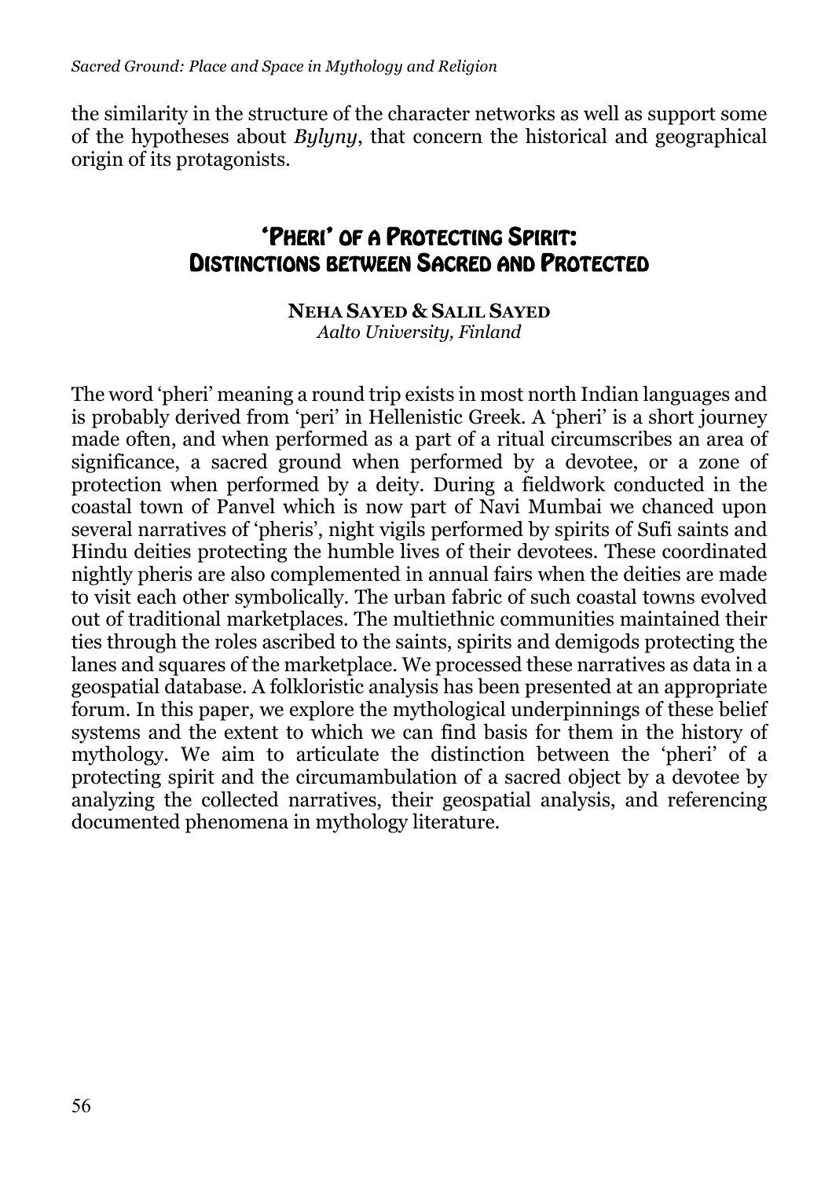the similarity in the structure of the character networks as well as support some of the hypotheses about *Bylyny*, that concern the historical and geographical origin of its protagonists.

## 'Pheri' of a Protecting Spirit: Distinctions between Sacred and Protected

**Neha Sayed & Salil Sayed**
*Aalto University, Finland*

The word 'pheri' meaning a round trip exists in most north Indian languages and is probably derived from 'peri' in Hellenistic Greek. A 'pheri' is a short journey made often, and when performed as a part of a ritual circumscribes an area of significance, a sacred ground when performed by a devotee, or a zone of protection when performed by a deity. During a fieldwork conducted in the coastal town of Panvel which is now part of Navi Mumbai we chanced upon several narratives of 'pheris', night vigils performed by spirits of Sufi saints and Hindu deities protecting the humble lives of their devotees. These coordinated nightly pheris are also complemented in annual fairs when the deities are made to visit each other symbolically. The urban fabric of such coastal towns evolved out of traditional marketplaces. The multiethnic communities maintained their ties through the roles ascribed to the saints, spirits and demigods protecting the lanes and squares of the marketplace. We processed these narratives as data in a geospatial database. A folkloristic analysis has been presented at an appropriate forum. In this paper, we explore the mythological underpinnings of these belief systems and the extent to which we can find basis for them in the history of mythology. We aim to articulate the distinction between the 'pheri' of a protecting spirit and the circumambulation of a sacred object by a devotee by analyzing the collected narratives, their geospatial analysis, and referencing documented phenomena in mythology literature.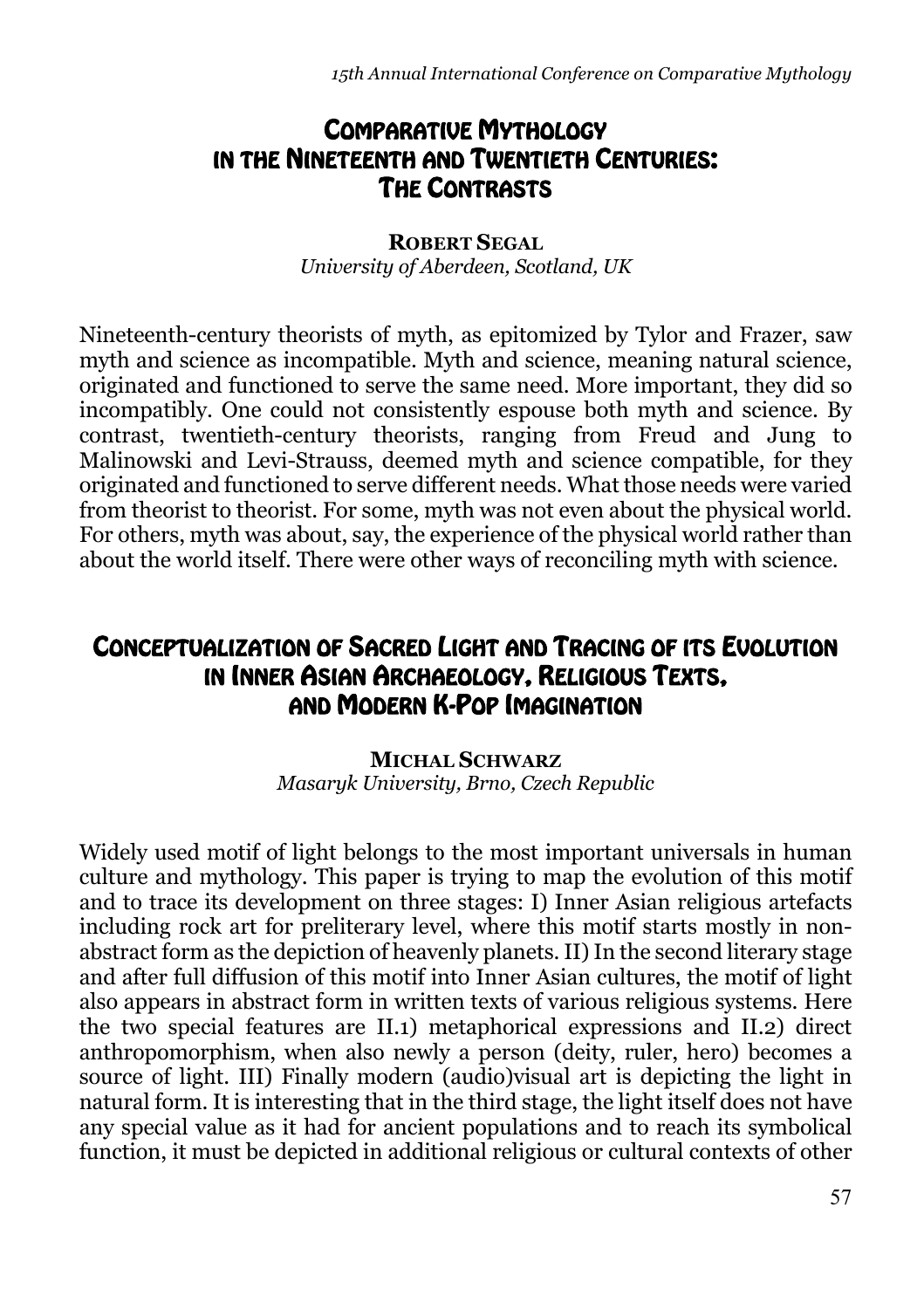## Comparative Mythology in the Nineteenth and Twentieth Centuries: The Contrasts

**Robert Segal**
*University of Aberdeen, Scotland, UK*

Nineteenth-century theorists of myth, as epitomized by Tylor and Frazer, saw myth and science as incompatible. Myth and science, meaning natural science, originated and functioned to serve the same need. More important, they did so incompatibly. One could not consistently espouse both myth and science. By contrast, twentieth-century theorists, ranging from Freud and Jung to Malinowski and Levi-Strauss, deemed myth and science compatible, for they originated and functioned to serve different needs. What those needs were varied from theorist to theorist. For some, myth was not even about the physical world. For others, myth was about, say, the experience of the physical world rather than about the world itself. There were other ways of reconciling myth with science.

## Conceptualization of Sacred Light and Tracing of its Evolution in Inner Asian Archaeology, Religious Texts, and Modern K-Pop Imagination

**Michal Schwarz**
*Masaryk University, Brno, Czech Republic*

Widely used motif of light belongs to the most important universals in human culture and mythology. This paper is trying to map the evolution of this motif and to trace its development on three stages: I) Inner Asian religious artefacts including rock art for preliterary level, where this motif starts mostly in non-abstract form as the depiction of heavenly planets. II) In the second literary stage and after full diffusion of this motif into Inner Asian cultures, the motif of light also appears in abstract form in written texts of various religious systems. Here the two special features are II.1) metaphorical expressions and II.2) direct anthropomorphism, when also newly a person (deity, ruler, hero) becomes a source of light. III) Finally modern (audio)visual art is depicting the light in natural form. It is interesting that in the third stage, the light itself does not have any special value as it had for ancient populations and to reach its symbolical function, it must be depicted in additional religious or cultural contexts of other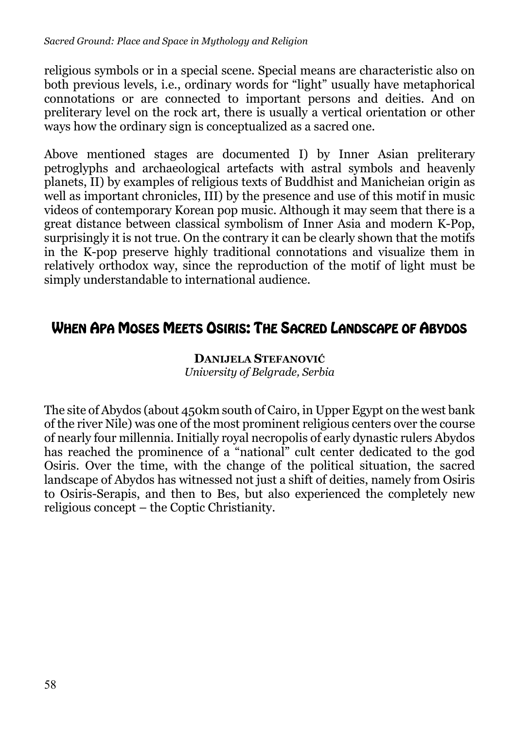religious symbols or in a special scene. Special means are characteristic also on both previous levels, i.e., ordinary words for “light” usually have metaphorical connotations or are connected to important persons and deities. And on preliterary level on the rock art, there is usually a vertical orientation or other ways how the ordinary sign is conceptualized as a sacred one.

Above mentioned stages are documented I) by Inner Asian preliterary petroglyphs and archaeological artefacts with astral symbols and heavenly planets, II) by examples of religious texts of Buddhist and Manicheian origin as well as important chronicles, III) by the presence and use of this motif in music videos of contemporary Korean pop music. Although it may seem that there is a great distance between classical symbolism of Inner Asia and modern K-Pop, surprisingly it is not true. On the contrary it can be clearly shown that the motifs in the K-pop preserve highly traditional connotations and visualize them in relatively orthodox way, since the reproduction of the motif of light must be simply understandable to international audience.

## When Apa Moses Meets Osiris: The Sacred Landscape of Abydos

**Danijela Stefanović**
*University of Belgrade, Serbia*

The site of Abydos (about 450km south of Cairo, in Upper Egypt on the west bank of the river Nile) was one of the most prominent religious centers over the course of nearly four millennia. Initially royal necropolis of early dynastic rulers Abydos has reached the prominence of a “national” cult center dedicated to the god Osiris. Over the time, with the change of the political situation, the sacred landscape of Abydos has witnessed not just a shift of deities, namely from Osiris to Osiris-Serapis, and then to Bes, but also experienced the completely new religious concept – the Coptic Christianity.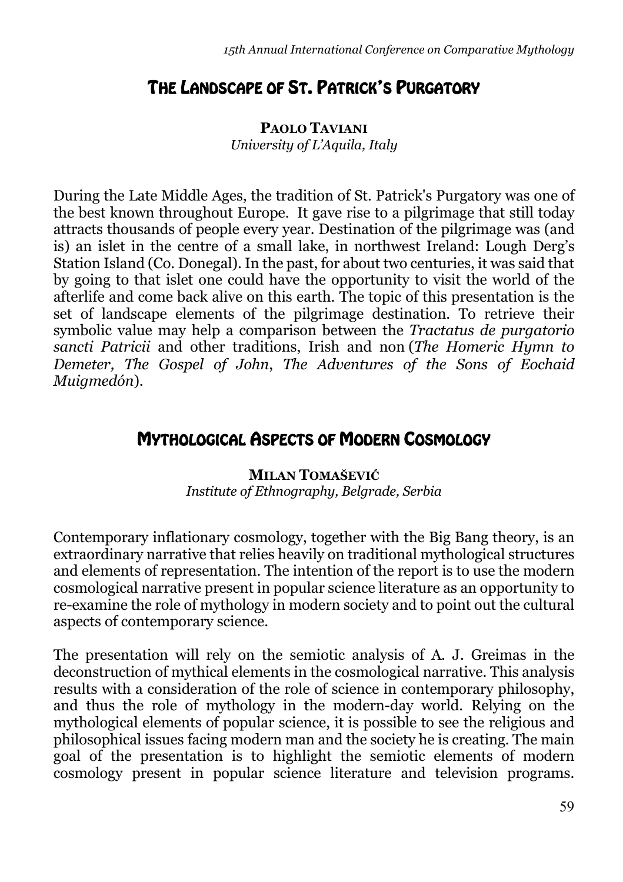## The Landscape of St. Patrick's Purgatory

**Paolo Taviani**
*University of L'Aquila, Italy*

During the Late Middle Ages, the tradition of St. Patrick's Purgatory was one of the best known throughout Europe. It gave rise to a pilgrimage that still today attracts thousands of people every year. Destination of the pilgrimage was (and is) an islet in the centre of a small lake, in northwest Ireland: Lough Derg's Station Island (Co. Donegal). In the past, for about two centuries, it was said that by going to that islet one could have the opportunity to visit the world of the afterlife and come back alive on this earth. The topic of this presentation is the set of landscape elements of the pilgrimage destination. To retrieve their symbolic value may help a comparison between the *Tractatus de purgatorio sancti Patricii* and other traditions, Irish and non (*The Homeric Hymn to Demeter, The Gospel of John*, *The Adventures of the Sons of Eochaid Muigmedón*).

## Mythological Aspects of Modern Cosmology

**Milan Tomašević**
*Institute of Ethnography, Belgrade, Serbia*

Contemporary inflationary cosmology, together with the Big Bang theory, is an extraordinary narrative that relies heavily on traditional mythological structures and elements of representation. The intention of the report is to use the modern cosmological narrative present in popular science literature as an opportunity to re-examine the role of mythology in modern society and to point out the cultural aspects of contemporary science.

The presentation will rely on the semiotic analysis of A. J. Greimas in the deconstruction of mythical elements in the cosmological narrative. This analysis results with a consideration of the role of science in contemporary philosophy, and thus the role of mythology in the modern-day world. Relying on the mythological elements of popular science, it is possible to see the religious and philosophical issues facing modern man and the society he is creating. The main goal of the presentation is to highlight the semiotic elements of modern cosmology present in popular science literature and television programs.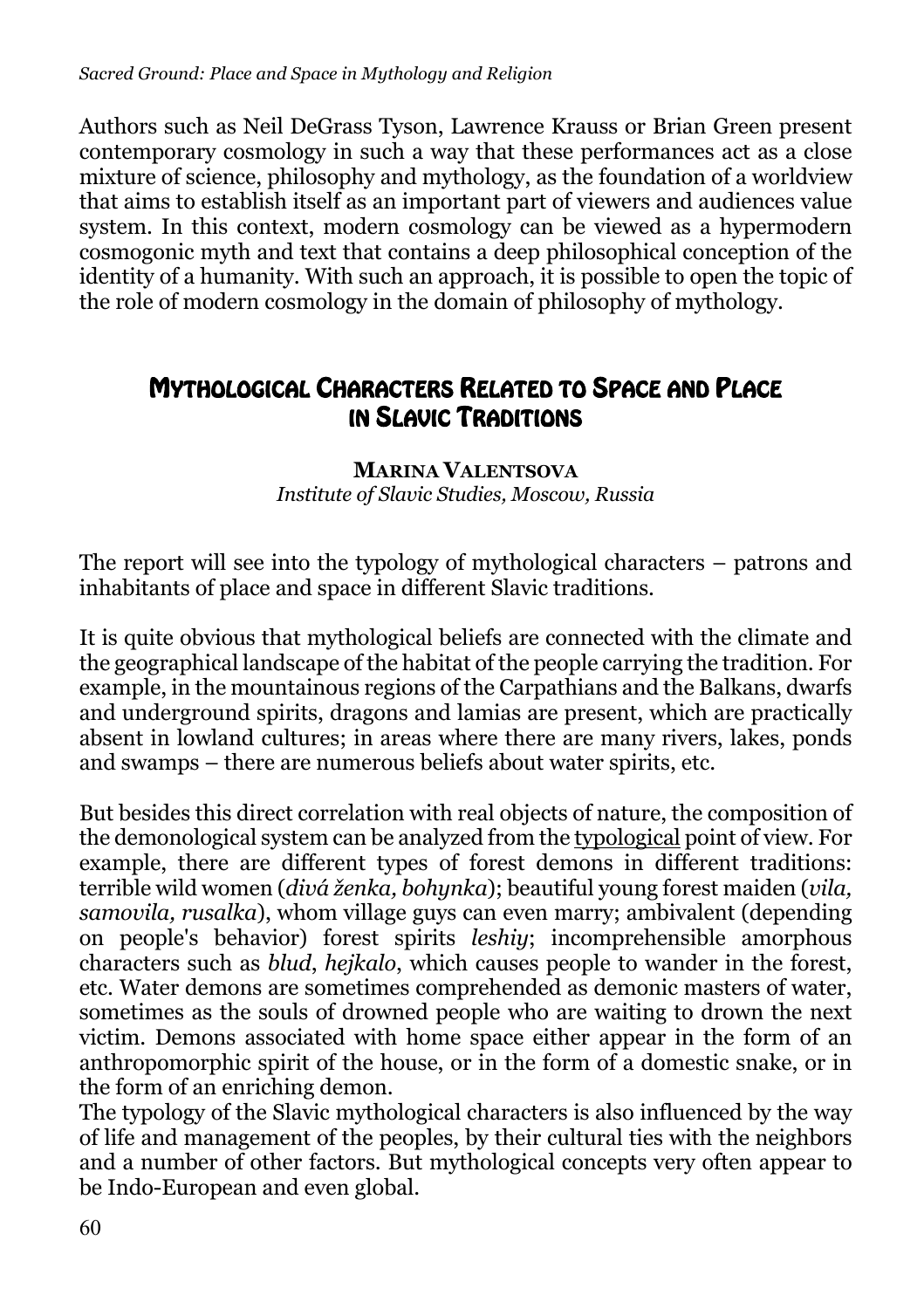Authors such as Neil DeGrass Tyson, Lawrence Krauss or Brian Green present contemporary cosmology in such a way that these performances act as a close mixture of science, philosophy and mythology, as the foundation of a worldview that aims to establish itself as an important part of viewers and audiences value system. In this context, modern cosmology can be viewed as a hypermodern cosmogonic myth and text that contains a deep philosophical conception of the identity of a humanity. With such an approach, it is possible to open the topic of the role of modern cosmology in the domain of philosophy of mythology.

## Mythological Characters Related to Space and Place in Slavic Traditions

**Marina Valentsova**
*Institute of Slavic Studies, Moscow, Russia*

The report will see into the typology of mythological characters – patrons and inhabitants of place and space in different Slavic traditions.

It is quite obvious that mythological beliefs are connected with the climate and the geographical landscape of the habitat of the people carrying the tradition. For example, in the mountainous regions of the Carpathians and the Balkans, dwarfs and underground spirits, dragons and lamias are present, which are practically absent in lowland cultures; in areas where there are many rivers, lakes, ponds and swamps – there are numerous beliefs about water spirits, etc.

But besides this direct correlation with real objects of nature, the composition of the demonological system can be analyzed from the typological point of view. For example, there are different types of forest demons in different traditions: terrible wild women (*divá ženka, bohynka*); beautiful young forest maiden (*vila, samovila, rusalka*), whom village guys can even marry; ambivalent (depending on people's behavior) forest spirits *leshiy*; incomprehensible amorphous characters such as *blud*, *hejkalo*, which causes people to wander in the forest, etc. Water demons are sometimes comprehended as demonic masters of water, sometimes as the souls of drowned people who are waiting to drown the next victim. Demons associated with home space either appear in the form of an anthropomorphic spirit of the house, or in the form of a domestic snake, or in the form of an enriching demon.
The typology of the Slavic mythological characters is also influenced by the way of life and management of the peoples, by their cultural ties with the neighbors and a number of other factors. But mythological concepts very often appear to be Indo-European and even global.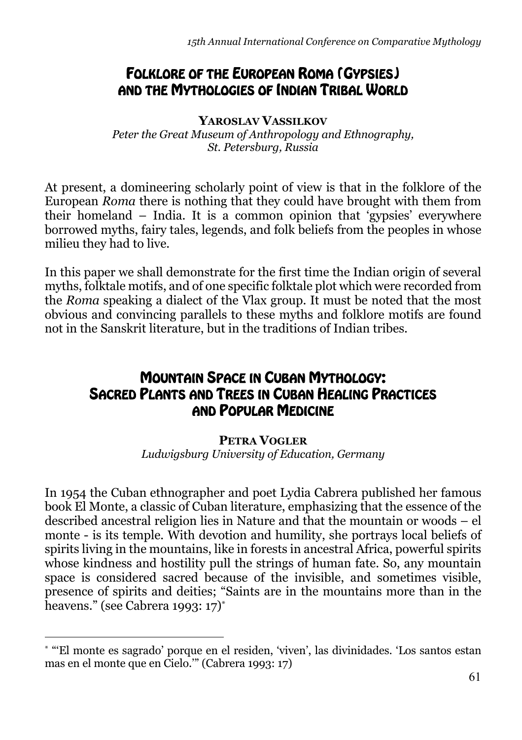## Folklore of the European Roma (Gypsies) and the Mythologies of Indian Tribal World

**Yaroslav Vassilkov**
*Peter the Great Museum of Anthropology and Ethnography, St. Petersburg, Russia*

At present, a domineering scholarly point of view is that in the folklore of the European *Roma* there is nothing that they could have brought with them from their homeland – India. It is a common opinion that 'gypsies' everywhere borrowed myths, fairy tales, legends, and folk beliefs from the peoples in whose milieu they had to live.

In this paper we shall demonstrate for the first time the Indian origin of several myths, folktale motifs, and of one specific folktale plot which were recorded from the *Roma* speaking a dialect of the Vlax group. It must be noted that the most obvious and convincing parallels to these myths and folklore motifs are found not in the Sanskrit literature, but in the traditions of Indian tribes.

## Mountain Space in Cuban Mythology: Sacred Plants and Trees in Cuban Healing Practices and Popular Medicine

**Petra Vogler**
*Ludwigsburg University of Education, Germany*

In 1954 the Cuban ethnographer and poet Lydia Cabrera published her famous book El Monte, a classic of Cuban literature, emphasizing that the essence of the described ancestral religion lies in Nature and that the mountain or woods – el monte - is its temple. With devotion and humility, she portrays local beliefs of spirits living in the mountains, like in forests in ancestral Africa, powerful spirits whose kindness and hostility pull the strings of human fate. So, any mountain space is considered sacred because of the invisible, and sometimes visible, presence of spirits and deities; "Saints are in the mountains more than in the heavens." (see Cabrera 1993: 17)[*]

---

[*] "'El monte es sagrado' porque en el residen, 'viven', las divinidades. 'Los santos estan mas en el monte que en Cielo.'" (Cabrera 1993: 17)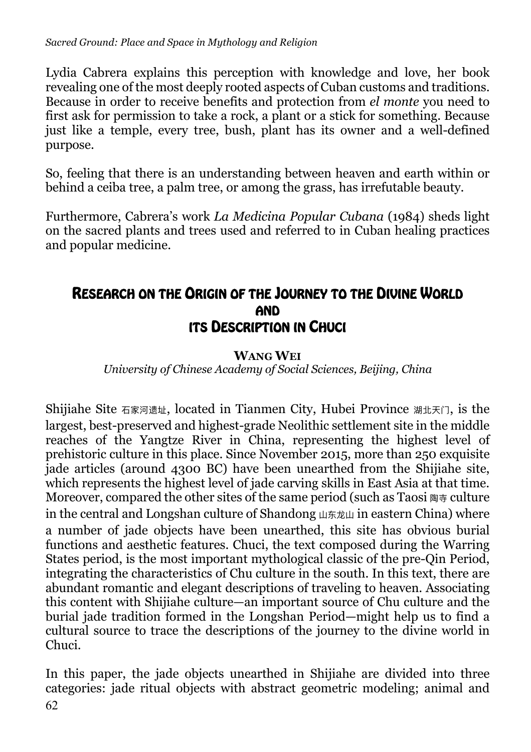Lydia Cabrera explains this perception with knowledge and love, her book revealing one of the most deeply rooted aspects of Cuban customs and traditions. Because in order to receive benefits and protection from *el monte* you need to first ask for permission to take a rock, a plant or a stick for something. Because just like a temple, every tree, bush, plant has its owner and a well-defined purpose.

So, feeling that there is an understanding between heaven and earth within or behind a ceiba tree, a palm tree, or among the grass, has irrefutable beauty.

Furthermore, Cabrera's work *La Medicina Popular Cubana* (1984) sheds light on the sacred plants and trees used and referred to in Cuban healing practices and popular medicine.

## Research on the Origin of the Journey to the Divine World and its Description in Chuci

**Wang Wei**
*University of Chinese Academy of Social Sciences, Beijing, China*

Shijiahe Site 石家河遗址, located in Tianmen City, Hubei Province 湖北天门, is the largest, best-preserved and highest-grade Neolithic settlement site in the middle reaches of the Yangtze River in China, representing the highest level of prehistoric culture in this place. Since November 2015, more than 250 exquisite jade articles (around 4300 BC) have been unearthed from the Shijiahe site, which represents the highest level of jade carving skills in East Asia at that time. Moreover, compared the other sites of the same period (such as Taosi 陶寺 culture in the central and Longshan culture of Shandong 山东龙山 in eastern China) where a number of jade objects have been unearthed, this site has obvious burial functions and aesthetic features. Chuci, the text composed during the Warring States period, is the most important mythological classic of the pre-Qin Period, integrating the characteristics of Chu culture in the south. In this text, there are abundant romantic and elegant descriptions of traveling to heaven. Associating this content with Shijiahe culture—an important source of Chu culture and the burial jade tradition formed in the Longshan Period—might help us to find a cultural source to trace the descriptions of the journey to the divine world in Chuci.

In this paper, the jade objects unearthed in Shijiahe are divided into three categories: jade ritual objects with abstract geometric modeling; animal and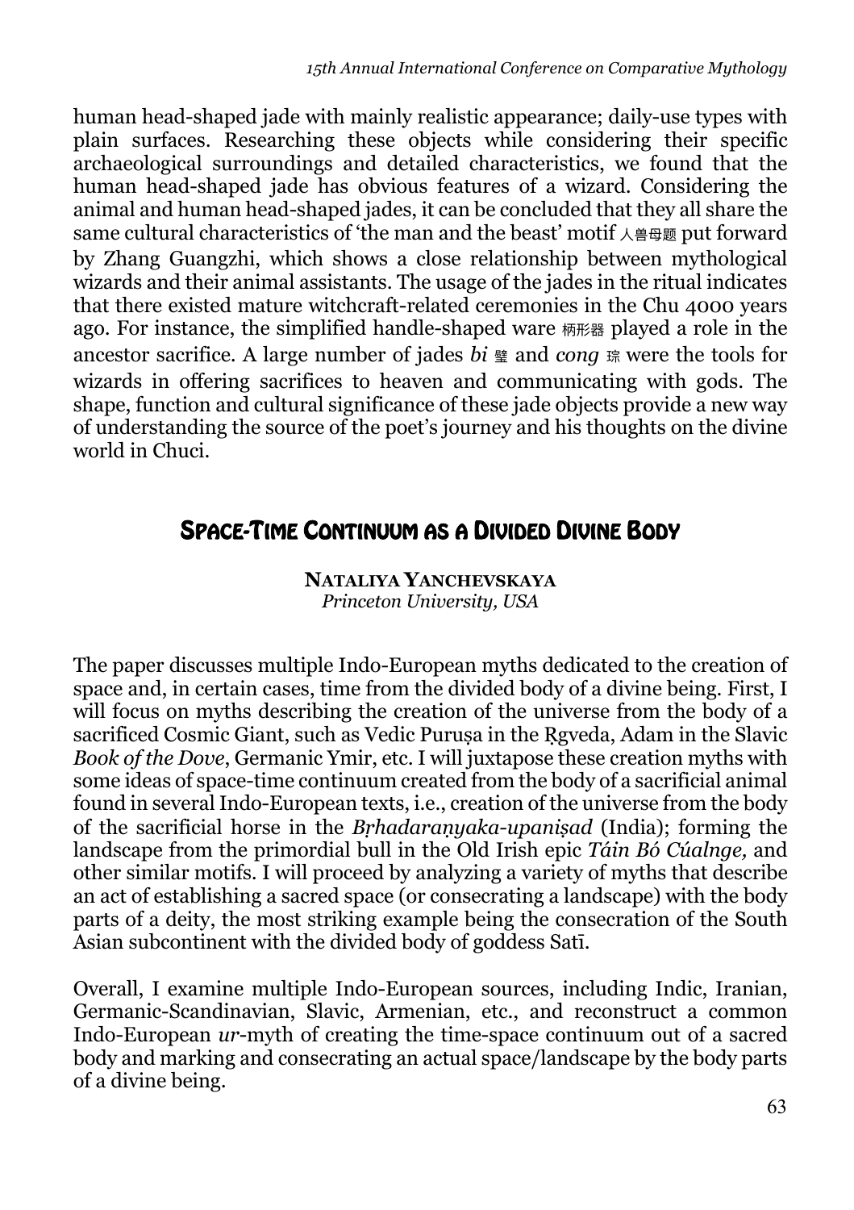human head-shaped jade with mainly realistic appearance; daily-use types with plain surfaces. Researching these objects while considering their specific archaeological surroundings and detailed characteristics, we found that the human head-shaped jade has obvious features of a wizard. Considering the animal and human head-shaped jades, it can be concluded that they all share the same cultural characteristics of 'the man and the beast' motif 人兽母题 put forward by Zhang Guangzhi, which shows a close relationship between mythological wizards and their animal assistants. The usage of the jades in the ritual indicates that there existed mature witchcraft-related ceremonies in the Chu 4000 years ago. For instance, the simplified handle-shaped ware 柄形器 played a role in the ancestor sacrifice. A large number of jades *bi* 璧 and *cong* 琮 were the tools for wizards in offering sacrifices to heaven and communicating with gods. The shape, function and cultural significance of these jade objects provide a new way of understanding the source of the poet's journey and his thoughts on the divine world in Chuci.

## Space-Time Continuum as a Divided Divine Body

**Nataliya Yanchevskaya**
*Princeton University, USA*

The paper discusses multiple Indo-European myths dedicated to the creation of space and, in certain cases, time from the divided body of a divine being. First, I will focus on myths describing the creation of the universe from the body of a sacrificed Cosmic Giant, such as Vedic Puruṣa in the Ṛgveda, Adam in the Slavic *Book of the Dove*, Germanic Ymir, etc. I will juxtapose these creation myths with some ideas of space-time continuum created from the body of a sacrificial animal found in several Indo-European texts, i.e., creation of the universe from the body of the sacrificial horse in the *Bṛhadaraṇyaka-upaniṣad* (India); forming the landscape from the primordial bull in the Old Irish epic *Táin Bó Cúalnge,* and other similar motifs. I will proceed by analyzing a variety of myths that describe an act of establishing a sacred space (or consecrating a landscape) with the body parts of a deity, the most striking example being the consecration of the South Asian subcontinent with the divided body of goddess Satī.

Overall, I examine multiple Indo-European sources, including Indic, Iranian, Germanic-Scandinavian, Slavic, Armenian, etc., and reconstruct a common Indo-European *ur*-myth of creating the time-space continuum out of a sacred body and marking and consecrating an actual space/landscape by the body parts of a divine being.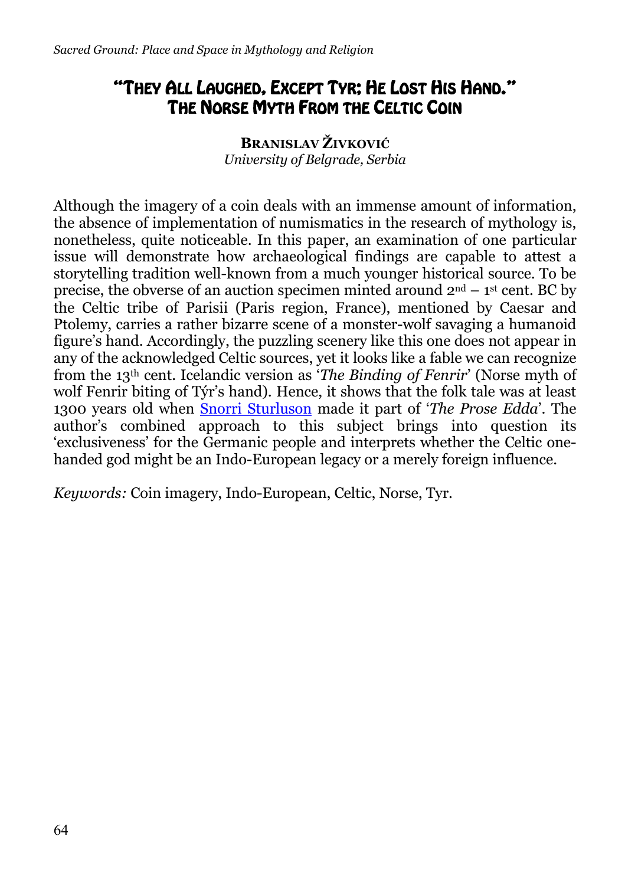# "They All Laughed, Except Tyr; He Lost His Hand." The Norse Myth From the Celtic Coin

**Branislav Živković**
*University of Belgrade, Serbia*

Although the imagery of a coin deals with an immense amount of information, the absence of implementation of numismatics in the research of mythology is, nonetheless, quite noticeable. In this paper, an examination of one particular issue will demonstrate how archaeological findings are capable to attest a storytelling tradition well-known from a much younger historical source. To be precise, the obverse of an auction specimen minted around 2nd – 1st cent. BC by the Celtic tribe of Parisii (Paris region, France), mentioned by Caesar and Ptolemy, carries a rather bizarre scene of a monster-wolf savaging a humanoid figure's hand. Accordingly, the puzzling scenery like this one does not appear in any of the acknowledged Celtic sources, yet it looks like a fable we can recognize from the 13th cent. Icelandic version as '*The Binding of Fenrir*' (Norse myth of wolf Fenrir biting of Týr's hand). Hence, it shows that the folk tale was at least 1300 years old when Snorri Sturluson made it part of '*The Prose Edda*'. The author's combined approach to this subject brings into question its 'exclusiveness' for the Germanic people and interprets whether the Celtic one-handed god might be an Indo-European legacy or a merely foreign influence.

*Keywords:* Coin imagery, Indo-European, Celtic, Norse, Tyr.